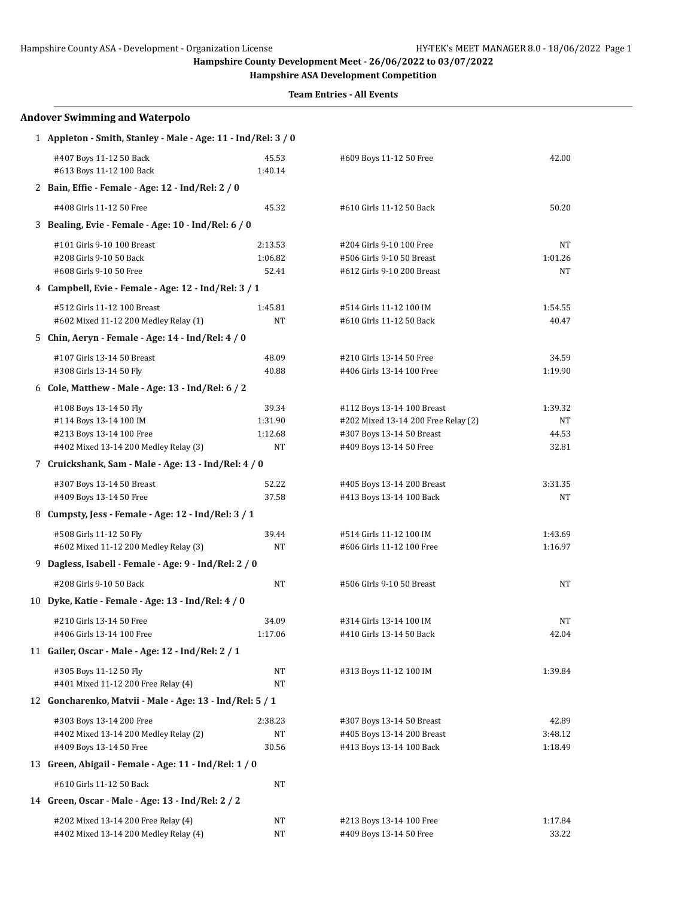**Hampshire County Development Meet - 26/06/2022 to 03/07/2022**

**Hampshire ASA Development Competition**

**Team Entries - All Events**

## Andover Swimming and Waterpolo

**1 Appleton - Smith, Stanley - Male - Age: 11 - Ind/Rel: 3 / 0**

| Event | Time | Event | Time |
|---|---|---|---|
| #407 Boys 11-12 50 Back | 45.53 | #609 Boys 11-12 50 Free | 42.00 |
| #613 Boys 11-12 100 Back | 1:40.14 | | |

**2 Bain, Effie - Female - Age: 12 - Ind/Rel: 2 / 0**

| Event | Time | Event | Time |
|---|---|---|---|
| #408 Girls 11-12 50 Free | 45.32 | #610 Girls 11-12 50 Back | 50.20 |

**3 Bealing, Evie - Female - Age: 10 - Ind/Rel: 6 / 0**

| Event | Time | Event | Time |
|---|---|---|---|
| #101 Girls 9-10 100 Breast | 2:13.53 | #204 Girls 9-10 100 Free | NT |
| #208 Girls 9-10 50 Back | 1:06.82 | #506 Girls 9-10 50 Breast | 1:01.26 |
| #608 Girls 9-10 50 Free | 52.41 | #612 Girls 9-10 200 Breast | NT |

**4 Campbell, Evie - Female - Age: 12 - Ind/Rel: 3 / 1**

| Event | Time | Event | Time |
|---|---|---|---|
| #512 Girls 11-12 100 Breast | 1:45.81 | #514 Girls 11-12 100 IM | 1:54.55 |
| #602 Mixed 11-12 200 Medley Relay (1) | NT | #610 Girls 11-12 50 Back | 40.47 |

**5 Chin, Aeryn - Female - Age: 14 - Ind/Rel: 4 / 0**

| Event | Time | Event | Time |
|---|---|---|---|
| #107 Girls 13-14 50 Breast | 48.09 | #210 Girls 13-14 50 Free | 34.59 |
| #308 Girls 13-14 50 Fly | 40.88 | #406 Girls 13-14 100 Free | 1:19.90 |

**6 Cole, Matthew - Male - Age: 13 - Ind/Rel: 6 / 2**

| Event | Time | Event | Time |
|---|---|---|---|
| #108 Boys 13-14 50 Fly | 39.34 | #112 Boys 13-14 100 Breast | 1:39.32 |
| #114 Boys 13-14 100 IM | 1:31.90 | #202 Mixed 13-14 200 Free Relay (2) | NT |
| #213 Boys 13-14 100 Free | 1:12.68 | #307 Boys 13-14 50 Breast | 44.53 |
| #402 Mixed 13-14 200 Medley Relay (3) | NT | #409 Boys 13-14 50 Free | 32.81 |

**7 Cruickshank, Sam - Male - Age: 13 - Ind/Rel: 4 / 0**

| Event | Time | Event | Time |
|---|---|---|---|
| #307 Boys 13-14 50 Breast | 52.22 | #405 Boys 13-14 200 Breast | 3:31.35 |
| #409 Boys 13-14 50 Free | 37.58 | #413 Boys 13-14 100 Back | NT |

**8 Cumpsty, Jess - Female - Age: 12 - Ind/Rel: 3 / 1**

| Event | Time | Event | Time |
|---|---|---|---|
| #508 Girls 11-12 50 Fly | 39.44 | #514 Girls 11-12 100 IM | 1:43.69 |
| #602 Mixed 11-12 200 Medley Relay (3) | NT | #606 Girls 11-12 100 Free | 1:16.97 |

**9 Dagless, Isabell - Female - Age: 9 - Ind/Rel: 2 / 0**

| Event | Time | Event | Time |
|---|---|---|---|
| #208 Girls 9-10 50 Back | NT | #506 Girls 9-10 50 Breast | NT |

**10 Dyke, Katie - Female - Age: 13 - Ind/Rel: 4 / 0**

| Event | Time | Event | Time |
|---|---|---|---|
| #210 Girls 13-14 50 Free | 34.09 | #314 Girls 13-14 100 IM | NT |
| #406 Girls 13-14 100 Free | 1:17.06 | #410 Girls 13-14 50 Back | 42.04 |

**11 Gailer, Oscar - Male - Age: 12 - Ind/Rel: 2 / 1**

| Event | Time | Event | Time |
|---|---|---|---|
| #305 Boys 11-12 50 Fly | NT | #313 Boys 11-12 100 IM | 1:39.84 |
| #401 Mixed 11-12 200 Free Relay (4) | NT | | |

**12 Goncharenko, Matvii - Male - Age: 13 - Ind/Rel: 5 / 1**

| Event | Time | Event | Time |
|---|---|---|---|
| #303 Boys 13-14 200 Free | 2:38.23 | #307 Boys 13-14 50 Breast | 42.89 |
| #402 Mixed 13-14 200 Medley Relay (2) | NT | #405 Boys 13-14 200 Breast | 3:48.12 |
| #409 Boys 13-14 50 Free | 30.56 | #413 Boys 13-14 100 Back | 1:18.49 |

**13 Green, Abigail - Female - Age: 11 - Ind/Rel: 1 / 0**

| Event | Time | Event | Time |
|---|---|---|---|
| #610 Girls 11-12 50 Back | NT | | |

**14 Green, Oscar - Male - Age: 13 - Ind/Rel: 2 / 2**

| Event | Time | Event | Time |
|---|---|---|---|
| #202 Mixed 13-14 200 Free Relay (4) | NT | #213 Boys 13-14 100 Free | 1:17.84 |
| #402 Mixed 13-14 200 Medley Relay (4) | NT | #409 Boys 13-14 50 Free | 33.22 |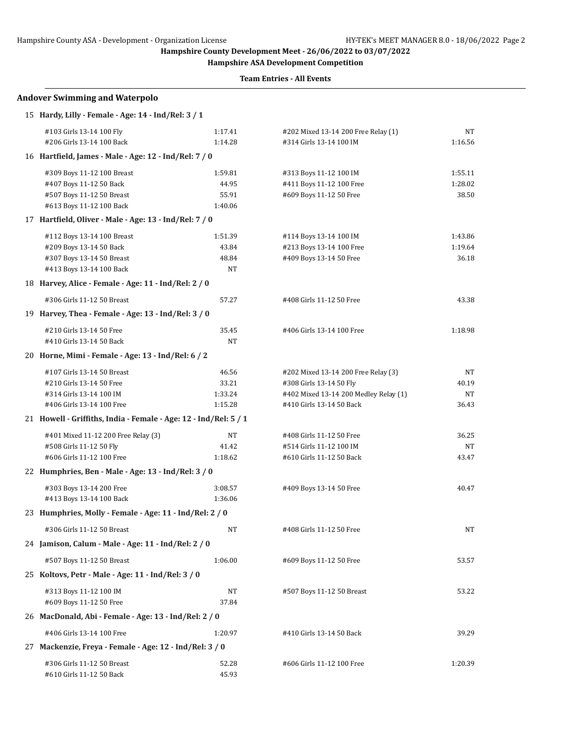Hampshire County Development Meet - 26/06/2022 to 03/07/2022

Hampshire ASA Development Competition

Team Entries - All Events

## Andover Swimming and Waterpolo

### 15 Hardy, Lilly - Female - Age: 14 - Ind/Rel: 3 / 1

| Event | Time | Event | Time |
|---|---|---|---|
| #103 Girls 13-14 100 Fly | 1:17.41 | #202 Mixed 13-14 200 Free Relay (1) | NT |
| #206 Girls 13-14 100 Back | 1:14.28 | #314 Girls 13-14 100 IM | 1:16.56 |

### 16 Hartfield, James - Male - Age: 12 - Ind/Rel: 7 / 0

| Event | Time | Event | Time |
|---|---|---|---|
| #309 Boys 11-12 100 Breast | 1:59.81 | #313 Boys 11-12 100 IM | 1:55.11 |
| #407 Boys 11-12 50 Back | 44.95 | #411 Boys 11-12 100 Free | 1:28.02 |
| #507 Boys 11-12 50 Breast | 55.91 | #609 Boys 11-12 50 Free | 38.50 |
| #613 Boys 11-12 100 Back | 1:40.06 | | |

### 17 Hartfield, Oliver - Male - Age: 13 - Ind/Rel: 7 / 0

| Event | Time | Event | Time |
|---|---|---|---|
| #112 Boys 13-14 100 Breast | 1:51.39 | #114 Boys 13-14 100 IM | 1:43.86 |
| #209 Boys 13-14 50 Back | 43.84 | #213 Boys 13-14 100 Free | 1:19.64 |
| #307 Boys 13-14 50 Breast | 48.84 | #409 Boys 13-14 50 Free | 36.18 |
| #413 Boys 13-14 100 Back | NT | | |

### 18 Harvey, Alice - Female - Age: 11 - Ind/Rel: 2 / 0

| Event | Time | Event | Time |
|---|---|---|---|
| #306 Girls 11-12 50 Breast | 57.27 | #408 Girls 11-12 50 Free | 43.38 |

### 19 Harvey, Thea - Female - Age: 13 - Ind/Rel: 3 / 0

| Event | Time | Event | Time |
|---|---|---|---|
| #210 Girls 13-14 50 Free | 35.45 | #406 Girls 13-14 100 Free | 1:18.98 |
| #410 Girls 13-14 50 Back | NT | | |

### 20 Horne, Mimi - Female - Age: 13 - Ind/Rel: 6 / 2

| Event | Time | Event | Time |
|---|---|---|---|
| #107 Girls 13-14 50 Breast | 46.56 | #202 Mixed 13-14 200 Free Relay (3) | NT |
| #210 Girls 13-14 50 Free | 33.21 | #308 Girls 13-14 50 Fly | 40.19 |
| #314 Girls 13-14 100 IM | 1:33.24 | #402 Mixed 13-14 200 Medley Relay (1) | NT |
| #406 Girls 13-14 100 Free | 1:15.28 | #410 Girls 13-14 50 Back | 36.43 |

### 21 Howell - Griffiths, India - Female - Age: 12 - Ind/Rel: 5 / 1

| Event | Time | Event | Time |
|---|---|---|---|
| #401 Mixed 11-12 200 Free Relay (3) | NT | #408 Girls 11-12 50 Free | 36.25 |
| #508 Girls 11-12 50 Fly | 41.42 | #514 Girls 11-12 100 IM | NT |
| #606 Girls 11-12 100 Free | 1:18.62 | #610 Girls 11-12 50 Back | 43.47 |

### 22 Humphries, Ben - Male - Age: 13 - Ind/Rel: 3 / 0

| Event | Time | Event | Time |
|---|---|---|---|
| #303 Boys 13-14 200 Free | 3:08.57 | #409 Boys 13-14 50 Free | 40.47 |
| #413 Boys 13-14 100 Back | 1:36.06 | | |

### 23 Humphries, Molly - Female - Age: 11 - Ind/Rel: 2 / 0

| Event | Time | Event | Time |
|---|---|---|---|
| #306 Girls 11-12 50 Breast | NT | #408 Girls 11-12 50 Free | NT |

### 24 Jamison, Calum - Male - Age: 11 - Ind/Rel: 2 / 0

| Event | Time | Event | Time |
|---|---|---|---|
| #507 Boys 11-12 50 Breast | 1:06.00 | #609 Boys 11-12 50 Free | 53.57 |

### 25 Koltovs, Petr - Male - Age: 11 - Ind/Rel: 3 / 0

| Event | Time | Event | Time |
|---|---|---|---|
| #313 Boys 11-12 100 IM | NT | #507 Boys 11-12 50 Breast | 53.22 |
| #609 Boys 11-12 50 Free | 37.84 | | |

### 26 MacDonald, Abi - Female - Age: 13 - Ind/Rel: 2 / 0

| Event | Time | Event | Time |
|---|---|---|---|
| #406 Girls 13-14 100 Free | 1:20.97 | #410 Girls 13-14 50 Back | 39.29 |

### 27 Mackenzie, Freya - Female - Age: 12 - Ind/Rel: 3 / 0

| Event | Time | Event | Time |
|---|---|---|---|
| #306 Girls 11-12 50 Breast | 52.28 | #606 Girls 11-12 100 Free | 1:20.39 |
| #610 Girls 11-12 50 Back | 45.93 | | |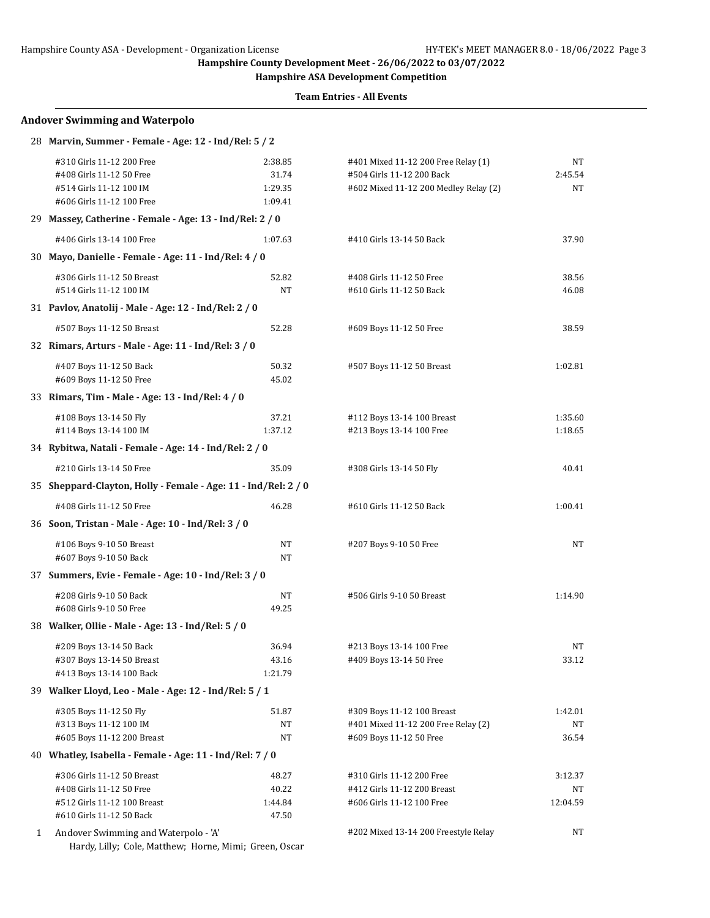**Hampshire County Development Meet - 26/06/2022 to 03/07/2022**

**Hampshire ASA Development Competition**

**Team Entries - All Events**

## Andover Swimming and Waterpolo

**28 Marvin, Summer - Female - Age: 12 - Ind/Rel: 5 / 2**

| Event | Time | Event | Time |
|---|---|---|---|
| #310 Girls 11-12 200 Free | 2:38.85 | #401 Mixed 11-12 200 Free Relay (1) | NT |
| #408 Girls 11-12 50 Free | 31.74 | #504 Girls 11-12 200 Back | 2:45.54 |
| #514 Girls 11-12 100 IM | 1:29.35 | #602 Mixed 11-12 200 Medley Relay (2) | NT |
| #606 Girls 11-12 100 Free | 1:09.41 | | |

**29 Massey, Catherine - Female - Age: 13 - Ind/Rel: 2 / 0**

| Event | Time | Event | Time |
|---|---|---|---|
| #406 Girls 13-14 100 Free | 1:07.63 | #410 Girls 13-14 50 Back | 37.90 |

**30 Mayo, Danielle - Female - Age: 11 - Ind/Rel: 4 / 0**

| Event | Time | Event | Time |
|---|---|---|---|
| #306 Girls 11-12 50 Breast | 52.82 | #408 Girls 11-12 50 Free | 38.56 |
| #514 Girls 11-12 100 IM | NT | #610 Girls 11-12 50 Back | 46.08 |

**31 Pavlov, Anatolij - Male - Age: 12 - Ind/Rel: 2 / 0**

| Event | Time | Event | Time |
|---|---|---|---|
| #507 Boys 11-12 50 Breast | 52.28 | #609 Boys 11-12 50 Free | 38.59 |

**32 Rimars, Arturs - Male - Age: 11 - Ind/Rel: 3 / 0**

| Event | Time | Event | Time |
|---|---|---|---|
| #407 Boys 11-12 50 Back | 50.32 | #507 Boys 11-12 50 Breast | 1:02.81 |
| #609 Boys 11-12 50 Free | 45.02 | | |

**33 Rimars, Tim - Male - Age: 13 - Ind/Rel: 4 / 0**

| Event | Time | Event | Time |
|---|---|---|---|
| #108 Boys 13-14 50 Fly | 37.21 | #112 Boys 13-14 100 Breast | 1:35.60 |
| #114 Boys 13-14 100 IM | 1:37.12 | #213 Boys 13-14 100 Free | 1:18.65 |

**34 Rybitwa, Natali - Female - Age: 14 - Ind/Rel: 2 / 0**

| Event | Time | Event | Time |
|---|---|---|---|
| #210 Girls 13-14 50 Free | 35.09 | #308 Girls 13-14 50 Fly | 40.41 |

**35 Sheppard-Clayton, Holly - Female - Age: 11 - Ind/Rel: 2 / 0**

| Event | Time | Event | Time |
|---|---|---|---|
| #408 Girls 11-12 50 Free | 46.28 | #610 Girls 11-12 50 Back | 1:00.41 |

**36 Soon, Tristan - Male - Age: 10 - Ind/Rel: 3 / 0**

| Event | Time | Event | Time |
|---|---|---|---|
| #106 Boys 9-10 50 Breast | NT | #207 Boys 9-10 50 Free | NT |
| #607 Boys 9-10 50 Back | NT | | |

**37 Summers, Evie - Female - Age: 10 - Ind/Rel: 3 / 0**

| Event | Time | Event | Time |
|---|---|---|---|
| #208 Girls 9-10 50 Back | NT | #506 Girls 9-10 50 Breast | 1:14.90 |
| #608 Girls 9-10 50 Free | 49.25 | | |

**38 Walker, Ollie - Male - Age: 13 - Ind/Rel: 5 / 0**

| Event | Time | Event | Time |
|---|---|---|---|
| #209 Boys 13-14 50 Back | 36.94 | #213 Boys 13-14 100 Free | NT |
| #307 Boys 13-14 50 Breast | 43.16 | #409 Boys 13-14 50 Free | 33.12 |
| #413 Boys 13-14 100 Back | 1:21.79 | | |

**39 Walker Lloyd, Leo - Male - Age: 12 - Ind/Rel: 5 / 1**

| Event | Time | Event | Time |
|---|---|---|---|
| #305 Boys 11-12 50 Fly | 51.87 | #309 Boys 11-12 100 Breast | 1:42.01 |
| #313 Boys 11-12 100 IM | NT | #401 Mixed 11-12 200 Free Relay (2) | NT |
| #605 Boys 11-12 200 Breast | NT | #609 Boys 11-12 50 Free | 36.54 |

**40 Whatley, Isabella - Female - Age: 11 - Ind/Rel: 7 / 0**

| Event | Time | Event | Time |
|---|---|---|---|
| #306 Girls 11-12 50 Breast | 48.27 | #310 Girls 11-12 200 Free | 3:12.37 |
| #408 Girls 11-12 50 Free | 40.22 | #412 Girls 11-12 200 Breast | NT |
| #512 Girls 11-12 100 Breast | 1:44.84 | #606 Girls 11-12 100 Free | 12:04.59 |
| #610 Girls 11-12 50 Back | 47.50 | | |

**1 Andover Swimming and Waterpolo - 'A'** — #202 Mixed 13-14 200 Freestyle Relay — NT

Hardy, Lilly; Cole, Matthew; Horne, Mimi; Green, Oscar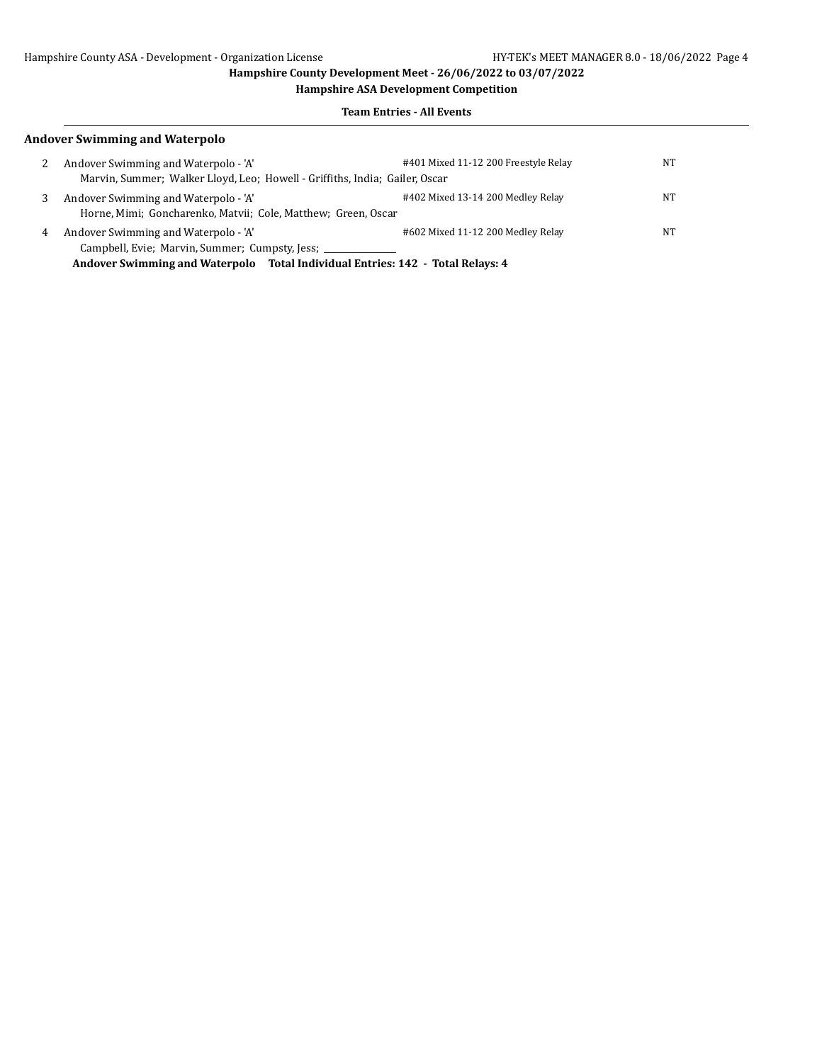**Hampshire County Development Meet - 26/06/2022 to 03/07/2022**

**Hampshire ASA Development Competition**

**Team Entries - All Events**

## Andover Swimming and Waterpolo

| | Team | Event | Seed |
|---|---|---|---|
| 2 | Andover Swimming and Waterpolo - 'A'<br>Marvin, Summer; Walker Lloyd, Leo; Howell - Griffiths, India; Gailer, Oscar | #401 Mixed 11-12 200 Freestyle Relay | NT |
| 3 | Andover Swimming and Waterpolo - 'A'<br>Horne, Mimi; Goncharenko, Matvii; Cole, Matthew; Green, Oscar | #402 Mixed 13-14 200 Medley Relay | NT |
| 4 | Andover Swimming and Waterpolo - 'A'<br>Campbell, Evie; Marvin, Summer; Cumpsty, Jess; ______________ | #602 Mixed 11-12 200 Medley Relay | NT |

**Andover Swimming and Waterpolo Total Individual Entries: 142 - Total Relays: 4**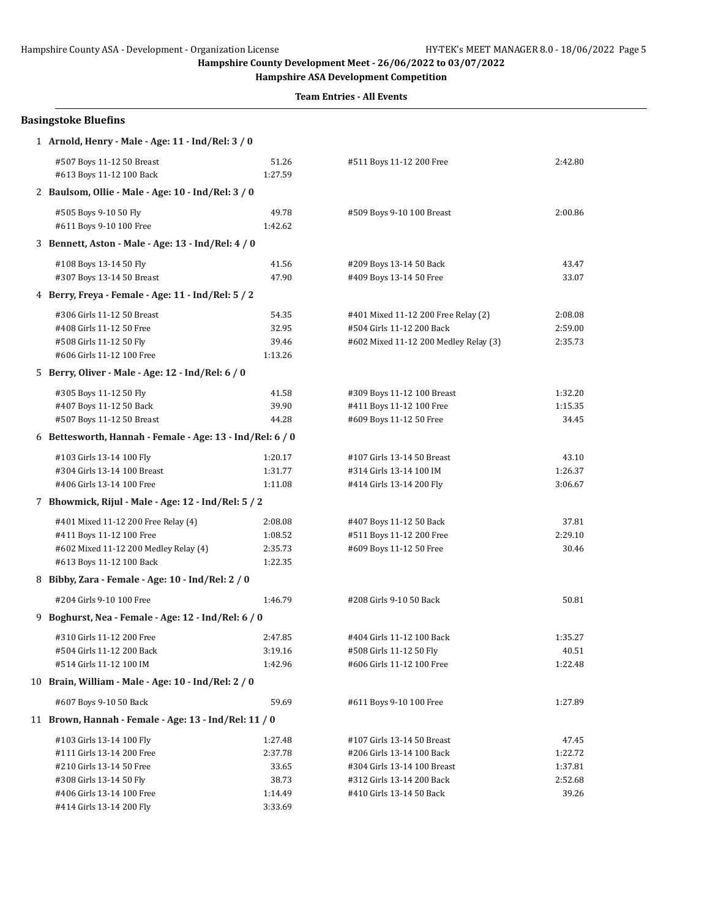**Hampshire County Development Meet - 26/06/2022 to 03/07/2022**

**Hampshire ASA Development Competition**

**Team Entries - All Events**

## Basingstoke Bluefins

**1 Arnold, Henry - Male - Age: 11 - Ind/Rel: 3 / 0**

| Event | Time | Event | Time |
|---|---|---|---|
| #507 Boys 11-12 50 Breast | 51.26 | #511 Boys 11-12 200 Free | 2:42.80 |
| #613 Boys 11-12 100 Back | 1:27.59 | | |

**2 Baulsom, Ollie - Male - Age: 10 - Ind/Rel: 3 / 0**

| Event | Time | Event | Time |
|---|---|---|---|
| #505 Boys 9-10 50 Fly | 49.78 | #509 Boys 9-10 100 Breast | 2:00.86 |
| #611 Boys 9-10 100 Free | 1:42.62 | | |

**3 Bennett, Aston - Male - Age: 13 - Ind/Rel: 4 / 0**

| Event | Time | Event | Time |
|---|---|---|---|
| #108 Boys 13-14 50 Fly | 41.56 | #209 Boys 13-14 50 Back | 43.47 |
| #307 Boys 13-14 50 Breast | 47.90 | #409 Boys 13-14 50 Free | 33.07 |

**4 Berry, Freya - Female - Age: 11 - Ind/Rel: 5 / 2**

| Event | Time | Event | Time |
|---|---|---|---|
| #306 Girls 11-12 50 Breast | 54.35 | #401 Mixed 11-12 200 Free Relay (2) | 2:08.08 |
| #408 Girls 11-12 50 Free | 32.95 | #504 Girls 11-12 200 Back | 2:59.00 |
| #508 Girls 11-12 50 Fly | 39.46 | #602 Mixed 11-12 200 Medley Relay (3) | 2:35.73 |
| #606 Girls 11-12 100 Free | 1:13.26 | | |

**5 Berry, Oliver - Male - Age: 12 - Ind/Rel: 6 / 0**

| Event | Time | Event | Time |
|---|---|---|---|
| #305 Boys 11-12 50 Fly | 41.58 | #309 Boys 11-12 100 Breast | 1:32.20 |
| #407 Boys 11-12 50 Back | 39.90 | #411 Boys 11-12 100 Free | 1:15.35 |
| #507 Boys 11-12 50 Breast | 44.28 | #609 Boys 11-12 50 Free | 34.45 |

**6 Bettesworth, Hannah - Female - Age: 13 - Ind/Rel: 6 / 0**

| Event | Time | Event | Time |
|---|---|---|---|
| #103 Girls 13-14 100 Fly | 1:20.17 | #107 Girls 13-14 50 Breast | 43.10 |
| #304 Girls 13-14 100 Breast | 1:31.77 | #314 Girls 13-14 100 IM | 1:26.37 |
| #406 Girls 13-14 100 Free | 1:11.08 | #414 Girls 13-14 200 Fly | 3:06.67 |

**7 Bhowmick, Rijul - Male - Age: 12 - Ind/Rel: 5 / 2**

| Event | Time | Event | Time |
|---|---|---|---|
| #401 Mixed 11-12 200 Free Relay (4) | 2:08.08 | #407 Boys 11-12 50 Back | 37.81 |
| #411 Boys 11-12 100 Free | 1:08.52 | #511 Boys 11-12 200 Free | 2:29.10 |
| #602 Mixed 11-12 200 Medley Relay (4) | 2:35.73 | #609 Boys 11-12 50 Free | 30.46 |
| #613 Boys 11-12 100 Back | 1:22.35 | | |

**8 Bibby, Zara - Female - Age: 10 - Ind/Rel: 2 / 0**

| Event | Time | Event | Time |
|---|---|---|---|
| #204 Girls 9-10 100 Free | 1:46.79 | #208 Girls 9-10 50 Back | 50.81 |

**9 Boghurst, Nea - Female - Age: 12 - Ind/Rel: 6 / 0**

| Event | Time | Event | Time |
|---|---|---|---|
| #310 Girls 11-12 200 Free | 2:47.85 | #404 Girls 11-12 100 Back | 1:35.27 |
| #504 Girls 11-12 200 Back | 3:19.16 | #508 Girls 11-12 50 Fly | 40.51 |
| #514 Girls 11-12 100 IM | 1:42.96 | #606 Girls 11-12 100 Free | 1:22.48 |

**10 Brain, William - Male - Age: 10 - Ind/Rel: 2 / 0**

| Event | Time | Event | Time |
|---|---|---|---|
| #607 Boys 9-10 50 Back | 59.69 | #611 Boys 9-10 100 Free | 1:27.89 |

**11 Brown, Hannah - Female - Age: 13 - Ind/Rel: 11 / 0**

| Event | Time | Event | Time |
|---|---|---|---|
| #103 Girls 13-14 100 Fly | 1:27.48 | #107 Girls 13-14 50 Breast | 47.45 |
| #111 Girls 13-14 200 Free | 2:37.78 | #206 Girls 13-14 100 Back | 1:22.72 |
| #210 Girls 13-14 50 Free | 33.65 | #304 Girls 13-14 100 Breast | 1:37.81 |
| #308 Girls 13-14 50 Fly | 38.73 | #312 Girls 13-14 200 Back | 2:52.68 |
| #406 Girls 13-14 100 Free | 1:14.49 | #410 Girls 13-14 50 Back | 39.26 |
| #414 Girls 13-14 200 Fly | 3:33.69 | | |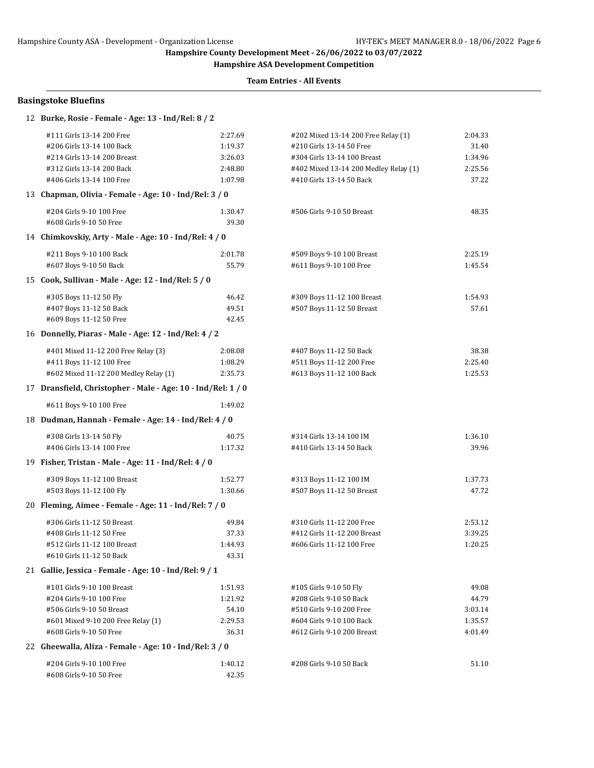Hampshire County Development Meet - 26/06/2022 to 03/07/2022

Hampshire ASA Development Competition

**Team Entries - All Events**

## Basingstoke Bluefins

**12 Burke, Rosie - Female - Age: 13 - Ind/Rel: 8 / 2**

| Event | Time | Event | Time |
|---|---|---|---|
| #111 Girls 13-14 200 Free | 2:27.69 | #202 Mixed 13-14 200 Free Relay (1) | 2:04.33 |
| #206 Girls 13-14 100 Back | 1:19.37 | #210 Girls 13-14 50 Free | 31.40 |
| #214 Girls 13-14 200 Breast | 3:26.03 | #304 Girls 13-14 100 Breast | 1:34.96 |
| #312 Girls 13-14 200 Back | 2:48.80 | #402 Mixed 13-14 200 Medley Relay (1) | 2:25.56 |
| #406 Girls 13-14 100 Free | 1:07.98 | #410 Girls 13-14 50 Back | 37.22 |

**13 Chapman, Olivia - Female - Age: 10 - Ind/Rel: 3 / 0**

| Event | Time | Event | Time |
|---|---|---|---|
| #204 Girls 9-10 100 Free | 1:30.47 | #506 Girls 9-10 50 Breast | 48.35 |
| #608 Girls 9-10 50 Free | 39.30 | | |

**14 Chimkovskiy, Arty - Male - Age: 10 - Ind/Rel: 4 / 0**

| Event | Time | Event | Time |
|---|---|---|---|
| #211 Boys 9-10 100 Back | 2:01.78 | #509 Boys 9-10 100 Breast | 2:25.19 |
| #607 Boys 9-10 50 Back | 55.79 | #611 Boys 9-10 100 Free | 1:45.54 |

**15 Cook, Sullivan - Male - Age: 12 - Ind/Rel: 5 / 0**

| Event | Time | Event | Time |
|---|---|---|---|
| #305 Boys 11-12 50 Fly | 46.42 | #309 Boys 11-12 100 Breast | 1:54.93 |
| #407 Boys 11-12 50 Back | 49.51 | #507 Boys 11-12 50 Breast | 57.61 |
| #609 Boys 11-12 50 Free | 42.45 | | |

**16 Donnelly, Piaras - Male - Age: 12 - Ind/Rel: 4 / 2**

| Event | Time | Event | Time |
|---|---|---|---|
| #401 Mixed 11-12 200 Free Relay (3) | 2:08.08 | #407 Boys 11-12 50 Back | 38.38 |
| #411 Boys 11-12 100 Free | 1:08.29 | #511 Boys 11-12 200 Free | 2:25.40 |
| #602 Mixed 11-12 200 Medley Relay (1) | 2:35.73 | #613 Boys 11-12 100 Back | 1:25.53 |

**17 Dransfield, Christopher - Male - Age: 10 - Ind/Rel: 1 / 0**

| Event | Time |
|---|---|
| #611 Boys 9-10 100 Free | 1:49.02 |

**18 Dudman, Hannah - Female - Age: 14 - Ind/Rel: 4 / 0**

| Event | Time | Event | Time |
|---|---|---|---|
| #308 Girls 13-14 50 Fly | 40.75 | #314 Girls 13-14 100 IM | 1:36.10 |
| #406 Girls 13-14 100 Free | 1:17.32 | #410 Girls 13-14 50 Back | 39.96 |

**19 Fisher, Tristan - Male - Age: 11 - Ind/Rel: 4 / 0**

| Event | Time | Event | Time |
|---|---|---|---|
| #309 Boys 11-12 100 Breast | 1:52.77 | #313 Boys 11-12 100 IM | 1:37.73 |
| #503 Boys 11-12 100 Fly | 1:30.66 | #507 Boys 11-12 50 Breast | 47.72 |

**20 Fleming, Aimee - Female - Age: 11 - Ind/Rel: 7 / 0**

| Event | Time | Event | Time |
|---|---|---|---|
| #306 Girls 11-12 50 Breast | 49.84 | #310 Girls 11-12 200 Free | 2:53.12 |
| #408 Girls 11-12 50 Free | 37.33 | #412 Girls 11-12 200 Breast | 3:39.25 |
| #512 Girls 11-12 100 Breast | 1:44.93 | #606 Girls 11-12 100 Free | 1:20.25 |
| #610 Girls 11-12 50 Back | 43.31 | | |

**21 Gallie, Jessica - Female - Age: 10 - Ind/Rel: 9 / 1**

| Event | Time | Event | Time |
|---|---|---|---|
| #101 Girls 9-10 100 Breast | 1:51.93 | #105 Girls 9-10 50 Fly | 49.08 |
| #204 Girls 9-10 100 Free | 1:21.92 | #208 Girls 9-10 50 Back | 44.79 |
| #506 Girls 9-10 50 Breast | 54.10 | #510 Girls 9-10 200 Free | 3:03.14 |
| #601 Mixed 9-10 200 Free Relay (1) | 2:29.53 | #604 Girls 9-10 100 Back | 1:35.57 |
| #608 Girls 9-10 50 Free | 36.31 | #612 Girls 9-10 200 Breast | 4:01.49 |

**22 Gheewalla, Aliza - Female - Age: 10 - Ind/Rel: 3 / 0**

| Event | Time | Event | Time |
|---|---|---|---|
| #204 Girls 9-10 100 Free | 1:40.12 | #208 Girls 9-10 50 Back | 51.10 |
| #608 Girls 9-10 50 Free | 42.35 | | |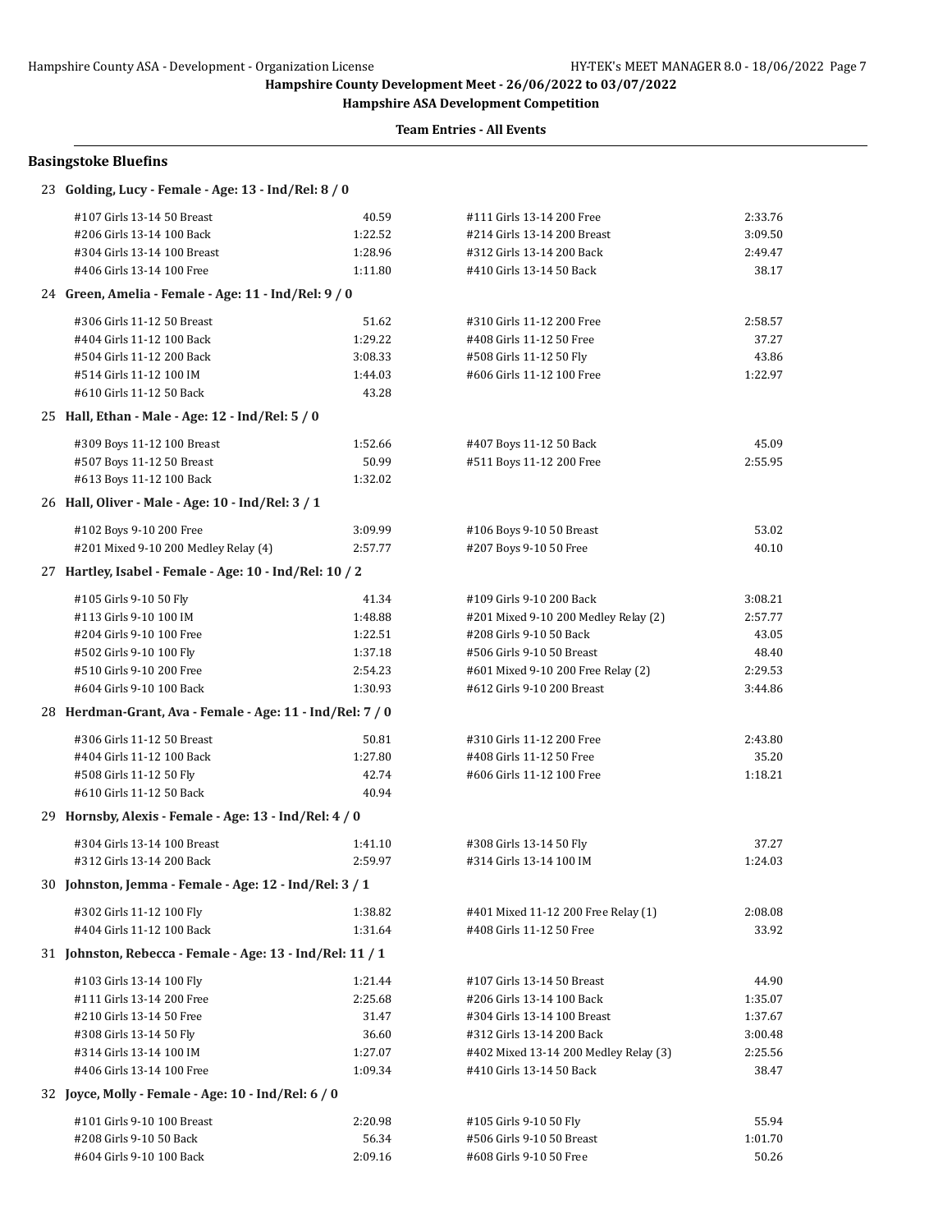Hampshire County Development Meet - 26/06/2022 to 03/07/2022

Hampshire ASA Development Competition

Team Entries - All Events

## Basingstoke Bluefins

### 23 Golding, Lucy - Female - Age: 13 - Ind/Rel: 8 / 0

| Event | Time | Event | Time |
|---|---|---|---|
| #107 Girls 13-14 50 Breast | 40.59 | #111 Girls 13-14 200 Free | 2:33.76 |
| #206 Girls 13-14 100 Back | 1:22.52 | #214 Girls 13-14 200 Breast | 3:09.50 |
| #304 Girls 13-14 100 Breast | 1:28.96 | #312 Girls 13-14 200 Back | 2:49.47 |
| #406 Girls 13-14 100 Free | 1:11.80 | #410 Girls 13-14 50 Back | 38.17 |

### 24 Green, Amelia - Female - Age: 11 - Ind/Rel: 9 / 0

| Event | Time | Event | Time |
|---|---|---|---|
| #306 Girls 11-12 50 Breast | 51.62 | #310 Girls 11-12 200 Free | 2:58.57 |
| #404 Girls 11-12 100 Back | 1:29.22 | #408 Girls 11-12 50 Free | 37.27 |
| #504 Girls 11-12 200 Back | 3:08.33 | #508 Girls 11-12 50 Fly | 43.86 |
| #514 Girls 11-12 100 IM | 1:44.03 | #606 Girls 11-12 100 Free | 1:22.97 |
| #610 Girls 11-12 50 Back | 43.28 | | |

### 25 Hall, Ethan - Male - Age: 12 - Ind/Rel: 5 / 0

| Event | Time | Event | Time |
|---|---|---|---|
| #309 Boys 11-12 100 Breast | 1:52.66 | #407 Boys 11-12 50 Back | 45.09 |
| #507 Boys 11-12 50 Breast | 50.99 | #511 Boys 11-12 200 Free | 2:55.95 |
| #613 Boys 11-12 100 Back | 1:32.02 | | |

### 26 Hall, Oliver - Male - Age: 10 - Ind/Rel: 3 / 1

| Event | Time | Event | Time |
|---|---|---|---|
| #102 Boys 9-10 200 Free | 3:09.99 | #106 Boys 9-10 50 Breast | 53.02 |
| #201 Mixed 9-10 200 Medley Relay (4) | 2:57.77 | #207 Boys 9-10 50 Free | 40.10 |

### 27 Hartley, Isabel - Female - Age: 10 - Ind/Rel: 10 / 2

| Event | Time | Event | Time |
|---|---|---|---|
| #105 Girls 9-10 50 Fly | 41.34 | #109 Girls 9-10 200 Back | 3:08.21 |
| #113 Girls 9-10 100 IM | 1:48.88 | #201 Mixed 9-10 200 Medley Relay (2) | 2:57.77 |
| #204 Girls 9-10 100 Free | 1:22.51 | #208 Girls 9-10 50 Back | 43.05 |
| #502 Girls 9-10 100 Fly | 1:37.18 | #506 Girls 9-10 50 Breast | 48.40 |
| #510 Girls 9-10 200 Free | 2:54.23 | #601 Mixed 9-10 200 Free Relay (2) | 2:29.53 |
| #604 Girls 9-10 100 Back | 1:30.93 | #612 Girls 9-10 200 Breast | 3:44.86 |

### 28 Herdman-Grant, Ava - Female - Age: 11 - Ind/Rel: 7 / 0

| Event | Time | Event | Time |
|---|---|---|---|
| #306 Girls 11-12 50 Breast | 50.81 | #310 Girls 11-12 200 Free | 2:43.80 |
| #404 Girls 11-12 100 Back | 1:27.80 | #408 Girls 11-12 50 Free | 35.20 |
| #508 Girls 11-12 50 Fly | 42.74 | #606 Girls 11-12 100 Free | 1:18.21 |
| #610 Girls 11-12 50 Back | 40.94 | | |

### 29 Hornsby, Alexis - Female - Age: 13 - Ind/Rel: 4 / 0

| Event | Time | Event | Time |
|---|---|---|---|
| #304 Girls 13-14 100 Breast | 1:41.10 | #308 Girls 13-14 50 Fly | 37.27 |
| #312 Girls 13-14 200 Back | 2:59.97 | #314 Girls 13-14 100 IM | 1:24.03 |

### 30 Johnston, Jemma - Female - Age: 12 - Ind/Rel: 3 / 1

| Event | Time | Event | Time |
|---|---|---|---|
| #302 Girls 11-12 100 Fly | 1:38.82 | #401 Mixed 11-12 200 Free Relay (1) | 2:08.08 |
| #404 Girls 11-12 100 Back | 1:31.64 | #408 Girls 11-12 50 Free | 33.92 |

### 31 Johnston, Rebecca - Female - Age: 13 - Ind/Rel: 11 / 1

| Event | Time | Event | Time |
|---|---|---|---|
| #103 Girls 13-14 100 Fly | 1:21.44 | #107 Girls 13-14 50 Breast | 44.90 |
| #111 Girls 13-14 200 Free | 2:25.68 | #206 Girls 13-14 100 Back | 1:35.07 |
| #210 Girls 13-14 50 Free | 31.47 | #304 Girls 13-14 100 Breast | 1:37.67 |
| #308 Girls 13-14 50 Fly | 36.60 | #312 Girls 13-14 200 Back | 3:00.48 |
| #314 Girls 13-14 100 IM | 1:27.07 | #402 Mixed 13-14 200 Medley Relay (3) | 2:25.56 |
| #406 Girls 13-14 100 Free | 1:09.34 | #410 Girls 13-14 50 Back | 38.47 |

### 32 Joyce, Molly - Female - Age: 10 - Ind/Rel: 6 / 0

| Event | Time | Event | Time |
|---|---|---|---|
| #101 Girls 9-10 100 Breast | 2:20.98 | #105 Girls 9-10 50 Fly | 55.94 |
| #208 Girls 9-10 50 Back | 56.34 | #506 Girls 9-10 50 Breast | 1:01.70 |
| #604 Girls 9-10 100 Back | 2:09.16 | #608 Girls 9-10 50 Free | 50.26 |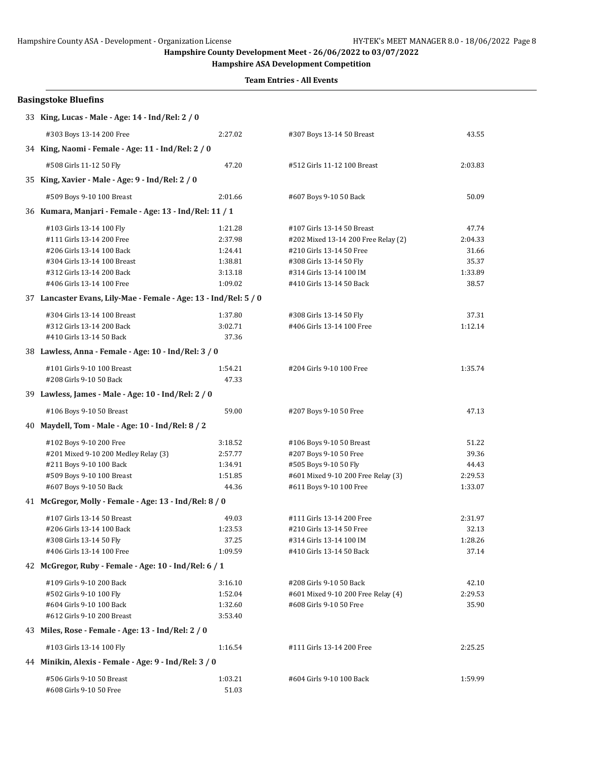**Hampshire County Development Meet - 26/06/2022 to 03/07/2022**

**Hampshire ASA Development Competition**

**Team Entries - All Events**

## Basingstoke Bluefins

**33 King, Lucas - Male - Age: 14 - Ind/Rel: 2 / 0**

| Event | Time | Event | Time |
|---|---|---|---|
| #303 Boys 13-14 200 Free | 2:27.02 | #307 Boys 13-14 50 Breast | 43.55 |

**34 King, Naomi - Female - Age: 11 - Ind/Rel: 2 / 0**

| Event | Time | Event | Time |
|---|---|---|---|
| #508 Girls 11-12 50 Fly | 47.20 | #512 Girls 11-12 100 Breast | 2:03.83 |

**35 King, Xavier - Male - Age: 9 - Ind/Rel: 2 / 0**

| Event | Time | Event | Time |
|---|---|---|---|
| #509 Boys 9-10 100 Breast | 2:01.66 | #607 Boys 9-10 50 Back | 50.09 |

**36 Kumara, Manjari - Female - Age: 13 - Ind/Rel: 11 / 1**

| Event | Time | Event | Time |
|---|---|---|---|
| #103 Girls 13-14 100 Fly | 1:21.28 | #107 Girls 13-14 50 Breast | 47.74 |
| #111 Girls 13-14 200 Free | 2:37.98 | #202 Mixed 13-14 200 Free Relay (2) | 2:04.33 |
| #206 Girls 13-14 100 Back | 1:24.41 | #210 Girls 13-14 50 Free | 31.66 |
| #304 Girls 13-14 100 Breast | 1:38.81 | #308 Girls 13-14 50 Fly | 35.37 |
| #312 Girls 13-14 200 Back | 3:13.18 | #314 Girls 13-14 100 IM | 1:33.89 |
| #406 Girls 13-14 100 Free | 1:09.02 | #410 Girls 13-14 50 Back | 38.57 |

**37 Lancaster Evans, Lily-Mae - Female - Age: 13 - Ind/Rel: 5 / 0**

| Event | Time | Event | Time |
|---|---|---|---|
| #304 Girls 13-14 100 Breast | 1:37.80 | #308 Girls 13-14 50 Fly | 37.31 |
| #312 Girls 13-14 200 Back | 3:02.71 | #406 Girls 13-14 100 Free | 1:12.14 |
| #410 Girls 13-14 50 Back | 37.36 | | |

**38 Lawless, Anna - Female - Age: 10 - Ind/Rel: 3 / 0**

| Event | Time | Event | Time |
|---|---|---|---|
| #101 Girls 9-10 100 Breast | 1:54.21 | #204 Girls 9-10 100 Free | 1:35.74 |
| #208 Girls 9-10 50 Back | 47.33 | | |

**39 Lawless, James - Male - Age: 10 - Ind/Rel: 2 / 0**

| Event | Time | Event | Time |
|---|---|---|---|
| #106 Boys 9-10 50 Breast | 59.00 | #207 Boys 9-10 50 Free | 47.13 |

**40 Maydell, Tom - Male - Age: 10 - Ind/Rel: 8 / 2**

| Event | Time | Event | Time |
|---|---|---|---|
| #102 Boys 9-10 200 Free | 3:18.52 | #106 Boys 9-10 50 Breast | 51.22 |
| #201 Mixed 9-10 200 Medley Relay (3) | 2:57.77 | #207 Boys 9-10 50 Free | 39.36 |
| #211 Boys 9-10 100 Back | 1:34.91 | #505 Boys 9-10 50 Fly | 44.43 |
| #509 Boys 9-10 100 Breast | 1:51.85 | #601 Mixed 9-10 200 Free Relay (3) | 2:29.53 |
| #607 Boys 9-10 50 Back | 44.36 | #611 Boys 9-10 100 Free | 1:33.07 |

**41 McGregor, Molly - Female - Age: 13 - Ind/Rel: 8 / 0**

| Event | Time | Event | Time |
|---|---|---|---|
| #107 Girls 13-14 50 Breast | 49.03 | #111 Girls 13-14 200 Free | 2:31.97 |
| #206 Girls 13-14 100 Back | 1:23.53 | #210 Girls 13-14 50 Free | 32.13 |
| #308 Girls 13-14 50 Fly | 37.25 | #314 Girls 13-14 100 IM | 1:28.26 |
| #406 Girls 13-14 100 Free | 1:09.59 | #410 Girls 13-14 50 Back | 37.14 |

**42 McGregor, Ruby - Female - Age: 10 - Ind/Rel: 6 / 1**

| Event | Time | Event | Time |
|---|---|---|---|
| #109 Girls 9-10 200 Back | 3:16.10 | #208 Girls 9-10 50 Back | 42.10 |
| #502 Girls 9-10 100 Fly | 1:52.04 | #601 Mixed 9-10 200 Free Relay (4) | 2:29.53 |
| #604 Girls 9-10 100 Back | 1:32.60 | #608 Girls 9-10 50 Free | 35.90 |
| #612 Girls 9-10 200 Breast | 3:53.40 | | |

**43 Miles, Rose - Female - Age: 13 - Ind/Rel: 2 / 0**

| Event | Time | Event | Time |
|---|---|---|---|
| #103 Girls 13-14 100 Fly | 1:16.54 | #111 Girls 13-14 200 Free | 2:25.25 |

**44 Minikin, Alexis - Female - Age: 9 - Ind/Rel: 3 / 0**

| Event | Time | Event | Time |
|---|---|---|---|
| #506 Girls 9-10 50 Breast | 1:03.21 | #604 Girls 9-10 100 Back | 1:59.99 |
| #608 Girls 9-10 50 Free | 51.03 | | |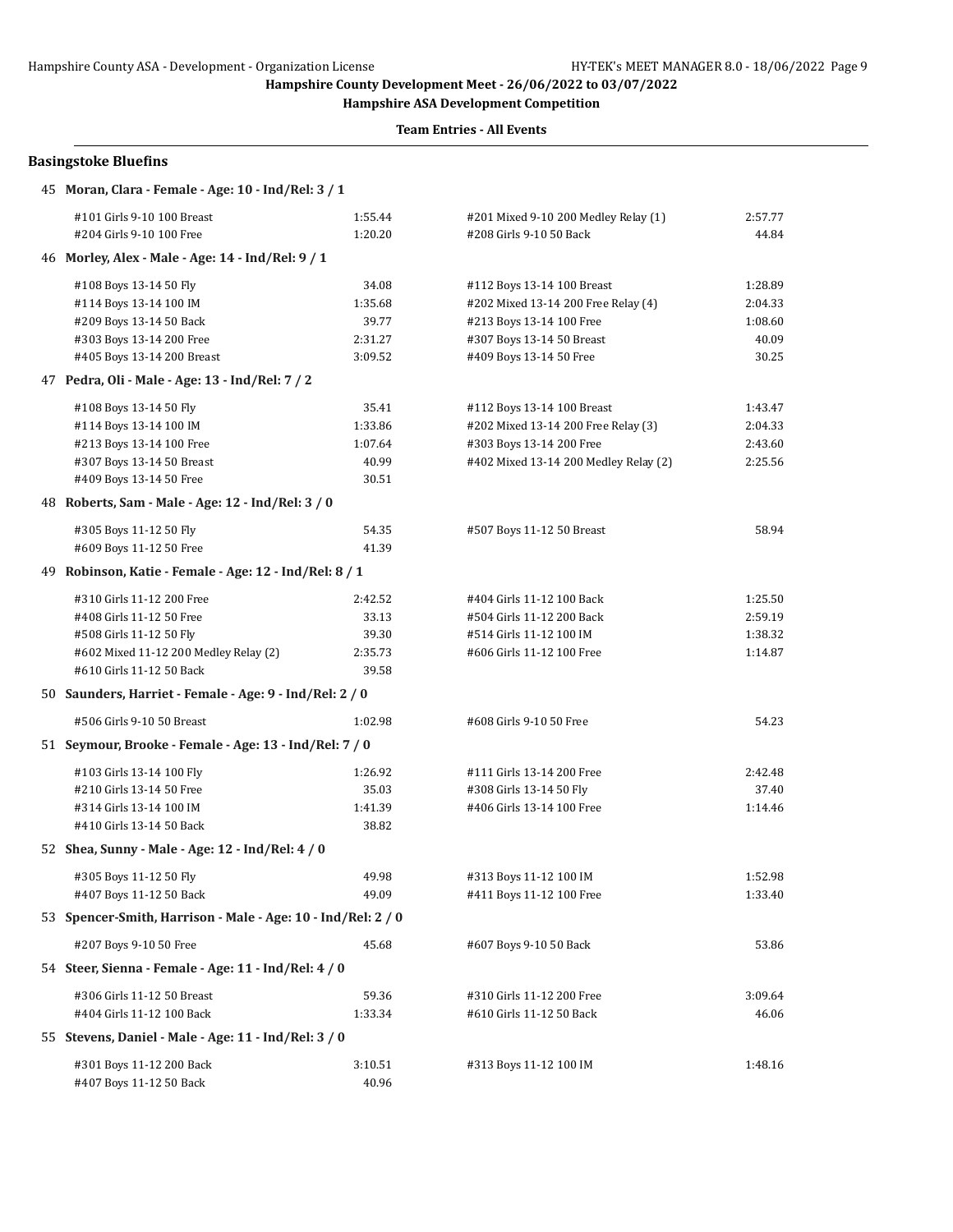Hampshire County Development Meet - 26/06/2022 to 03/07/2022

Hampshire ASA Development Competition

Team Entries - All Events

### Basingstoke Bluefins

**45 Moran, Clara - Female - Age: 10 - Ind/Rel: 3 / 1**

| Event | Time | Event | Time |
|---|---|---|---|
| #101 Girls 9-10 100 Breast | 1:55.44 | #201 Mixed 9-10 200 Medley Relay (1) | 2:57.77 |
| #204 Girls 9-10 100 Free | 1:20.20 | #208 Girls 9-10 50 Back | 44.84 |

**46 Morley, Alex - Male - Age: 14 - Ind/Rel: 9 / 1**

| Event | Time | Event | Time |
|---|---|---|---|
| #108 Boys 13-14 50 Fly | 34.08 | #112 Boys 13-14 100 Breast | 1:28.89 |
| #114 Boys 13-14 100 IM | 1:35.68 | #202 Mixed 13-14 200 Free Relay (4) | 2:04.33 |
| #209 Boys 13-14 50 Back | 39.77 | #213 Boys 13-14 100 Free | 1:08.60 |
| #303 Boys 13-14 200 Free | 2:31.27 | #307 Boys 13-14 50 Breast | 40.09 |
| #405 Boys 13-14 200 Breast | 3:09.52 | #409 Boys 13-14 50 Free | 30.25 |

**47 Pedra, Oli - Male - Age: 13 - Ind/Rel: 7 / 2**

| Event | Time | Event | Time |
|---|---|---|---|
| #108 Boys 13-14 50 Fly | 35.41 | #112 Boys 13-14 100 Breast | 1:43.47 |
| #114 Boys 13-14 100 IM | 1:33.86 | #202 Mixed 13-14 200 Free Relay (3) | 2:04.33 |
| #213 Boys 13-14 100 Free | 1:07.64 | #303 Boys 13-14 200 Free | 2:43.60 |
| #307 Boys 13-14 50 Breast | 40.99 | #402 Mixed 13-14 200 Medley Relay (2) | 2:25.56 |
| #409 Boys 13-14 50 Free | 30.51 | | |

**48 Roberts, Sam - Male - Age: 12 - Ind/Rel: 3 / 0**

| Event | Time | Event | Time |
|---|---|---|---|
| #305 Boys 11-12 50 Fly | 54.35 | #507 Boys 11-12 50 Breast | 58.94 |
| #609 Boys 11-12 50 Free | 41.39 | | |

**49 Robinson, Katie - Female - Age: 12 - Ind/Rel: 8 / 1**

| Event | Time | Event | Time |
|---|---|---|---|
| #310 Girls 11-12 200 Free | 2:42.52 | #404 Girls 11-12 100 Back | 1:25.50 |
| #408 Girls 11-12 50 Free | 33.13 | #504 Girls 11-12 200 Back | 2:59.19 |
| #508 Girls 11-12 50 Fly | 39.30 | #514 Girls 11-12 100 IM | 1:38.32 |
| #602 Mixed 11-12 200 Medley Relay (2) | 2:35.73 | #606 Girls 11-12 100 Free | 1:14.87 |
| #610 Girls 11-12 50 Back | 39.58 | | |

**50 Saunders, Harriet - Female - Age: 9 - Ind/Rel: 2 / 0**

| Event | Time | Event | Time |
|---|---|---|---|
| #506 Girls 9-10 50 Breast | 1:02.98 | #608 Girls 9-10 50 Free | 54.23 |

**51 Seymour, Brooke - Female - Age: 13 - Ind/Rel: 7 / 0**

| Event | Time | Event | Time |
|---|---|---|---|
| #103 Girls 13-14 100 Fly | 1:26.92 | #111 Girls 13-14 200 Free | 2:42.48 |
| #210 Girls 13-14 50 Free | 35.03 | #308 Girls 13-14 50 Fly | 37.40 |
| #314 Girls 13-14 100 IM | 1:41.39 | #406 Girls 13-14 100 Free | 1:14.46 |
| #410 Girls 13-14 50 Back | 38.82 | | |

**52 Shea, Sunny - Male - Age: 12 - Ind/Rel: 4 / 0**

| Event | Time | Event | Time |
|---|---|---|---|
| #305 Boys 11-12 50 Fly | 49.98 | #313 Boys 11-12 100 IM | 1:52.98 |
| #407 Boys 11-12 50 Back | 49.09 | #411 Boys 11-12 100 Free | 1:33.40 |

**53 Spencer-Smith, Harrison - Male - Age: 10 - Ind/Rel: 2 / 0**

| Event | Time | Event | Time |
|---|---|---|---|
| #207 Boys 9-10 50 Free | 45.68 | #607 Boys 9-10 50 Back | 53.86 |

**54 Steer, Sienna - Female - Age: 11 - Ind/Rel: 4 / 0**

| Event | Time | Event | Time |
|---|---|---|---|
| #306 Girls 11-12 50 Breast | 59.36 | #310 Girls 11-12 200 Free | 3:09.64 |
| #404 Girls 11-12 100 Back | 1:33.34 | #610 Girls 11-12 50 Back | 46.06 |

**55 Stevens, Daniel - Male - Age: 11 - Ind/Rel: 3 / 0**

| Event | Time | Event | Time |
|---|---|---|---|
| #301 Boys 11-12 200 Back | 3:10.51 | #313 Boys 11-12 100 IM | 1:48.16 |
| #407 Boys 11-12 50 Back | 40.96 | | |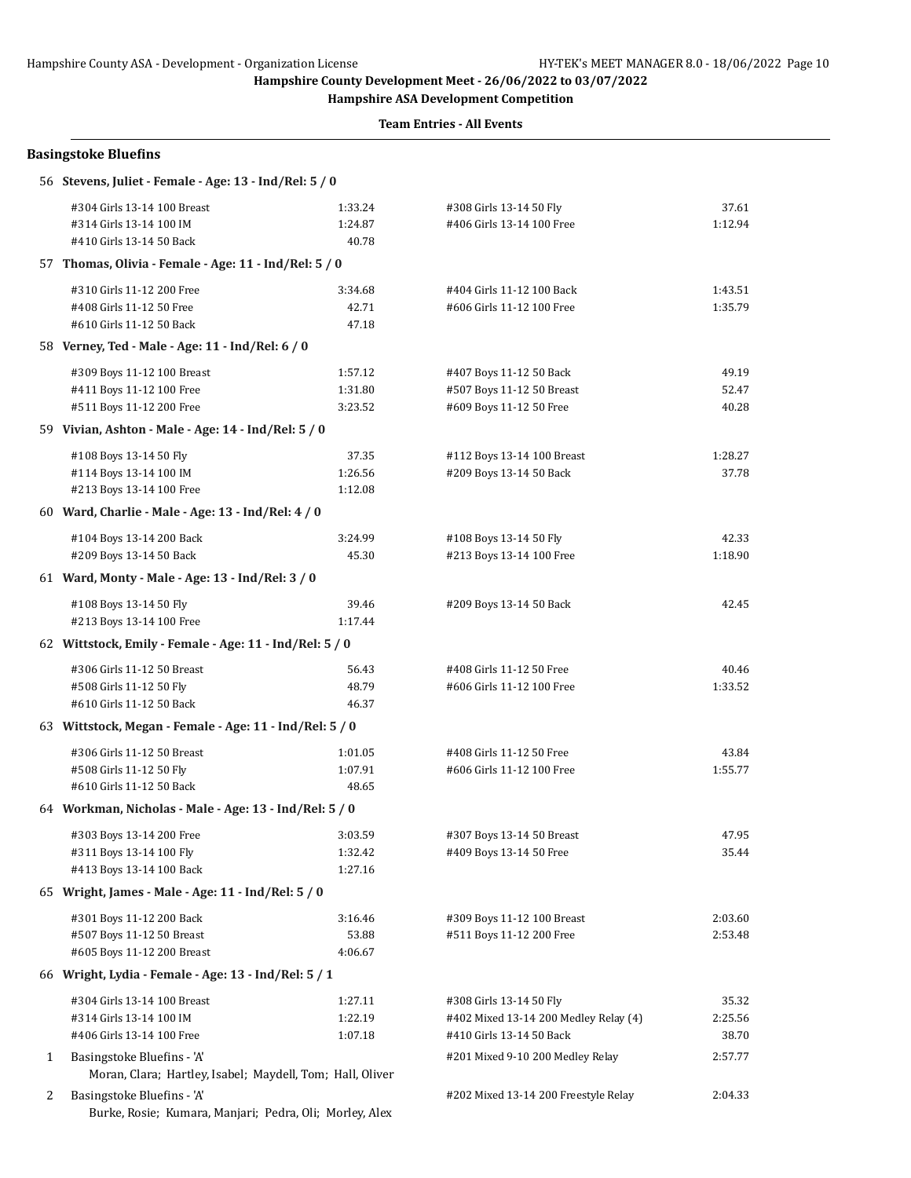Hampshire County Development Meet - 26/06/2022 to 03/07/2022

Hampshire ASA Development Competition

Team Entries - All Events

## Basingstoke Bluefins

**56 Stevens, Juliet - Female - Age: 13 - Ind/Rel: 5 / 0**

| | | | |
|---|---|---|---|
| #304 Girls 13-14 100 Breast | 1:33.24 | #308 Girls 13-14 50 Fly | 37.61 |
| #314 Girls 13-14 100 IM | 1:24.87 | #406 Girls 13-14 100 Free | 1:12.94 |
| #410 Girls 13-14 50 Back | 40.78 | | |

**57 Thomas, Olivia - Female - Age: 11 - Ind/Rel: 5 / 0**

| | | | |
|---|---|---|---|
| #310 Girls 11-12 200 Free | 3:34.68 | #404 Girls 11-12 100 Back | 1:43.51 |
| #408 Girls 11-12 50 Free | 42.71 | #606 Girls 11-12 100 Free | 1:35.79 |
| #610 Girls 11-12 50 Back | 47.18 | | |

**58 Verney, Ted - Male - Age: 11 - Ind/Rel: 6 / 0**

| | | | |
|---|---|---|---|
| #309 Boys 11-12 100 Breast | 1:57.12 | #407 Boys 11-12 50 Back | 49.19 |
| #411 Boys 11-12 100 Free | 1:31.80 | #507 Boys 11-12 50 Breast | 52.47 |
| #511 Boys 11-12 200 Free | 3:23.52 | #609 Boys 11-12 50 Free | 40.28 |

**59 Vivian, Ashton - Male - Age: 14 - Ind/Rel: 5 / 0**

| | | | |
|---|---|---|---|
| #108 Boys 13-14 50 Fly | 37.35 | #112 Boys 13-14 100 Breast | 1:28.27 |
| #114 Boys 13-14 100 IM | 1:26.56 | #209 Boys 13-14 50 Back | 37.78 |
| #213 Boys 13-14 100 Free | 1:12.08 | | |

**60 Ward, Charlie - Male - Age: 13 - Ind/Rel: 4 / 0**

| | | | |
|---|---|---|---|
| #104 Boys 13-14 200 Back | 3:24.99 | #108 Boys 13-14 50 Fly | 42.33 |
| #209 Boys 13-14 50 Back | 45.30 | #213 Boys 13-14 100 Free | 1:18.90 |

**61 Ward, Monty - Male - Age: 13 - Ind/Rel: 3 / 0**

| | | | |
|---|---|---|---|
| #108 Boys 13-14 50 Fly | 39.46 | #209 Boys 13-14 50 Back | 42.45 |
| #213 Boys 13-14 100 Free | 1:17.44 | | |

**62 Wittstock, Emily - Female - Age: 11 - Ind/Rel: 5 / 0**

| | | | |
|---|---|---|---|
| #306 Girls 11-12 50 Breast | 56.43 | #408 Girls 11-12 50 Free | 40.46 |
| #508 Girls 11-12 50 Fly | 48.79 | #606 Girls 11-12 100 Free | 1:33.52 |
| #610 Girls 11-12 50 Back | 46.37 | | |

**63 Wittstock, Megan - Female - Age: 11 - Ind/Rel: 5 / 0**

| | | | |
|---|---|---|---|
| #306 Girls 11-12 50 Breast | 1:01.05 | #408 Girls 11-12 50 Free | 43.84 |
| #508 Girls 11-12 50 Fly | 1:07.91 | #606 Girls 11-12 100 Free | 1:55.77 |
| #610 Girls 11-12 50 Back | 48.65 | | |

**64 Workman, Nicholas - Male - Age: 13 - Ind/Rel: 5 / 0**

| | | | |
|---|---|---|---|
| #303 Boys 13-14 200 Free | 3:03.59 | #307 Boys 13-14 50 Breast | 47.95 |
| #311 Boys 13-14 100 Fly | 1:32.42 | #409 Boys 13-14 50 Free | 35.44 |
| #413 Boys 13-14 100 Back | 1:27.16 | | |

**65 Wright, James - Male - Age: 11 - Ind/Rel: 5 / 0**

| | | | |
|---|---|---|---|
| #301 Boys 11-12 200 Back | 3:16.46 | #309 Boys 11-12 100 Breast | 2:03.60 |
| #507 Boys 11-12 50 Breast | 53.88 | #511 Boys 11-12 200 Free | 2:53.48 |
| #605 Boys 11-12 200 Breast | 4:06.67 | | |

**66 Wright, Lydia - Female - Age: 13 - Ind/Rel: 5 / 1**

| | | | |
|---|---|---|---|
| #304 Girls 13-14 100 Breast | 1:27.11 | #308 Girls 13-14 50 Fly | 35.32 |
| #314 Girls 13-14 100 IM | 1:22.19 | #402 Mixed 13-14 200 Medley Relay (4) | 2:25.56 |
| #406 Girls 13-14 100 Free | 1:07.18 | #410 Girls 13-14 50 Back | 38.70 |

1 Basingstoke Bluefins - 'A' — #201 Mixed 9-10 200 Medley Relay — 2:57.77
Moran, Clara; Hartley, Isabel; Maydell, Tom; Hall, Oliver

2 Basingstoke Bluefins - 'A' — #202 Mixed 13-14 200 Freestyle Relay — 2:04.33
Burke, Rosie; Kumara, Manjari; Pedra, Oli; Morley, Alex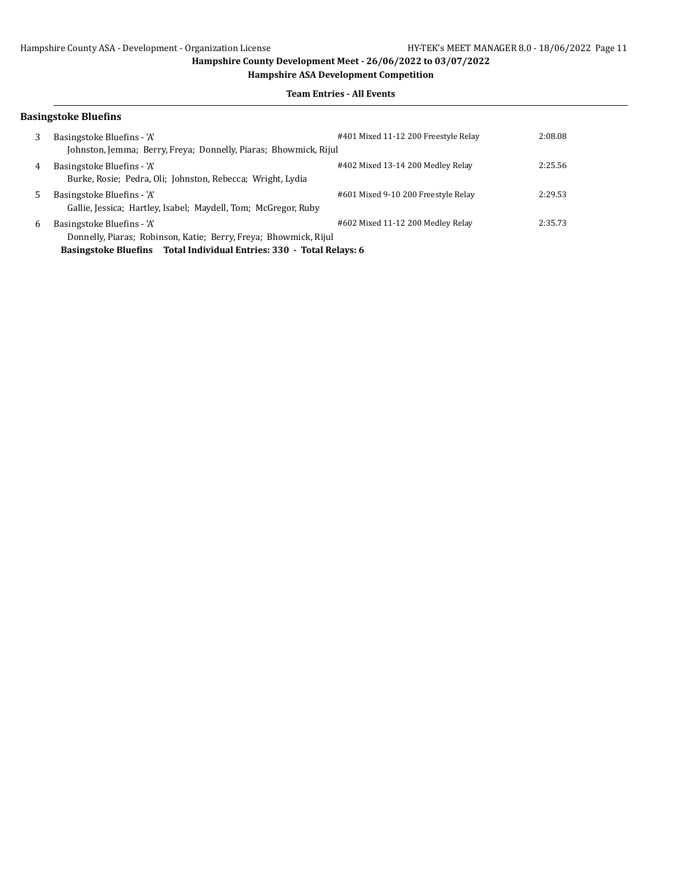Hampshire County Development Meet - 26/06/2022 to 03/07/2022

Hampshire ASA Development Competition

**Team Entries - All Events**

### Basingstoke Bluefins

| # | Team | Event | Seed Time |
|---|---|---|---|
| 3 | Basingstoke Bluefins - 'A'<br>Johnston, Jemma; Berry, Freya; Donnelly, Piaras; Bhowmick, Rijul | #401 Mixed 11-12 200 Freestyle Relay | 2:08.08 |
| 4 | Basingstoke Bluefins - 'A'<br>Burke, Rosie; Pedra, Oli; Johnston, Rebecca; Wright, Lydia | #402 Mixed 13-14 200 Medley Relay | 2:25.56 |
| 5 | Basingstoke Bluefins - 'A'<br>Gallie, Jessica; Hartley, Isabel; Maydell, Tom; McGregor, Ruby | #601 Mixed 9-10 200 Freestyle Relay | 2:29.53 |
| 6 | Basingstoke Bluefins - 'A'<br>Donnelly, Piaras; Robinson, Katie; Berry, Freya; Bhowmick, Rijul | #602 Mixed 11-12 200 Medley Relay | 2:35.73 |

**Basingstoke Bluefins Total Individual Entries: 330 - Total Relays: 6**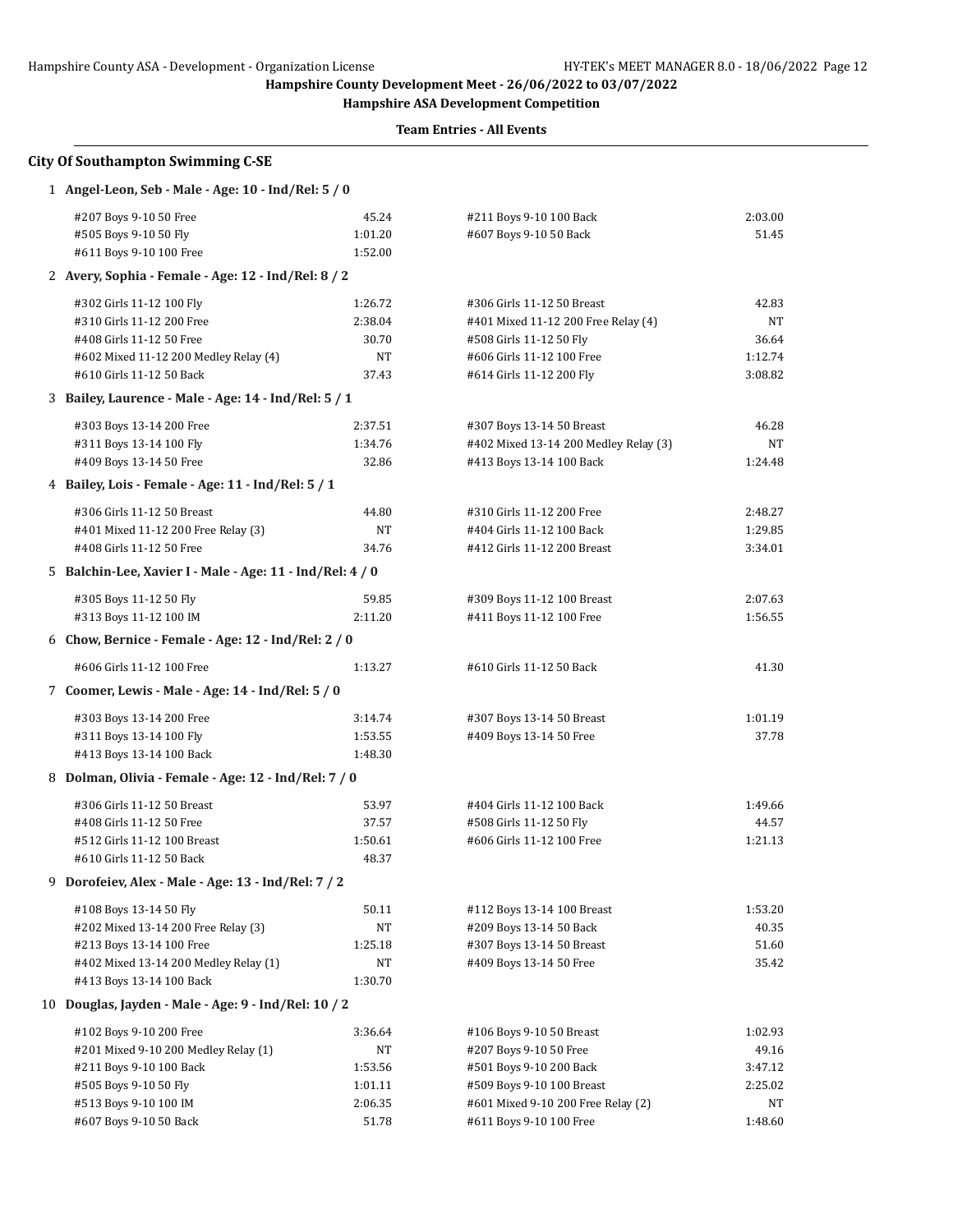Hampshire County Development Meet - 26/06/2022 to 03/07/2022

Hampshire ASA Development Competition

Team Entries - All Events

### City Of Southampton Swimming C-SE

**1 Angel-Leon, Seb - Male - Age: 10 - Ind/Rel: 5 / 0**

| Event | Time | Event | Time |
|---|---|---|---|
| #207 Boys 9-10 50 Free | 45.24 | #211 Boys 9-10 100 Back | 2:03.00 |
| #505 Boys 9-10 50 Fly | 1:01.20 | #607 Boys 9-10 50 Back | 51.45 |
| #611 Boys 9-10 100 Free | 1:52.00 | | |

**2 Avery, Sophia - Female - Age: 12 - Ind/Rel: 8 / 2**

| Event | Time | Event | Time |
|---|---|---|---|
| #302 Girls 11-12 100 Fly | 1:26.72 | #306 Girls 11-12 50 Breast | 42.83 |
| #310 Girls 11-12 200 Free | 2:38.04 | #401 Mixed 11-12 200 Free Relay (4) | NT |
| #408 Girls 11-12 50 Free | 30.70 | #508 Girls 11-12 50 Fly | 36.64 |
| #602 Mixed 11-12 200 Medley Relay (4) | NT | #606 Girls 11-12 100 Free | 1:12.74 |
| #610 Girls 11-12 50 Back | 37.43 | #614 Girls 11-12 200 Fly | 3:08.82 |

**3 Bailey, Laurence - Male - Age: 14 - Ind/Rel: 5 / 1**

| Event | Time | Event | Time |
|---|---|---|---|
| #303 Boys 13-14 200 Free | 2:37.51 | #307 Boys 13-14 50 Breast | 46.28 |
| #311 Boys 13-14 100 Fly | 1:34.76 | #402 Mixed 13-14 200 Medley Relay (3) | NT |
| #409 Boys 13-14 50 Free | 32.86 | #413 Boys 13-14 100 Back | 1:24.48 |

**4 Bailey, Lois - Female - Age: 11 - Ind/Rel: 5 / 1**

| Event | Time | Event | Time |
|---|---|---|---|
| #306 Girls 11-12 50 Breast | 44.80 | #310 Girls 11-12 200 Free | 2:48.27 |
| #401 Mixed 11-12 200 Free Relay (3) | NT | #404 Girls 11-12 100 Back | 1:29.85 |
| #408 Girls 11-12 50 Free | 34.76 | #412 Girls 11-12 200 Breast | 3:34.01 |

**5 Balchin-Lee, Xavier I - Male - Age: 11 - Ind/Rel: 4 / 0**

| Event | Time | Event | Time |
|---|---|---|---|
| #305 Boys 11-12 50 Fly | 59.85 | #309 Boys 11-12 100 Breast | 2:07.63 |
| #313 Boys 11-12 100 IM | 2:11.20 | #411 Boys 11-12 100 Free | 1:56.55 |

**6 Chow, Bernice - Female - Age: 12 - Ind/Rel: 2 / 0**

| Event | Time | Event | Time |
|---|---|---|---|
| #606 Girls 11-12 100 Free | 1:13.27 | #610 Girls 11-12 50 Back | 41.30 |

**7 Coomer, Lewis - Male - Age: 14 - Ind/Rel: 5 / 0**

| Event | Time | Event | Time |
|---|---|---|---|
| #303 Boys 13-14 200 Free | 3:14.74 | #307 Boys 13-14 50 Breast | 1:01.19 |
| #311 Boys 13-14 100 Fly | 1:53.55 | #409 Boys 13-14 50 Free | 37.78 |
| #413 Boys 13-14 100 Back | 1:48.30 | | |

**8 Dolman, Olivia - Female - Age: 12 - Ind/Rel: 7 / 0**

| Event | Time | Event | Time |
|---|---|---|---|
| #306 Girls 11-12 50 Breast | 53.97 | #404 Girls 11-12 100 Back | 1:49.66 |
| #408 Girls 11-12 50 Free | 37.57 | #508 Girls 11-12 50 Fly | 44.57 |
| #512 Girls 11-12 100 Breast | 1:50.61 | #606 Girls 11-12 100 Free | 1:21.13 |
| #610 Girls 11-12 50 Back | 48.37 | | |

**9 Dorofeiev, Alex - Male - Age: 13 - Ind/Rel: 7 / 2**

| Event | Time | Event | Time |
|---|---|---|---|
| #108 Boys 13-14 50 Fly | 50.11 | #112 Boys 13-14 100 Breast | 1:53.20 |
| #202 Mixed 13-14 200 Free Relay (3) | NT | #209 Boys 13-14 50 Back | 40.35 |
| #213 Boys 13-14 100 Free | 1:25.18 | #307 Boys 13-14 50 Breast | 51.60 |
| #402 Mixed 13-14 200 Medley Relay (1) | NT | #409 Boys 13-14 50 Free | 35.42 |
| #413 Boys 13-14 100 Back | 1:30.70 | | |

**10 Douglas, Jayden - Male - Age: 9 - Ind/Rel: 10 / 2**

| Event | Time | Event | Time |
|---|---|---|---|
| #102 Boys 9-10 200 Free | 3:36.64 | #106 Boys 9-10 50 Breast | 1:02.93 |
| #201 Mixed 9-10 200 Medley Relay (1) | NT | #207 Boys 9-10 50 Free | 49.16 |
| #211 Boys 9-10 100 Back | 1:53.56 | #501 Boys 9-10 200 Back | 3:47.12 |
| #505 Boys 9-10 50 Fly | 1:01.11 | #509 Boys 9-10 100 Breast | 2:25.02 |
| #513 Boys 9-10 100 IM | 2:06.35 | #601 Mixed 9-10 200 Free Relay (2) | NT |
| #607 Boys 9-10 50 Back | 51.78 | #611 Boys 9-10 100 Free | 1:48.60 |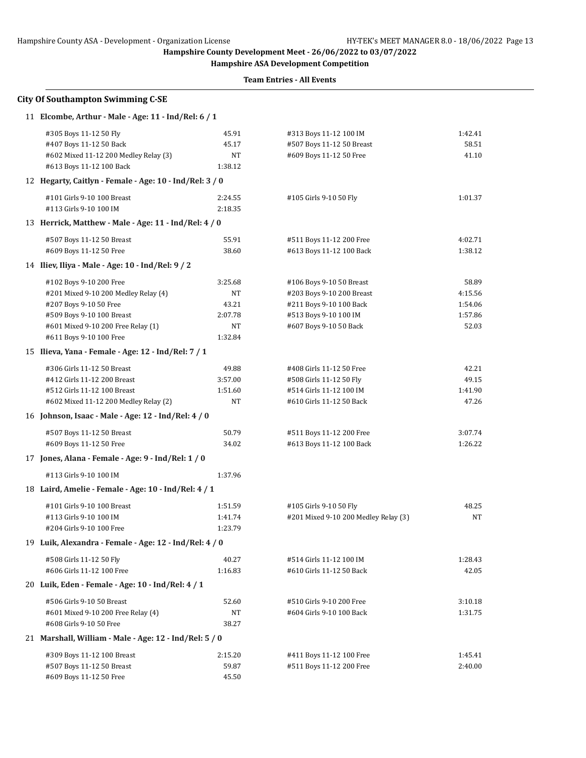Hampshire County Development Meet - 26/06/2022 to 03/07/2022

Hampshire ASA Development Competition

Team Entries - All Events

## City Of Southampton Swimming C-SE

**11 Elcombe, Arthur - Male - Age: 11 - Ind/Rel: 6 / 1**

| Event | Time | Event | Time |
|---|---|---|---|
| #305 Boys 11-12 50 Fly | 45.91 | #313 Boys 11-12 100 IM | 1:42.41 |
| #407 Boys 11-12 50 Back | 45.17 | #507 Boys 11-12 50 Breast | 58.51 |
| #602 Mixed 11-12 200 Medley Relay (3) | NT | #609 Boys 11-12 50 Free | 41.10 |
| #613 Boys 11-12 100 Back | 1:38.12 | | |

**12 Hegarty, Caitlyn - Female - Age: 10 - Ind/Rel: 3 / 0**

| Event | Time | Event | Time |
|---|---|---|---|
| #101 Girls 9-10 100 Breast | 2:24.55 | #105 Girls 9-10 50 Fly | 1:01.37 |
| #113 Girls 9-10 100 IM | 2:18.35 | | |

**13 Herrick, Matthew - Male - Age: 11 - Ind/Rel: 4 / 0**

| Event | Time | Event | Time |
|---|---|---|---|
| #507 Boys 11-12 50 Breast | 55.91 | #511 Boys 11-12 200 Free | 4:02.71 |
| #609 Boys 11-12 50 Free | 38.60 | #613 Boys 11-12 100 Back | 1:38.12 |

**14 Iliev, Iliya - Male - Age: 10 - Ind/Rel: 9 / 2**

| Event | Time | Event | Time |
|---|---|---|---|
| #102 Boys 9-10 200 Free | 3:25.68 | #106 Boys 9-10 50 Breast | 58.89 |
| #201 Mixed 9-10 200 Medley Relay (4) | NT | #203 Boys 9-10 200 Breast | 4:15.56 |
| #207 Boys 9-10 50 Free | 43.21 | #211 Boys 9-10 100 Back | 1:54.06 |
| #509 Boys 9-10 100 Breast | 2:07.78 | #513 Boys 9-10 100 IM | 1:57.86 |
| #601 Mixed 9-10 200 Free Relay (1) | NT | #607 Boys 9-10 50 Back | 52.03 |
| #611 Boys 9-10 100 Free | 1:32.84 | | |

**15 Ilieva, Yana - Female - Age: 12 - Ind/Rel: 7 / 1**

| Event | Time | Event | Time |
|---|---|---|---|
| #306 Girls 11-12 50 Breast | 49.88 | #408 Girls 11-12 50 Free | 42.21 |
| #412 Girls 11-12 200 Breast | 3:57.00 | #508 Girls 11-12 50 Fly | 49.15 |
| #512 Girls 11-12 100 Breast | 1:51.60 | #514 Girls 11-12 100 IM | 1:41.90 |
| #602 Mixed 11-12 200 Medley Relay (2) | NT | #610 Girls 11-12 50 Back | 47.26 |

**16 Johnson, Isaac - Male - Age: 12 - Ind/Rel: 4 / 0**

| Event | Time | Event | Time |
|---|---|---|---|
| #507 Boys 11-12 50 Breast | 50.79 | #511 Boys 11-12 200 Free | 3:07.74 |
| #609 Boys 11-12 50 Free | 34.02 | #613 Boys 11-12 100 Back | 1:26.22 |

**17 Jones, Alana - Female - Age: 9 - Ind/Rel: 1 / 0**

| Event | Time | Event | Time |
|---|---|---|---|
| #113 Girls 9-10 100 IM | 1:37.96 | | |

**18 Laird, Amelie - Female - Age: 10 - Ind/Rel: 4 / 1**

| Event | Time | Event | Time |
|---|---|---|---|
| #101 Girls 9-10 100 Breast | 1:51.59 | #105 Girls 9-10 50 Fly | 48.25 |
| #113 Girls 9-10 100 IM | 1:41.74 | #201 Mixed 9-10 200 Medley Relay (3) | NT |
| #204 Girls 9-10 100 Free | 1:23.79 | | |

**19 Luik, Alexandra - Female - Age: 12 - Ind/Rel: 4 / 0**

| Event | Time | Event | Time |
|---|---|---|---|
| #508 Girls 11-12 50 Fly | 40.27 | #514 Girls 11-12 100 IM | 1:28.43 |
| #606 Girls 11-12 100 Free | 1:16.83 | #610 Girls 11-12 50 Back | 42.05 |

**20 Luik, Eden - Female - Age: 10 - Ind/Rel: 4 / 1**

| Event | Time | Event | Time |
|---|---|---|---|
| #506 Girls 9-10 50 Breast | 52.60 | #510 Girls 9-10 200 Free | 3:10.18 |
| #601 Mixed 9-10 200 Free Relay (4) | NT | #604 Girls 9-10 100 Back | 1:31.75 |
| #608 Girls 9-10 50 Free | 38.27 | | |

**21 Marshall, William - Male - Age: 12 - Ind/Rel: 5 / 0**

| Event | Time | Event | Time |
|---|---|---|---|
| #309 Boys 11-12 100 Breast | 2:15.20 | #411 Boys 11-12 100 Free | 1:45.41 |
| #507 Boys 11-12 50 Breast | 59.87 | #511 Boys 11-12 200 Free | 2:40.00 |
| #609 Boys 11-12 50 Free | 45.50 | | |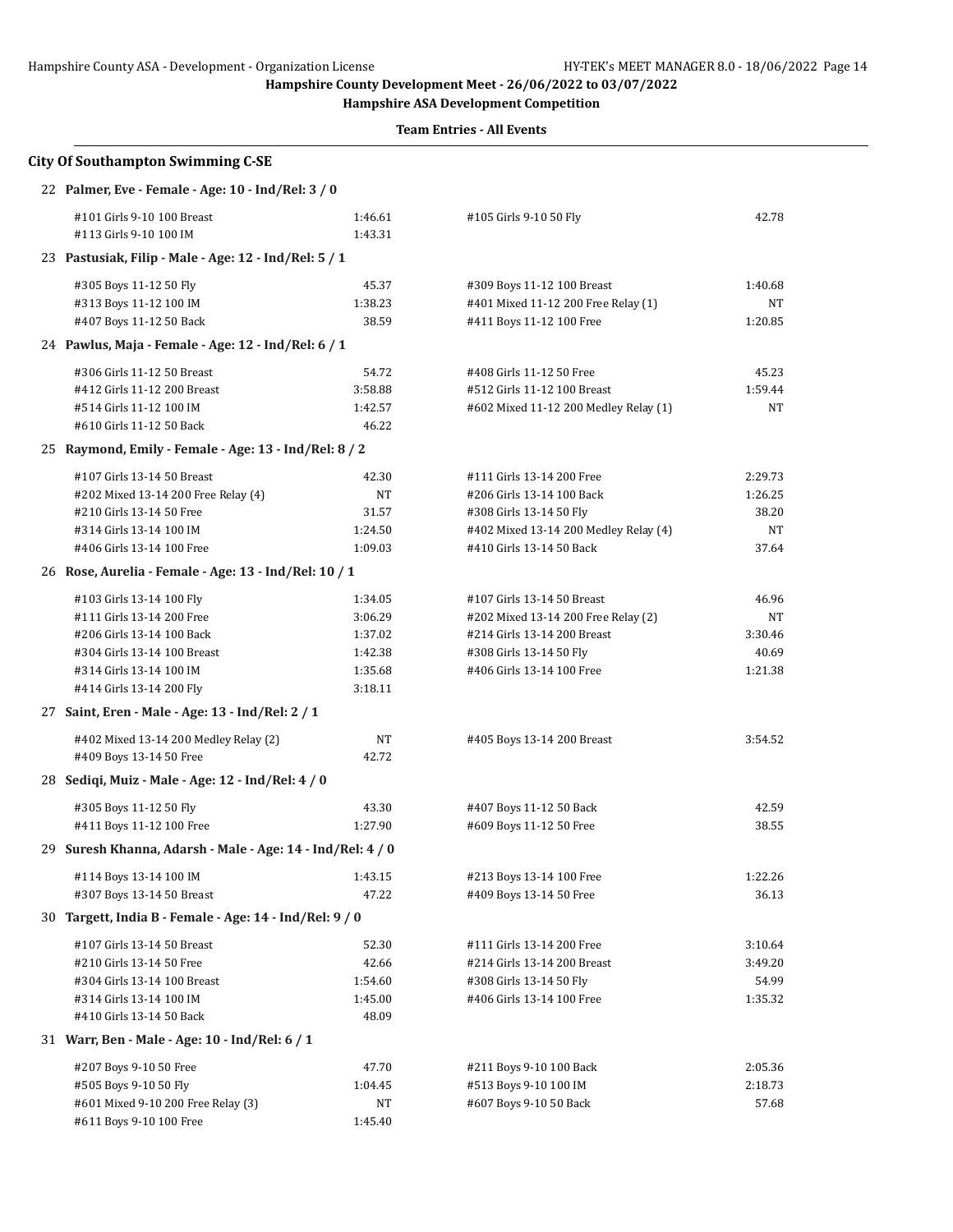Hampshire County Development Meet - 26/06/2022 to 03/07/2022

Hampshire ASA Development Competition

Team Entries - All Events

## City Of Southampton Swimming C-SE

**22 Palmer, Eve - Female - Age: 10 - Ind/Rel: 3 / 0**

| Event | Time | Event | Time |
|---|---|---|---|
| #101 Girls 9-10 100 Breast | 1:46.61 | #105 Girls 9-10 50 Fly | 42.78 |
| #113 Girls 9-10 100 IM | 1:43.31 | | |

**23 Pastusiak, Filip - Male - Age: 12 - Ind/Rel: 5 / 1**

| Event | Time | Event | Time |
|---|---|---|---|
| #305 Boys 11-12 50 Fly | 45.37 | #309 Boys 11-12 100 Breast | 1:40.68 |
| #313 Boys 11-12 100 IM | 1:38.23 | #401 Mixed 11-12 200 Free Relay (1) | NT |
| #407 Boys 11-12 50 Back | 38.59 | #411 Boys 11-12 100 Free | 1:20.85 |

**24 Pawlus, Maja - Female - Age: 12 - Ind/Rel: 6 / 1**

| Event | Time | Event | Time |
|---|---|---|---|
| #306 Girls 11-12 50 Breast | 54.72 | #408 Girls 11-12 50 Free | 45.23 |
| #412 Girls 11-12 200 Breast | 3:58.88 | #512 Girls 11-12 100 Breast | 1:59.44 |
| #514 Girls 11-12 100 IM | 1:42.57 | #602 Mixed 11-12 200 Medley Relay (1) | NT |
| #610 Girls 11-12 50 Back | 46.22 | | |

**25 Raymond, Emily - Female - Age: 13 - Ind/Rel: 8 / 2**

| Event | Time | Event | Time |
|---|---|---|---|
| #107 Girls 13-14 50 Breast | 42.30 | #111 Girls 13-14 200 Free | 2:29.73 |
| #202 Mixed 13-14 200 Free Relay (4) | NT | #206 Girls 13-14 100 Back | 1:26.25 |
| #210 Girls 13-14 50 Free | 31.57 | #308 Girls 13-14 50 Fly | 38.20 |
| #314 Girls 13-14 100 IM | 1:24.50 | #402 Mixed 13-14 200 Medley Relay (4) | NT |
| #406 Girls 13-14 100 Free | 1:09.03 | #410 Girls 13-14 50 Back | 37.64 |

**26 Rose, Aurelia - Female - Age: 13 - Ind/Rel: 10 / 1**

| Event | Time | Event | Time |
|---|---|---|---|
| #103 Girls 13-14 100 Fly | 1:34.05 | #107 Girls 13-14 50 Breast | 46.96 |
| #111 Girls 13-14 200 Free | 3:06.29 | #202 Mixed 13-14 200 Free Relay (2) | NT |
| #206 Girls 13-14 100 Back | 1:37.02 | #214 Girls 13-14 200 Breast | 3:30.46 |
| #304 Girls 13-14 100 Breast | 1:42.38 | #308 Girls 13-14 50 Fly | 40.69 |
| #314 Girls 13-14 100 IM | 1:35.68 | #406 Girls 13-14 100 Free | 1:21.38 |
| #414 Girls 13-14 200 Fly | 3:18.11 | | |

**27 Saint, Eren - Male - Age: 13 - Ind/Rel: 2 / 1**

| Event | Time | Event | Time |
|---|---|---|---|
| #402 Mixed 13-14 200 Medley Relay (2) | NT | #405 Boys 13-14 200 Breast | 3:54.52 |
| #409 Boys 13-14 50 Free | 42.72 | | |

**28 Sediqi, Muiz - Male - Age: 12 - Ind/Rel: 4 / 0**

| Event | Time | Event | Time |
|---|---|---|---|
| #305 Boys 11-12 50 Fly | 43.30 | #407 Boys 11-12 50 Back | 42.59 |
| #411 Boys 11-12 100 Free | 1:27.90 | #609 Boys 11-12 50 Free | 38.55 |

**29 Suresh Khanna, Adarsh - Male - Age: 14 - Ind/Rel: 4 / 0**

| Event | Time | Event | Time |
|---|---|---|---|
| #114 Boys 13-14 100 IM | 1:43.15 | #213 Boys 13-14 100 Free | 1:22.26 |
| #307 Boys 13-14 50 Breast | 47.22 | #409 Boys 13-14 50 Free | 36.13 |

**30 Targett, India B - Female - Age: 14 - Ind/Rel: 9 / 0**

| Event | Time | Event | Time |
|---|---|---|---|
| #107 Girls 13-14 50 Breast | 52.30 | #111 Girls 13-14 200 Free | 3:10.64 |
| #210 Girls 13-14 50 Free | 42.66 | #214 Girls 13-14 200 Breast | 3:49.20 |
| #304 Girls 13-14 100 Breast | 1:54.60 | #308 Girls 13-14 50 Fly | 54.99 |
| #314 Girls 13-14 100 IM | 1:45.00 | #406 Girls 13-14 100 Free | 1:35.32 |
| #410 Girls 13-14 50 Back | 48.09 | | |

**31 Warr, Ben - Male - Age: 10 - Ind/Rel: 6 / 1**

| Event | Time | Event | Time |
|---|---|---|---|
| #207 Boys 9-10 50 Free | 47.70 | #211 Boys 9-10 100 Back | 2:05.36 |
| #505 Boys 9-10 50 Fly | 1:04.45 | #513 Boys 9-10 100 IM | 2:18.73 |
| #601 Mixed 9-10 200 Free Relay (3) | NT | #607 Boys 9-10 50 Back | 57.68 |
| #611 Boys 9-10 100 Free | 1:45.40 | | |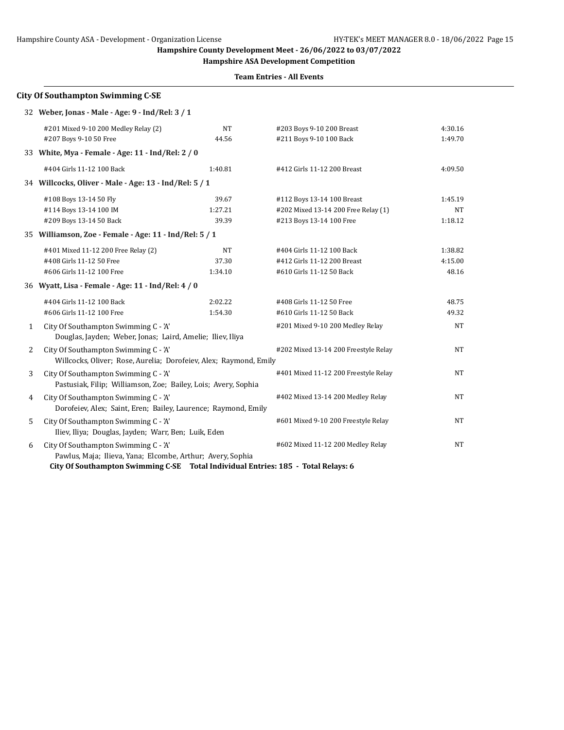**Hampshire County Development Meet - 26/06/2022 to 03/07/2022**

**Hampshire ASA Development Competition**

**Team Entries - All Events**

## City Of Southampton Swimming C-SE

### 32 Weber, Jonas - Male - Age: 9 - Ind/Rel: 3 / 1

| Event | Time | Event | Time |
|---|---|---|---|
| #201 Mixed 9-10 200 Medley Relay (2) | NT | #203 Boys 9-10 200 Breast | 4:30.16 |
| #207 Boys 9-10 50 Free | 44.56 | #211 Boys 9-10 100 Back | 1:49.70 |

### 33 White, Mya - Female - Age: 11 - Ind/Rel: 2 / 0

| Event | Time | Event | Time |
|---|---|---|---|
| #404 Girls 11-12 100 Back | 1:40.81 | #412 Girls 11-12 200 Breast | 4:09.50 |

### 34 Willcocks, Oliver - Male - Age: 13 - Ind/Rel: 5 / 1

| Event | Time | Event | Time |
|---|---|---|---|
| #108 Boys 13-14 50 Fly | 39.67 | #112 Boys 13-14 100 Breast | 1:45.19 |
| #114 Boys 13-14 100 IM | 1:27.21 | #202 Mixed 13-14 200 Free Relay (1) | NT |
| #209 Boys 13-14 50 Back | 39.39 | #213 Boys 13-14 100 Free | 1:18.12 |

### 35 Williamson, Zoe - Female - Age: 11 - Ind/Rel: 5 / 1

| Event | Time | Event | Time |
|---|---|---|---|
| #401 Mixed 11-12 200 Free Relay (2) | NT | #404 Girls 11-12 100 Back | 1:38.82 |
| #408 Girls 11-12 50 Free | 37.30 | #412 Girls 11-12 200 Breast | 4:15.00 |
| #606 Girls 11-12 100 Free | 1:34.10 | #610 Girls 11-12 50 Back | 48.16 |

### 36 Wyatt, Lisa - Female - Age: 11 - Ind/Rel: 4 / 0

| Event | Time | Event | Time |
|---|---|---|---|
| #404 Girls 11-12 100 Back | 2:02.22 | #408 Girls 11-12 50 Free | 48.75 |
| #606 Girls 11-12 100 Free | 1:54.30 | #610 Girls 11-12 50 Back | 49.32 |

| # | Team / Swimmers | Event | Time |
|---|---|---|---|
| 1 | City Of Southampton Swimming C - 'A'<br>Douglas, Jayden; Weber, Jonas; Laird, Amelie; Iliev, Iliya | #201 Mixed 9-10 200 Medley Relay | NT |
| 2 | City Of Southampton Swimming C - 'A'<br>Willcocks, Oliver; Rose, Aurelia; Dorofeiev, Alex; Raymond, Emily | #202 Mixed 13-14 200 Freestyle Relay | NT |
| 3 | City Of Southampton Swimming C - 'A'<br>Pastusiak, Filip; Williamson, Zoe; Bailey, Lois; Avery, Sophia | #401 Mixed 11-12 200 Freestyle Relay | NT |
| 4 | City Of Southampton Swimming C - 'A'<br>Dorofeiev, Alex; Saint, Eren; Bailey, Laurence; Raymond, Emily | #402 Mixed 13-14 200 Medley Relay | NT |
| 5 | City Of Southampton Swimming C - 'A'<br>Iliev, Iliya; Douglas, Jayden; Warr, Ben; Luik, Eden | #601 Mixed 9-10 200 Freestyle Relay | NT |
| 6 | City Of Southampton Swimming C - 'A'<br>Pawlus, Maja; Ilieva, Yana; Elcombe, Arthur; Avery, Sophia | #602 Mixed 11-12 200 Medley Relay | NT |

**City Of Southampton Swimming C-SE Total Individual Entries: 185 - Total Relays: 6**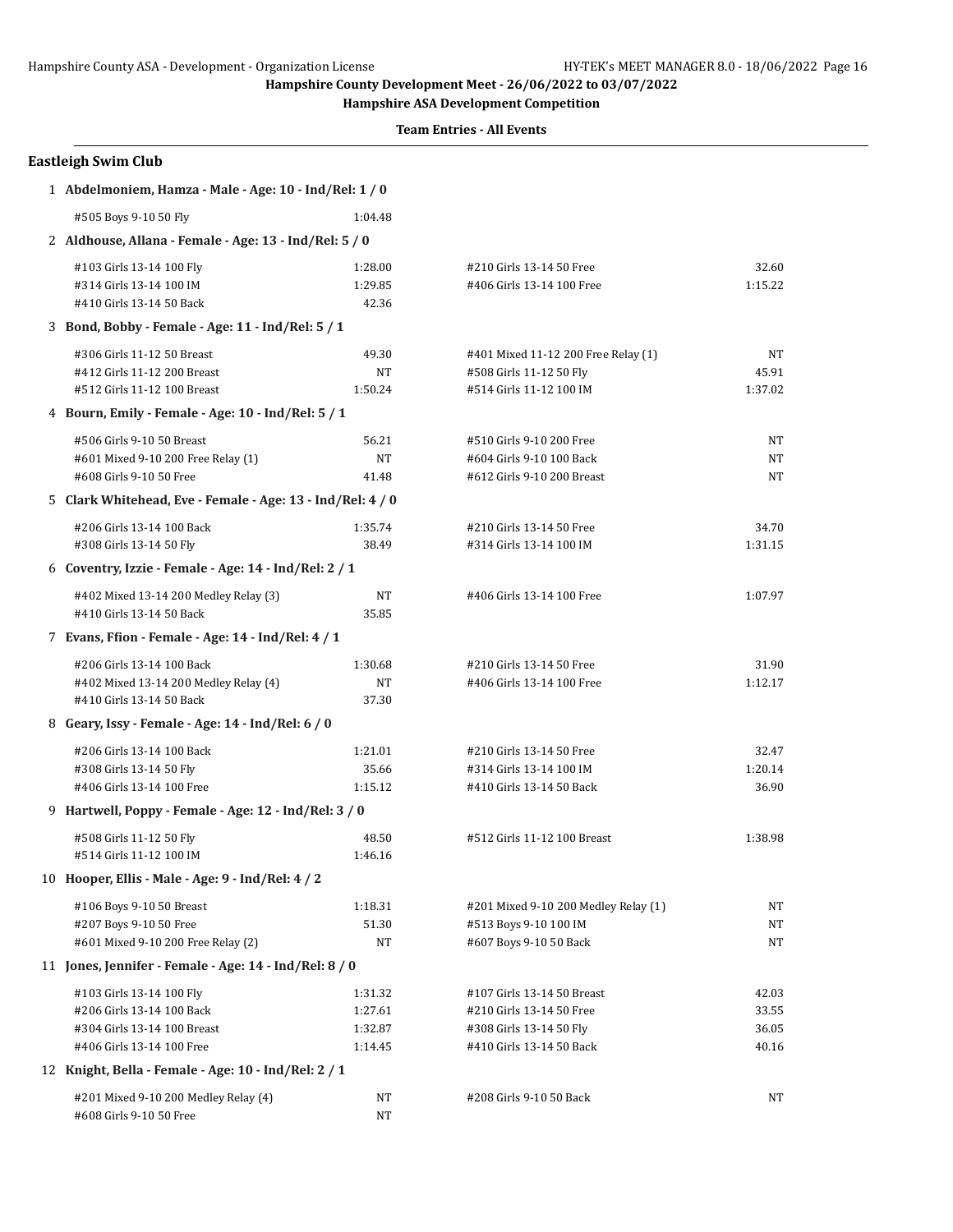**Hampshire County Development Meet - 26/06/2022 to 03/07/2022**

**Hampshire ASA Development Competition**

**Team Entries - All Events**

## Eastleigh Swim Club

**1 Abdelmoniem, Hamza - Male - Age: 10 - Ind/Rel: 1 / 0**

| Event | Time | Event | Time |
|---|---|---|---|
| #505 Boys 9-10 50 Fly | 1:04.48 | | |

**2 Aldhouse, Allana - Female - Age: 13 - Ind/Rel: 5 / 0**

| Event | Time | Event | Time |
|---|---|---|---|
| #103 Girls 13-14 100 Fly | 1:28.00 | #210 Girls 13-14 50 Free | 32.60 |
| #314 Girls 13-14 100 IM | 1:29.85 | #406 Girls 13-14 100 Free | 1:15.22 |
| #410 Girls 13-14 50 Back | 42.36 | | |

**3 Bond, Bobby - Female - Age: 11 - Ind/Rel: 5 / 1**

| Event | Time | Event | Time |
|---|---|---|---|
| #306 Girls 11-12 50 Breast | 49.30 | #401 Mixed 11-12 200 Free Relay (1) | NT |
| #412 Girls 11-12 200 Breast | NT | #508 Girls 11-12 50 Fly | 45.91 |
| #512 Girls 11-12 100 Breast | 1:50.24 | #514 Girls 11-12 100 IM | 1:37.02 |

**4 Bourn, Emily - Female - Age: 10 - Ind/Rel: 5 / 1**

| Event | Time | Event | Time |
|---|---|---|---|
| #506 Girls 9-10 50 Breast | 56.21 | #510 Girls 9-10 200 Free | NT |
| #601 Mixed 9-10 200 Free Relay (1) | NT | #604 Girls 9-10 100 Back | NT |
| #608 Girls 9-10 50 Free | 41.48 | #612 Girls 9-10 200 Breast | NT |

**5 Clark Whitehead, Eve - Female - Age: 13 - Ind/Rel: 4 / 0**

| Event | Time | Event | Time |
|---|---|---|---|
| #206 Girls 13-14 100 Back | 1:35.74 | #210 Girls 13-14 50 Free | 34.70 |
| #308 Girls 13-14 50 Fly | 38.49 | #314 Girls 13-14 100 IM | 1:31.15 |

**6 Coventry, Izzie - Female - Age: 14 - Ind/Rel: 2 / 1**

| Event | Time | Event | Time |
|---|---|---|---|
| #402 Mixed 13-14 200 Medley Relay (3) | NT | #406 Girls 13-14 100 Free | 1:07.97 |
| #410 Girls 13-14 50 Back | 35.85 | | |

**7 Evans, Ffion - Female - Age: 14 - Ind/Rel: 4 / 1**

| Event | Time | Event | Time |
|---|---|---|---|
| #206 Girls 13-14 100 Back | 1:30.68 | #210 Girls 13-14 50 Free | 31.90 |
| #402 Mixed 13-14 200 Medley Relay (4) | NT | #406 Girls 13-14 100 Free | 1:12.17 |
| #410 Girls 13-14 50 Back | 37.30 | | |

**8 Geary, Issy - Female - Age: 14 - Ind/Rel: 6 / 0**

| Event | Time | Event | Time |
|---|---|---|---|
| #206 Girls 13-14 100 Back | 1:21.01 | #210 Girls 13-14 50 Free | 32.47 |
| #308 Girls 13-14 50 Fly | 35.66 | #314 Girls 13-14 100 IM | 1:20.14 |
| #406 Girls 13-14 100 Free | 1:15.12 | #410 Girls 13-14 50 Back | 36.90 |

**9 Hartwell, Poppy - Female - Age: 12 - Ind/Rel: 3 / 0**

| Event | Time | Event | Time |
|---|---|---|---|
| #508 Girls 11-12 50 Fly | 48.50 | #512 Girls 11-12 100 Breast | 1:38.98 |
| #514 Girls 11-12 100 IM | 1:46.16 | | |

**10 Hooper, Ellis - Male - Age: 9 - Ind/Rel: 4 / 2**

| Event | Time | Event | Time |
|---|---|---|---|
| #106 Boys 9-10 50 Breast | 1:18.31 | #201 Mixed 9-10 200 Medley Relay (1) | NT |
| #207 Boys 9-10 50 Free | 51.30 | #513 Boys 9-10 100 IM | NT |
| #601 Mixed 9-10 200 Free Relay (2) | NT | #607 Boys 9-10 50 Back | NT |

**11 Jones, Jennifer - Female - Age: 14 - Ind/Rel: 8 / 0**

| Event | Time | Event | Time |
|---|---|---|---|
| #103 Girls 13-14 100 Fly | 1:31.32 | #107 Girls 13-14 50 Breast | 42.03 |
| #206 Girls 13-14 100 Back | 1:27.61 | #210 Girls 13-14 50 Free | 33.55 |
| #304 Girls 13-14 100 Breast | 1:32.87 | #308 Girls 13-14 50 Fly | 36.05 |
| #406 Girls 13-14 100 Free | 1:14.45 | #410 Girls 13-14 50 Back | 40.16 |

**12 Knight, Bella - Female - Age: 10 - Ind/Rel: 2 / 1**

| Event | Time | Event | Time |
|---|---|---|---|
| #201 Mixed 9-10 200 Medley Relay (4) | NT | #208 Girls 9-10 50 Back | NT |
| #608 Girls 9-10 50 Free | NT | | |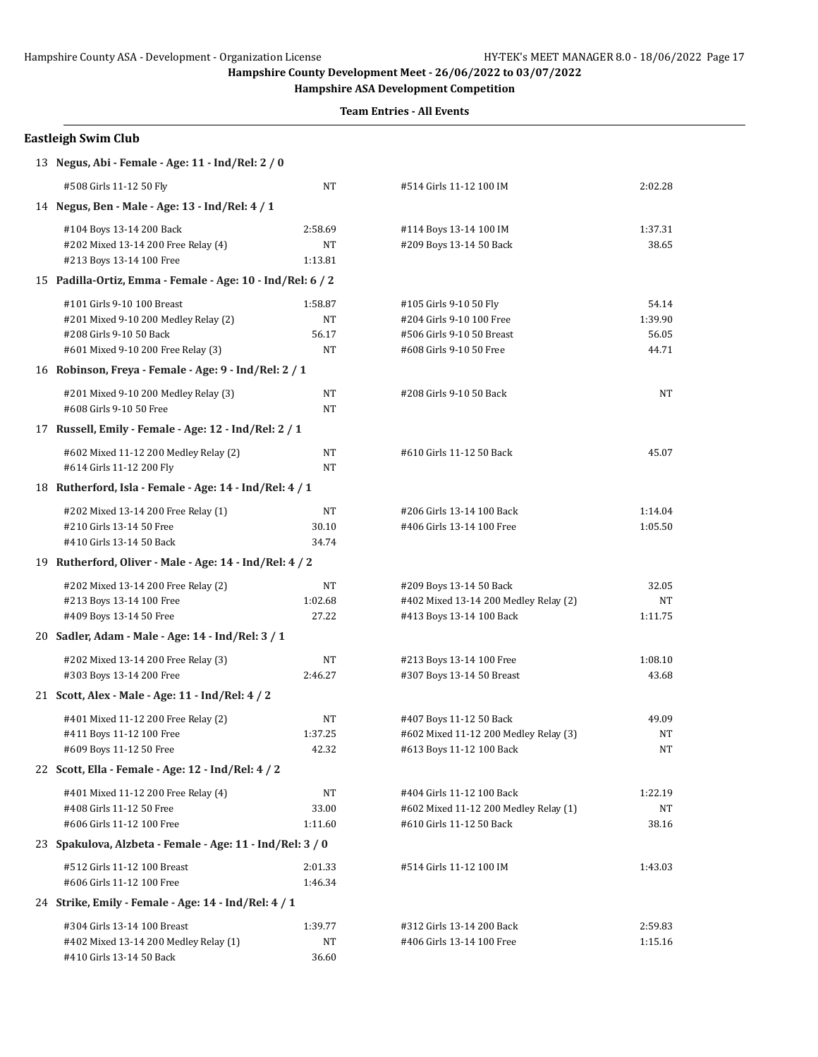**Hampshire County Development Meet - 26/06/2022 to 03/07/2022**

**Hampshire ASA Development Competition**

**Team Entries - All Events**

## Eastleigh Swim Club

**13 Negus, Abi - Female - Age: 11 - Ind/Rel: 2 / 0**

| Event | Time | Event | Time |
|---|---|---|---|
| #508 Girls 11-12 50 Fly | NT | #514 Girls 11-12 100 IM | 2:02.28 |

**14 Negus, Ben - Male - Age: 13 - Ind/Rel: 4 / 1**

| Event | Time | Event | Time |
|---|---|---|---|
| #104 Boys 13-14 200 Back | 2:58.69 | #114 Boys 13-14 100 IM | 1:37.31 |
| #202 Mixed 13-14 200 Free Relay (4) | NT | #209 Boys 13-14 50 Back | 38.65 |
| #213 Boys 13-14 100 Free | 1:13.81 | | |

**15 Padilla-Ortiz, Emma - Female - Age: 10 - Ind/Rel: 6 / 2**

| Event | Time | Event | Time |
|---|---|---|---|
| #101 Girls 9-10 100 Breast | 1:58.87 | #105 Girls 9-10 50 Fly | 54.14 |
| #201 Mixed 9-10 200 Medley Relay (2) | NT | #204 Girls 9-10 100 Free | 1:39.90 |
| #208 Girls 9-10 50 Back | 56.17 | #506 Girls 9-10 50 Breast | 56.05 |
| #601 Mixed 9-10 200 Free Relay (3) | NT | #608 Girls 9-10 50 Free | 44.71 |

**16 Robinson, Freya - Female - Age: 9 - Ind/Rel: 2 / 1**

| Event | Time | Event | Time |
|---|---|---|---|
| #201 Mixed 9-10 200 Medley Relay (3) | NT | #208 Girls 9-10 50 Back | NT |
| #608 Girls 9-10 50 Free | NT | | |

**17 Russell, Emily - Female - Age: 12 - Ind/Rel: 2 / 1**

| Event | Time | Event | Time |
|---|---|---|---|
| #602 Mixed 11-12 200 Medley Relay (2) | NT | #610 Girls 11-12 50 Back | 45.07 |
| #614 Girls 11-12 200 Fly | NT | | |

**18 Rutherford, Isla - Female - Age: 14 - Ind/Rel: 4 / 1**

| Event | Time | Event | Time |
|---|---|---|---|
| #202 Mixed 13-14 200 Free Relay (1) | NT | #206 Girls 13-14 100 Back | 1:14.04 |
| #210 Girls 13-14 50 Free | 30.10 | #406 Girls 13-14 100 Free | 1:05.50 |
| #410 Girls 13-14 50 Back | 34.74 | | |

**19 Rutherford, Oliver - Male - Age: 14 - Ind/Rel: 4 / 2**

| Event | Time | Event | Time |
|---|---|---|---|
| #202 Mixed 13-14 200 Free Relay (2) | NT | #209 Boys 13-14 50 Back | 32.05 |
| #213 Boys 13-14 100 Free | 1:02.68 | #402 Mixed 13-14 200 Medley Relay (2) | NT |
| #409 Boys 13-14 50 Free | 27.22 | #413 Boys 13-14 100 Back | 1:11.75 |

**20 Sadler, Adam - Male - Age: 14 - Ind/Rel: 3 / 1**

| Event | Time | Event | Time |
|---|---|---|---|
| #202 Mixed 13-14 200 Free Relay (3) | NT | #213 Boys 13-14 100 Free | 1:08.10 |
| #303 Boys 13-14 200 Free | 2:46.27 | #307 Boys 13-14 50 Breast | 43.68 |

**21 Scott, Alex - Male - Age: 11 - Ind/Rel: 4 / 2**

| Event | Time | Event | Time |
|---|---|---|---|
| #401 Mixed 11-12 200 Free Relay (2) | NT | #407 Boys 11-12 50 Back | 49.09 |
| #411 Boys 11-12 100 Free | 1:37.25 | #602 Mixed 11-12 200 Medley Relay (3) | NT |
| #609 Boys 11-12 50 Free | 42.32 | #613 Boys 11-12 100 Back | NT |

**22 Scott, Ella - Female - Age: 12 - Ind/Rel: 4 / 2**

| Event | Time | Event | Time |
|---|---|---|---|
| #401 Mixed 11-12 200 Free Relay (4) | NT | #404 Girls 11-12 100 Back | 1:22.19 |
| #408 Girls 11-12 50 Free | 33.00 | #602 Mixed 11-12 200 Medley Relay (1) | NT |
| #606 Girls 11-12 100 Free | 1:11.60 | #610 Girls 11-12 50 Back | 38.16 |

**23 Spakulova, Alzbeta - Female - Age: 11 - Ind/Rel: 3 / 0**

| Event | Time | Event | Time |
|---|---|---|---|
| #512 Girls 11-12 100 Breast | 2:01.33 | #514 Girls 11-12 100 IM | 1:43.03 |
| #606 Girls 11-12 100 Free | 1:46.34 | | |

**24 Strike, Emily - Female - Age: 14 - Ind/Rel: 4 / 1**

| Event | Time | Event | Time |
|---|---|---|---|
| #304 Girls 13-14 100 Breast | 1:39.77 | #312 Girls 13-14 200 Back | 2:59.83 |
| #402 Mixed 13-14 200 Medley Relay (1) | NT | #406 Girls 13-14 100 Free | 1:15.16 |
| #410 Girls 13-14 50 Back | 36.60 | | |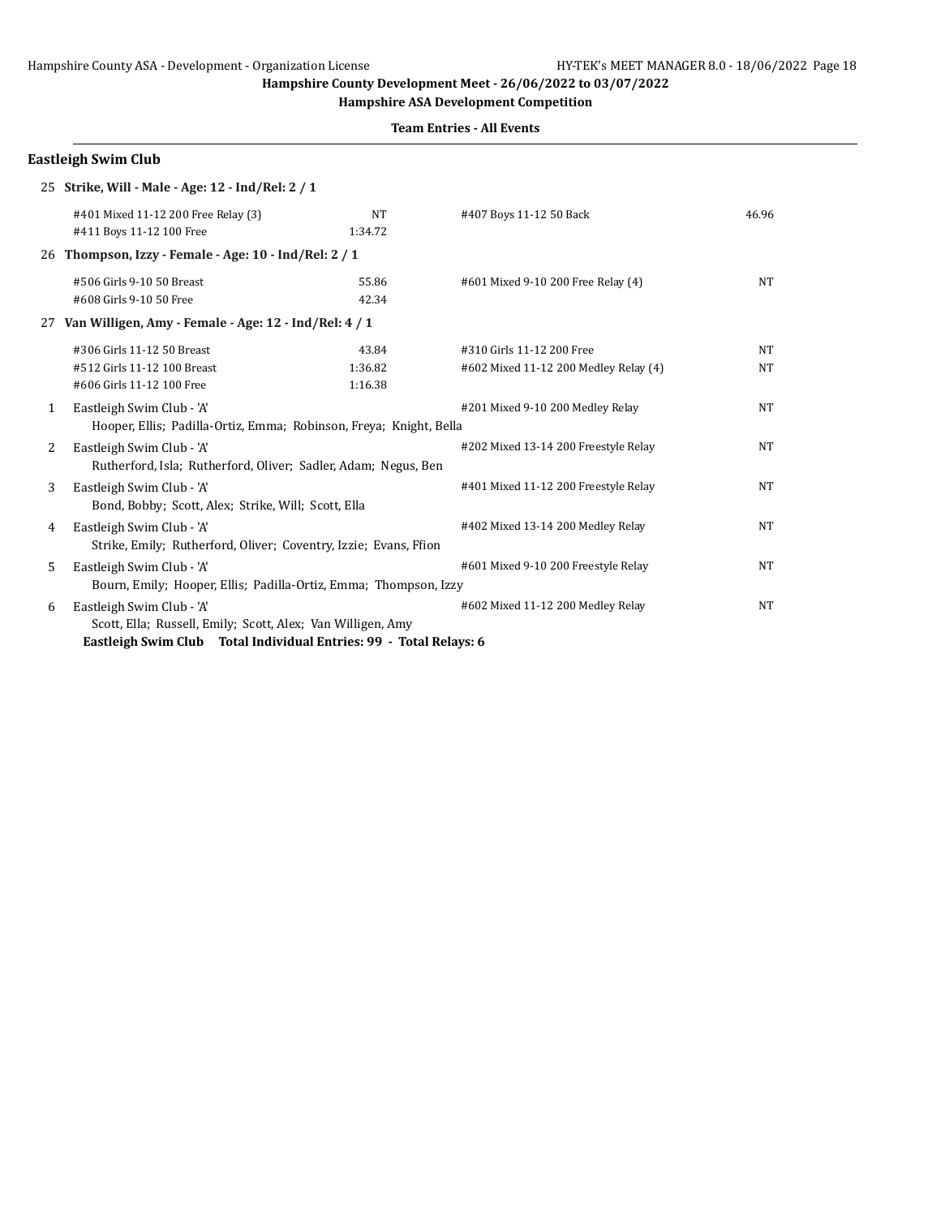Hampshire County Development Meet - 26/06/2022 to 03/07/2022

**Hampshire ASA Development Competition**

**Team Entries - All Events**

## Eastleigh Swim Club

**25 Strike, Will - Male - Age: 12 - Ind/Rel: 2 / 1**

| Event | Time | Event | Time |
|---|---|---|---|
| #401 Mixed 11-12 200 Free Relay (3) | NT | #407 Boys 11-12 50 Back | 46.96 |
| #411 Boys 11-12 100 Free | 1:34.72 | | |

**26 Thompson, Izzy - Female - Age: 10 - Ind/Rel: 2 / 1**

| Event | Time | Event | Time |
|---|---|---|---|
| #506 Girls 9-10 50 Breast | 55.86 | #601 Mixed 9-10 200 Free Relay (4) | NT |
| #608 Girls 9-10 50 Free | 42.34 | | |

**27 Van Willigen, Amy - Female - Age: 12 - Ind/Rel: 4 / 1**

| Event | Time | Event | Time |
|---|---|---|---|
| #306 Girls 11-12 50 Breast | 43.84 | #310 Girls 11-12 200 Free | NT |
| #512 Girls 11-12 100 Breast | 1:36.82 | #602 Mixed 11-12 200 Medley Relay (4) | NT |
| #606 Girls 11-12 100 Free | 1:16.38 | | |

1. Eastleigh Swim Club - 'A' — #201 Mixed 9-10 200 Medley Relay — NT
   Hooper, Ellis; Padilla-Ortiz, Emma; Robinson, Freya; Knight, Bella
2. Eastleigh Swim Club - 'A' — #202 Mixed 13-14 200 Freestyle Relay — NT
   Rutherford, Isla; Rutherford, Oliver; Sadler, Adam; Negus, Ben
3. Eastleigh Swim Club - 'A' — #401 Mixed 11-12 200 Freestyle Relay — NT
   Bond, Bobby; Scott, Alex; Strike, Will; Scott, Ella
4. Eastleigh Swim Club - 'A' — #402 Mixed 13-14 200 Medley Relay — NT
   Strike, Emily; Rutherford, Oliver; Coventry, Izzie; Evans, Ffion
5. Eastleigh Swim Club - 'A' — #601 Mixed 9-10 200 Freestyle Relay — NT
   Bourn, Emily; Hooper, Ellis; Padilla-Ortiz, Emma; Thompson, Izzy
6. Eastleigh Swim Club - 'A' — #602 Mixed 11-12 200 Medley Relay — NT
   Scott, Ella; Russell, Emily; Scott, Alex; Van Willigen, Amy

**Eastleigh Swim Club Total Individual Entries: 99 - Total Relays: 6**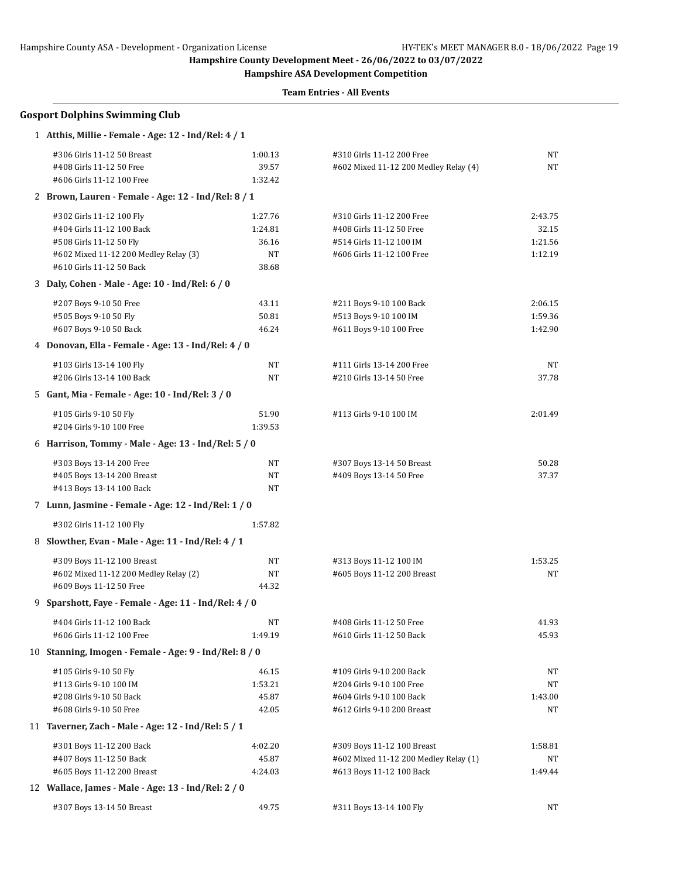**Hampshire County Development Meet - 26/06/2022 to 03/07/2022**

**Hampshire ASA Development Competition**

**Team Entries - All Events**

## Gosport Dolphins Swimming Club

**1 Atthis, Millie - Female - Age: 12 - Ind/Rel: 4 / 1**

| Event | Time | Event | Time |
|---|---|---|---|
| #306 Girls 11-12 50 Breast | 1:00.13 | #310 Girls 11-12 200 Free | NT |
| #408 Girls 11-12 50 Free | 39.57 | #602 Mixed 11-12 200 Medley Relay (4) | NT |
| #606 Girls 11-12 100 Free | 1:32.42 | | |

**2 Brown, Lauren - Female - Age: 12 - Ind/Rel: 8 / 1**

| Event | Time | Event | Time |
|---|---|---|---|
| #302 Girls 11-12 100 Fly | 1:27.76 | #310 Girls 11-12 200 Free | 2:43.75 |
| #404 Girls 11-12 100 Back | 1:24.81 | #408 Girls 11-12 50 Free | 32.15 |
| #508 Girls 11-12 50 Fly | 36.16 | #514 Girls 11-12 100 IM | 1:21.56 |
| #602 Mixed 11-12 200 Medley Relay (3) | NT | #606 Girls 11-12 100 Free | 1:12.19 |
| #610 Girls 11-12 50 Back | 38.68 | | |

**3 Daly, Cohen - Male - Age: 10 - Ind/Rel: 6 / 0**

| Event | Time | Event | Time |
|---|---|---|---|
| #207 Boys 9-10 50 Free | 43.11 | #211 Boys 9-10 100 Back | 2:06.15 |
| #505 Boys 9-10 50 Fly | 50.81 | #513 Boys 9-10 100 IM | 1:59.36 |
| #607 Boys 9-10 50 Back | 46.24 | #611 Boys 9-10 100 Free | 1:42.90 |

**4 Donovan, Ella - Female - Age: 13 - Ind/Rel: 4 / 0**

| Event | Time | Event | Time |
|---|---|---|---|
| #103 Girls 13-14 100 Fly | NT | #111 Girls 13-14 200 Free | NT |
| #206 Girls 13-14 100 Back | NT | #210 Girls 13-14 50 Free | 37.78 |

**5 Gant, Mia - Female - Age: 10 - Ind/Rel: 3 / 0**

| Event | Time | Event | Time |
|---|---|---|---|
| #105 Girls 9-10 50 Fly | 51.90 | #113 Girls 9-10 100 IM | 2:01.49 |
| #204 Girls 9-10 100 Free | 1:39.53 | | |

**6 Harrison, Tommy - Male - Age: 13 - Ind/Rel: 5 / 0**

| Event | Time | Event | Time |
|---|---|---|---|
| #303 Boys 13-14 200 Free | NT | #307 Boys 13-14 50 Breast | 50.28 |
| #405 Boys 13-14 200 Breast | NT | #409 Boys 13-14 50 Free | 37.37 |
| #413 Boys 13-14 100 Back | NT | | |

**7 Lunn, Jasmine - Female - Age: 12 - Ind/Rel: 1 / 0**

| Event | Time | Event | Time |
|---|---|---|---|
| #302 Girls 11-12 100 Fly | 1:57.82 | | |

**8 Slowther, Evan - Male - Age: 11 - Ind/Rel: 4 / 1**

| Event | Time | Event | Time |
|---|---|---|---|
| #309 Boys 11-12 100 Breast | NT | #313 Boys 11-12 100 IM | 1:53.25 |
| #602 Mixed 11-12 200 Medley Relay (2) | NT | #605 Boys 11-12 200 Breast | NT |
| #609 Boys 11-12 50 Free | 44.32 | | |

**9 Sparshott, Faye - Female - Age: 11 - Ind/Rel: 4 / 0**

| Event | Time | Event | Time |
|---|---|---|---|
| #404 Girls 11-12 100 Back | NT | #408 Girls 11-12 50 Free | 41.93 |
| #606 Girls 11-12 100 Free | 1:49.19 | #610 Girls 11-12 50 Back | 45.93 |

**10 Stanning, Imogen - Female - Age: 9 - Ind/Rel: 8 / 0**

| Event | Time | Event | Time |
|---|---|---|---|
| #105 Girls 9-10 50 Fly | 46.15 | #109 Girls 9-10 200 Back | NT |
| #113 Girls 9-10 100 IM | 1:53.21 | #204 Girls 9-10 100 Free | NT |
| #208 Girls 9-10 50 Back | 45.87 | #604 Girls 9-10 100 Back | 1:43.00 |
| #608 Girls 9-10 50 Free | 42.05 | #612 Girls 9-10 200 Breast | NT |

**11 Taverner, Zach - Male - Age: 12 - Ind/Rel: 5 / 1**

| Event | Time | Event | Time |
|---|---|---|---|
| #301 Boys 11-12 200 Back | 4:02.20 | #309 Boys 11-12 100 Breast | 1:58.81 |
| #407 Boys 11-12 50 Back | 45.87 | #602 Mixed 11-12 200 Medley Relay (1) | NT |
| #605 Boys 11-12 200 Breast | 4:24.03 | #613 Boys 11-12 100 Back | 1:49.44 |

**12 Wallace, James - Male - Age: 13 - Ind/Rel: 2 / 0**

| Event | Time | Event | Time |
|---|---|---|---|
| #307 Boys 13-14 50 Breast | 49.75 | #311 Boys 13-14 100 Fly | NT |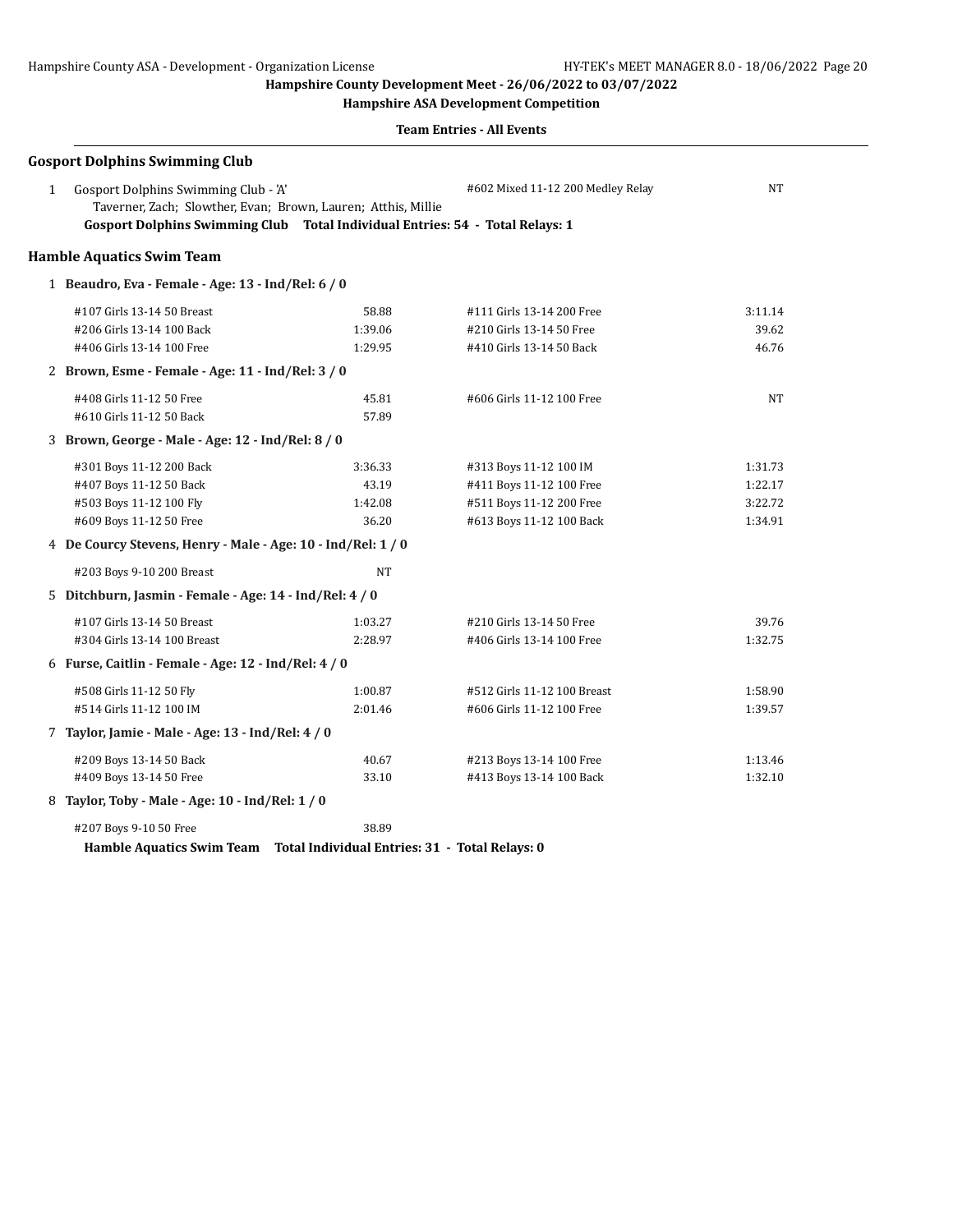Hampshire County Development Meet - 26/06/2022 to 03/07/2022

Hampshire ASA Development Competition

**Team Entries - All Events**

### Gosport Dolphins Swimming Club

1 Gosport Dolphins Swimming Club - 'A' — #602 Mixed 11-12 200 Medley Relay — NT
Taverner, Zach; Slowther, Evan; Brown, Lauren; Atthis, Millie

**Gosport Dolphins Swimming Club Total Individual Entries: 54 - Total Relays: 1**

### Hamble Aquatics Swim Team

**1 Beaudro, Eva - Female - Age: 13 - Ind/Rel: 6 / 0**

| Event | Time | Event | Time |
|---|---|---|---|
| #107 Girls 13-14 50 Breast | 58.88 | #111 Girls 13-14 200 Free | 3:11.14 |
| #206 Girls 13-14 100 Back | 1:39.06 | #210 Girls 13-14 50 Free | 39.62 |
| #406 Girls 13-14 100 Free | 1:29.95 | #410 Girls 13-14 50 Back | 46.76 |

**2 Brown, Esme - Female - Age: 11 - Ind/Rel: 3 / 0**

| Event | Time | Event | Time |
|---|---|---|---|
| #408 Girls 11-12 50 Free | 45.81 | #606 Girls 11-12 100 Free | NT |
| #610 Girls 11-12 50 Back | 57.89 | | |

**3 Brown, George - Male - Age: 12 - Ind/Rel: 8 / 0**

| Event | Time | Event | Time |
|---|---|---|---|
| #301 Boys 11-12 200 Back | 3:36.33 | #313 Boys 11-12 100 IM | 1:31.73 |
| #407 Boys 11-12 50 Back | 43.19 | #411 Boys 11-12 100 Free | 1:22.17 |
| #503 Boys 11-12 100 Fly | 1:42.08 | #511 Boys 11-12 200 Free | 3:22.72 |
| #609 Boys 11-12 50 Free | 36.20 | #613 Boys 11-12 100 Back | 1:34.91 |

**4 De Courcy Stevens, Henry - Male - Age: 10 - Ind/Rel: 1 / 0**

| Event | Time |
|---|---|
| #203 Boys 9-10 200 Breast | NT |

**5 Ditchburn, Jasmin - Female - Age: 14 - Ind/Rel: 4 / 0**

| Event | Time | Event | Time |
|---|---|---|---|
| #107 Girls 13-14 50 Breast | 1:03.27 | #210 Girls 13-14 50 Free | 39.76 |
| #304 Girls 13-14 100 Breast | 2:28.97 | #406 Girls 13-14 100 Free | 1:32.75 |

**6 Furse, Caitlin - Female - Age: 12 - Ind/Rel: 4 / 0**

| Event | Time | Event | Time |
|---|---|---|---|
| #508 Girls 11-12 50 Fly | 1:00.87 | #512 Girls 11-12 100 Breast | 1:58.90 |
| #514 Girls 11-12 100 IM | 2:01.46 | #606 Girls 11-12 100 Free | 1:39.57 |

**7 Taylor, Jamie - Male - Age: 13 - Ind/Rel: 4 / 0**

| Event | Time | Event | Time |
|---|---|---|---|
| #209 Boys 13-14 50 Back | 40.67 | #213 Boys 13-14 100 Free | 1:13.46 |
| #409 Boys 13-14 50 Free | 33.10 | #413 Boys 13-14 100 Back | 1:32.10 |

**8 Taylor, Toby - Male - Age: 10 - Ind/Rel: 1 / 0**

| Event | Time |
|---|---|
| #207 Boys 9-10 50 Free | 38.89 |

**Hamble Aquatics Swim Team Total Individual Entries: 31 - Total Relays: 0**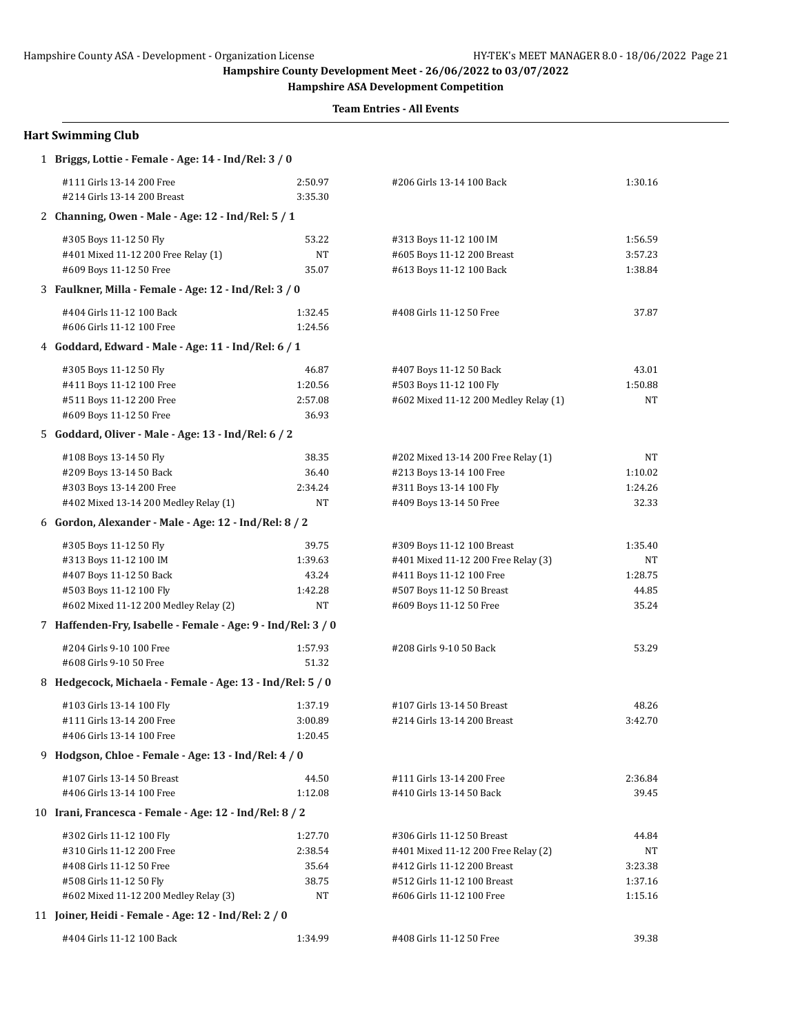Hampshire County Development Meet - 26/06/2022 to 03/07/2022

Hampshire ASA Development Competition

Team Entries - All Events

## Hart Swimming Club

### 1 Briggs, Lottie - Female - Age: 14 - Ind/Rel: 3 / 0

| Event | Time | Event | Time |
|---|---|---|---|
| #111 Girls 13-14 200 Free | 2:50.97 | #206 Girls 13-14 100 Back | 1:30.16 |
| #214 Girls 13-14 200 Breast | 3:35.30 | | |

### 2 Channing, Owen - Male - Age: 12 - Ind/Rel: 5 / 1

| Event | Time | Event | Time |
|---|---|---|---|
| #305 Boys 11-12 50 Fly | 53.22 | #313 Boys 11-12 100 IM | 1:56.59 |
| #401 Mixed 11-12 200 Free Relay (1) | NT | #605 Boys 11-12 200 Breast | 3:57.23 |
| #609 Boys 11-12 50 Free | 35.07 | #613 Boys 11-12 100 Back | 1:38.84 |

### 3 Faulkner, Milla - Female - Age: 12 - Ind/Rel: 3 / 0

| Event | Time | Event | Time |
|---|---|---|---|
| #404 Girls 11-12 100 Back | 1:32.45 | #408 Girls 11-12 50 Free | 37.87 |
| #606 Girls 11-12 100 Free | 1:24.56 | | |

### 4 Goddard, Edward - Male - Age: 11 - Ind/Rel: 6 / 1

| Event | Time | Event | Time |
|---|---|---|---|
| #305 Boys 11-12 50 Fly | 46.87 | #407 Boys 11-12 50 Back | 43.01 |
| #411 Boys 11-12 100 Free | 1:20.56 | #503 Boys 11-12 100 Fly | 1:50.88 |
| #511 Boys 11-12 200 Free | 2:57.08 | #602 Mixed 11-12 200 Medley Relay (1) | NT |
| #609 Boys 11-12 50 Free | 36.93 | | |

### 5 Goddard, Oliver - Male - Age: 13 - Ind/Rel: 6 / 2

| Event | Time | Event | Time |
|---|---|---|---|
| #108 Boys 13-14 50 Fly | 38.35 | #202 Mixed 13-14 200 Free Relay (1) | NT |
| #209 Boys 13-14 50 Back | 36.40 | #213 Boys 13-14 100 Free | 1:10.02 |
| #303 Boys 13-14 200 Free | 2:34.24 | #311 Boys 13-14 100 Fly | 1:24.26 |
| #402 Mixed 13-14 200 Medley Relay (1) | NT | #409 Boys 13-14 50 Free | 32.33 |

### 6 Gordon, Alexander - Male - Age: 12 - Ind/Rel: 8 / 2

| Event | Time | Event | Time |
|---|---|---|---|
| #305 Boys 11-12 50 Fly | 39.75 | #309 Boys 11-12 100 Breast | 1:35.40 |
| #313 Boys 11-12 100 IM | 1:39.63 | #401 Mixed 11-12 200 Free Relay (3) | NT |
| #407 Boys 11-12 50 Back | 43.24 | #411 Boys 11-12 100 Free | 1:28.75 |
| #503 Boys 11-12 100 Fly | 1:42.28 | #507 Boys 11-12 50 Breast | 44.85 |
| #602 Mixed 11-12 200 Medley Relay (2) | NT | #609 Boys 11-12 50 Free | 35.24 |

### 7 Haffenden-Fry, Isabelle - Female - Age: 9 - Ind/Rel: 3 / 0

| Event | Time | Event | Time |
|---|---|---|---|
| #204 Girls 9-10 100 Free | 1:57.93 | #208 Girls 9-10 50 Back | 53.29 |
| #608 Girls 9-10 50 Free | 51.32 | | |

### 8 Hedgecock, Michaela - Female - Age: 13 - Ind/Rel: 5 / 0

| Event | Time | Event | Time |
|---|---|---|---|
| #103 Girls 13-14 100 Fly | 1:37.19 | #107 Girls 13-14 50 Breast | 48.26 |
| #111 Girls 13-14 200 Free | 3:00.89 | #214 Girls 13-14 200 Breast | 3:42.70 |
| #406 Girls 13-14 100 Free | 1:20.45 | | |

### 9 Hodgson, Chloe - Female - Age: 13 - Ind/Rel: 4 / 0

| Event | Time | Event | Time |
|---|---|---|---|
| #107 Girls 13-14 50 Breast | 44.50 | #111 Girls 13-14 200 Free | 2:36.84 |
| #406 Girls 13-14 100 Free | 1:12.08 | #410 Girls 13-14 50 Back | 39.45 |

### 10 Irani, Francesca - Female - Age: 12 - Ind/Rel: 8 / 2

| Event | Time | Event | Time |
|---|---|---|---|
| #302 Girls 11-12 100 Fly | 1:27.70 | #306 Girls 11-12 50 Breast | 44.84 |
| #310 Girls 11-12 200 Free | 2:38.54 | #401 Mixed 11-12 200 Free Relay (2) | NT |
| #408 Girls 11-12 50 Free | 35.64 | #412 Girls 11-12 200 Breast | 3:23.38 |
| #508 Girls 11-12 50 Fly | 38.75 | #512 Girls 11-12 100 Breast | 1:37.16 |
| #602 Mixed 11-12 200 Medley Relay (3) | NT | #606 Girls 11-12 100 Free | 1:15.16 |

### 11 Joiner, Heidi - Female - Age: 12 - Ind/Rel: 2 / 0

| Event | Time | Event | Time |
|---|---|---|---|
| #404 Girls 11-12 100 Back | 1:34.99 | #408 Girls 11-12 50 Free | 39.38 |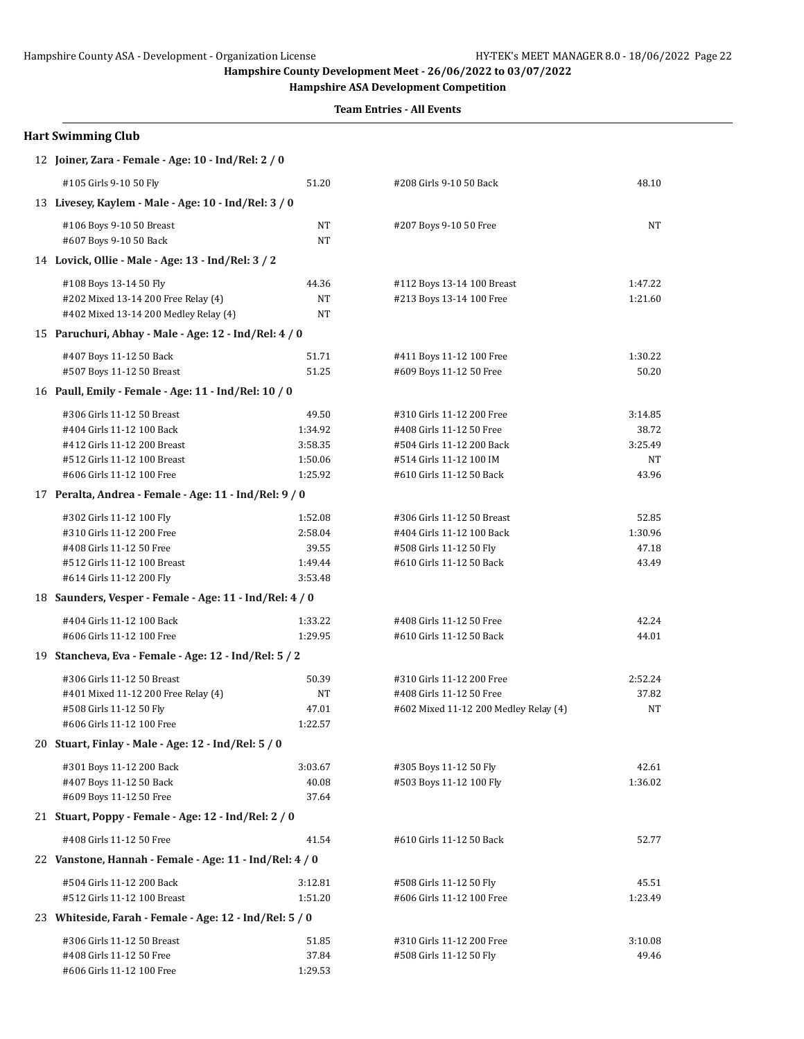Hampshire County ASA - Development - Organization License

**Hampshire County Development Meet - 26/06/2022 to 03/07/2022**

**Hampshire ASA Development Competition**

**Team Entries - All Events**

## Hart Swimming Club

**12 Joiner, Zara - Female - Age: 10 - Ind/Rel: 2 / 0**

| Event | Time | Event | Time |
|---|---|---|---|
| #105 Girls 9-10 50 Fly | 51.20 | #208 Girls 9-10 50 Back | 48.10 |

**13 Livesey, Kaylem - Male - Age: 10 - Ind/Rel: 3 / 0**

| Event | Time | Event | Time |
|---|---|---|---|
| #106 Boys 9-10 50 Breast | NT | #207 Boys 9-10 50 Free | NT |
| #607 Boys 9-10 50 Back | NT | | |

**14 Lovick, Ollie - Male - Age: 13 - Ind/Rel: 3 / 2**

| Event | Time | Event | Time |
|---|---|---|---|
| #108 Boys 13-14 50 Fly | 44.36 | #112 Boys 13-14 100 Breast | 1:47.22 |
| #202 Mixed 13-14 200 Free Relay (4) | NT | #213 Boys 13-14 100 Free | 1:21.60 |
| #402 Mixed 13-14 200 Medley Relay (4) | NT | | |

**15 Paruchuri, Abhay - Male - Age: 12 - Ind/Rel: 4 / 0**

| Event | Time | Event | Time |
|---|---|---|---|
| #407 Boys 11-12 50 Back | 51.71 | #411 Boys 11-12 100 Free | 1:30.22 |
| #507 Boys 11-12 50 Breast | 51.25 | #609 Boys 11-12 50 Free | 50.20 |

**16 Paull, Emily - Female - Age: 11 - Ind/Rel: 10 / 0**

| Event | Time | Event | Time |
|---|---|---|---|
| #306 Girls 11-12 50 Breast | 49.50 | #310 Girls 11-12 200 Free | 3:14.85 |
| #404 Girls 11-12 100 Back | 1:34.92 | #408 Girls 11-12 50 Free | 38.72 |
| #412 Girls 11-12 200 Breast | 3:58.35 | #504 Girls 11-12 200 Back | 3:25.49 |
| #512 Girls 11-12 100 Breast | 1:50.06 | #514 Girls 11-12 100 IM | NT |
| #606 Girls 11-12 100 Free | 1:25.92 | #610 Girls 11-12 50 Back | 43.96 |

**17 Peralta, Andrea - Female - Age: 11 - Ind/Rel: 9 / 0**

| Event | Time | Event | Time |
|---|---|---|---|
| #302 Girls 11-12 100 Fly | 1:52.08 | #306 Girls 11-12 50 Breast | 52.85 |
| #310 Girls 11-12 200 Free | 2:58.04 | #404 Girls 11-12 100 Back | 1:30.96 |
| #408 Girls 11-12 50 Free | 39.55 | #508 Girls 11-12 50 Fly | 47.18 |
| #512 Girls 11-12 100 Breast | 1:49.44 | #610 Girls 11-12 50 Back | 43.49 |
| #614 Girls 11-12 200 Fly | 3:53.48 | | |

**18 Saunders, Vesper - Female - Age: 11 - Ind/Rel: 4 / 0**

| Event | Time | Event | Time |
|---|---|---|---|
| #404 Girls 11-12 100 Back | 1:33.22 | #408 Girls 11-12 50 Free | 42.24 |
| #606 Girls 11-12 100 Free | 1:29.95 | #610 Girls 11-12 50 Back | 44.01 |

**19 Stancheva, Eva - Female - Age: 12 - Ind/Rel: 5 / 2**

| Event | Time | Event | Time |
|---|---|---|---|
| #306 Girls 11-12 50 Breast | 50.39 | #310 Girls 11-12 200 Free | 2:52.24 |
| #401 Mixed 11-12 200 Free Relay (4) | NT | #408 Girls 11-12 50 Free | 37.82 |
| #508 Girls 11-12 50 Fly | 47.01 | #602 Mixed 11-12 200 Medley Relay (4) | NT |
| #606 Girls 11-12 100 Free | 1:22.57 | | |

**20 Stuart, Finlay - Male - Age: 12 - Ind/Rel: 5 / 0**

| Event | Time | Event | Time |
|---|---|---|---|
| #301 Boys 11-12 200 Back | 3:03.67 | #305 Boys 11-12 50 Fly | 42.61 |
| #407 Boys 11-12 50 Back | 40.08 | #503 Boys 11-12 100 Fly | 1:36.02 |
| #609 Boys 11-12 50 Free | 37.64 | | |

**21 Stuart, Poppy - Female - Age: 12 - Ind/Rel: 2 / 0**

| Event | Time | Event | Time |
|---|---|---|---|
| #408 Girls 11-12 50 Free | 41.54 | #610 Girls 11-12 50 Back | 52.77 |

**22 Vanstone, Hannah - Female - Age: 11 - Ind/Rel: 4 / 0**

| Event | Time | Event | Time |
|---|---|---|---|
| #504 Girls 11-12 200 Back | 3:12.81 | #508 Girls 11-12 50 Fly | 45.51 |
| #512 Girls 11-12 100 Breast | 1:51.20 | #606 Girls 11-12 100 Free | 1:23.49 |

**23 Whiteside, Farah - Female - Age: 12 - Ind/Rel: 5 / 0**

| Event | Time | Event | Time |
|---|---|---|---|
| #306 Girls 11-12 50 Breast | 51.85 | #310 Girls 11-12 200 Free | 3:10.08 |
| #408 Girls 11-12 50 Free | 37.84 | #508 Girls 11-12 50 Fly | 49.46 |
| #606 Girls 11-12 100 Free | 1:29.53 | | |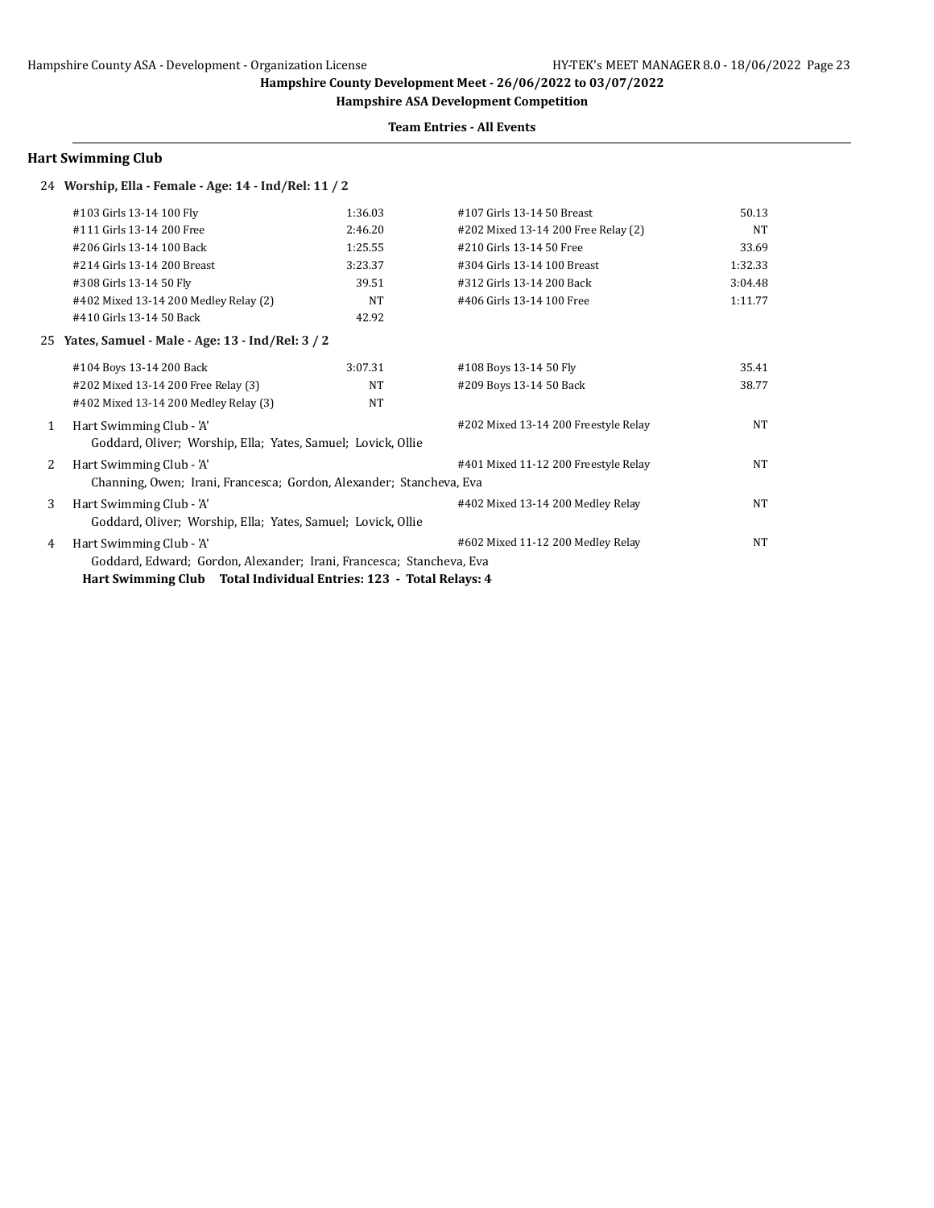Hampshire County Development Meet - 26/06/2022 to 03/07/2022

Hampshire ASA Development Competition

Team Entries - All Events

## Hart Swimming Club

### 24 Worship, Ella - Female - Age: 14 - Ind/Rel: 11 / 2

| Event | Time | Event | Time |
|---|---|---|---|
| #103 Girls 13-14 100 Fly | 1:36.03 | #107 Girls 13-14 50 Breast | 50.13 |
| #111 Girls 13-14 200 Free | 2:46.20 | #202 Mixed 13-14 200 Free Relay (2) | NT |
| #206 Girls 13-14 100 Back | 1:25.55 | #210 Girls 13-14 50 Free | 33.69 |
| #214 Girls 13-14 200 Breast | 3:23.37 | #304 Girls 13-14 100 Breast | 1:32.33 |
| #308 Girls 13-14 50 Fly | 39.51 | #312 Girls 13-14 200 Back | 3:04.48 |
| #402 Mixed 13-14 200 Medley Relay (2) | NT | #406 Girls 13-14 100 Free | 1:11.77 |
| #410 Girls 13-14 50 Back | 42.92 | | |

### 25 Yates, Samuel - Male - Age: 13 - Ind/Rel: 3 / 2

| Event | Time | Event | Time |
|---|---|---|---|
| #104 Boys 13-14 200 Back | 3:07.31 | #108 Boys 13-14 50 Fly | 35.41 |
| #202 Mixed 13-14 200 Free Relay (3) | NT | #209 Boys 13-14 50 Back | 38.77 |
| #402 Mixed 13-14 200 Medley Relay (3) | NT | | |

| # | Team | Event | Time |
|---|---|---|---|
| 1 | Hart Swimming Club - 'A'<br>Goddard, Oliver; Worship, Ella; Yates, Samuel; Lovick, Ollie | #202 Mixed 13-14 200 Freestyle Relay | NT |
| 2 | Hart Swimming Club - 'A'<br>Channing, Owen; Irani, Francesca; Gordon, Alexander; Stancheva, Eva | #401 Mixed 11-12 200 Freestyle Relay | NT |
| 3 | Hart Swimming Club - 'A'<br>Goddard, Oliver; Worship, Ella; Yates, Samuel; Lovick, Ollie | #402 Mixed 13-14 200 Medley Relay | NT |
| 4 | Hart Swimming Club - 'A'<br>Goddard, Edward; Gordon, Alexander; Irani, Francesca; Stancheva, Eva | #602 Mixed 11-12 200 Medley Relay | NT |

**Hart Swimming Club Total Individual Entries: 123 - Total Relays: 4**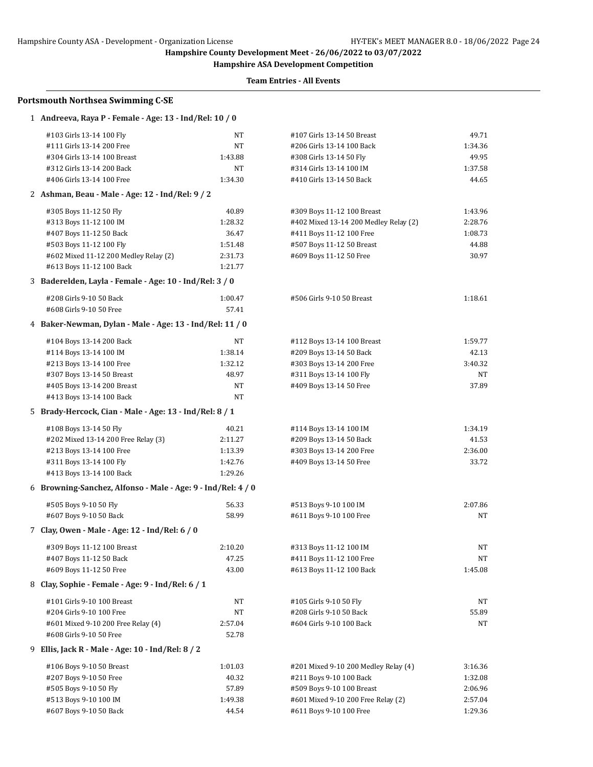**Hampshire County Development Meet - 26/06/2022 to 03/07/2022**

**Hampshire ASA Development Competition**

**Team Entries - All Events**

## Portsmouth Northsea Swimming C-SE

### 1 Andreeva, Raya P - Female - Age: 13 - Ind/Rel: 10 / 0

| Event | Time | Event | Time |
|---|---|---|---|
| #103 Girls 13-14 100 Fly | NT | #107 Girls 13-14 50 Breast | 49.71 |
| #111 Girls 13-14 200 Free | NT | #206 Girls 13-14 100 Back | 1:34.36 |
| #304 Girls 13-14 100 Breast | 1:43.88 | #308 Girls 13-14 50 Fly | 49.95 |
| #312 Girls 13-14 200 Back | NT | #314 Girls 13-14 100 IM | 1:37.58 |
| #406 Girls 13-14 100 Free | 1:34.30 | #410 Girls 13-14 50 Back | 44.65 |

### 2 Ashman, Beau - Male - Age: 12 - Ind/Rel: 9 / 2

| Event | Time | Event | Time |
|---|---|---|---|
| #305 Boys 11-12 50 Fly | 40.89 | #309 Boys 11-12 100 Breast | 1:43.96 |
| #313 Boys 11-12 100 IM | 1:28.32 | #402 Mixed 13-14 200 Medley Relay (2) | 2:28.76 |
| #407 Boys 11-12 50 Back | 36.47 | #411 Boys 11-12 100 Free | 1:08.73 |
| #503 Boys 11-12 100 Fly | 1:51.48 | #507 Boys 11-12 50 Breast | 44.88 |
| #602 Mixed 11-12 200 Medley Relay (2) | 2:31.73 | #609 Boys 11-12 50 Free | 30.97 |
| #613 Boys 11-12 100 Back | 1:21.77 | | |

### 3 Baderelden, Layla - Female - Age: 10 - Ind/Rel: 3 / 0

| Event | Time | Event | Time |
|---|---|---|---|
| #208 Girls 9-10 50 Back | 1:00.47 | #506 Girls 9-10 50 Breast | 1:18.61 |
| #608 Girls 9-10 50 Free | 57.41 | | |

### 4 Baker-Newman, Dylan - Male - Age: 13 - Ind/Rel: 11 / 0

| Event | Time | Event | Time |
|---|---|---|---|
| #104 Boys 13-14 200 Back | NT | #112 Boys 13-14 100 Breast | 1:59.77 |
| #114 Boys 13-14 100 IM | 1:38.14 | #209 Boys 13-14 50 Back | 42.13 |
| #213 Boys 13-14 100 Free | 1:32.12 | #303 Boys 13-14 200 Free | 3:40.32 |
| #307 Boys 13-14 50 Breast | 48.97 | #311 Boys 13-14 100 Fly | NT |
| #405 Boys 13-14 200 Breast | NT | #409 Boys 13-14 50 Free | 37.89 |
| #413 Boys 13-14 100 Back | NT | | |

### 5 Brady-Hercock, Cian - Male - Age: 13 - Ind/Rel: 8 / 1

| Event | Time | Event | Time |
|---|---|---|---|
| #108 Boys 13-14 50 Fly | 40.21 | #114 Boys 13-14 100 IM | 1:34.19 |
| #202 Mixed 13-14 200 Free Relay (3) | 2:11.27 | #209 Boys 13-14 50 Back | 41.53 |
| #213 Boys 13-14 100 Free | 1:13.39 | #303 Boys 13-14 200 Free | 2:36.00 |
| #311 Boys 13-14 100 Fly | 1:42.76 | #409 Boys 13-14 50 Free | 33.72 |
| #413 Boys 13-14 100 Back | 1:29.26 | | |

### 6 Browning-Sanchez, Alfonso - Male - Age: 9 - Ind/Rel: 4 / 0

| Event | Time | Event | Time |
|---|---|---|---|
| #505 Boys 9-10 50 Fly | 56.33 | #513 Boys 9-10 100 IM | 2:07.86 |
| #607 Boys 9-10 50 Back | 58.99 | #611 Boys 9-10 100 Free | NT |

### 7 Clay, Owen - Male - Age: 12 - Ind/Rel: 6 / 0

| Event | Time | Event | Time |
|---|---|---|---|
| #309 Boys 11-12 100 Breast | 2:10.20 | #313 Boys 11-12 100 IM | NT |
| #407 Boys 11-12 50 Back | 47.25 | #411 Boys 11-12 100 Free | NT |
| #609 Boys 11-12 50 Free | 43.00 | #613 Boys 11-12 100 Back | 1:45.08 |

### 8 Clay, Sophie - Female - Age: 9 - Ind/Rel: 6 / 1

| Event | Time | Event | Time |
|---|---|---|---|
| #101 Girls 9-10 100 Breast | NT | #105 Girls 9-10 50 Fly | NT |
| #204 Girls 9-10 100 Free | NT | #208 Girls 9-10 50 Back | 55.89 |
| #601 Mixed 9-10 200 Free Relay (4) | 2:57.04 | #604 Girls 9-10 100 Back | NT |
| #608 Girls 9-10 50 Free | 52.78 | | |

### 9 Ellis, Jack R - Male - Age: 10 - Ind/Rel: 8 / 2

| Event | Time | Event | Time |
|---|---|---|---|
| #106 Boys 9-10 50 Breast | 1:01.03 | #201 Mixed 9-10 200 Medley Relay (4) | 3:16.36 |
| #207 Boys 9-10 50 Free | 40.32 | #211 Boys 9-10 100 Back | 1:32.08 |
| #505 Boys 9-10 50 Fly | 57.89 | #509 Boys 9-10 100 Breast | 2:06.96 |
| #513 Boys 9-10 100 IM | 1:49.38 | #601 Mixed 9-10 200 Free Relay (2) | 2:57.04 |
| #607 Boys 9-10 50 Back | 44.54 | #611 Boys 9-10 100 Free | 1:29.36 |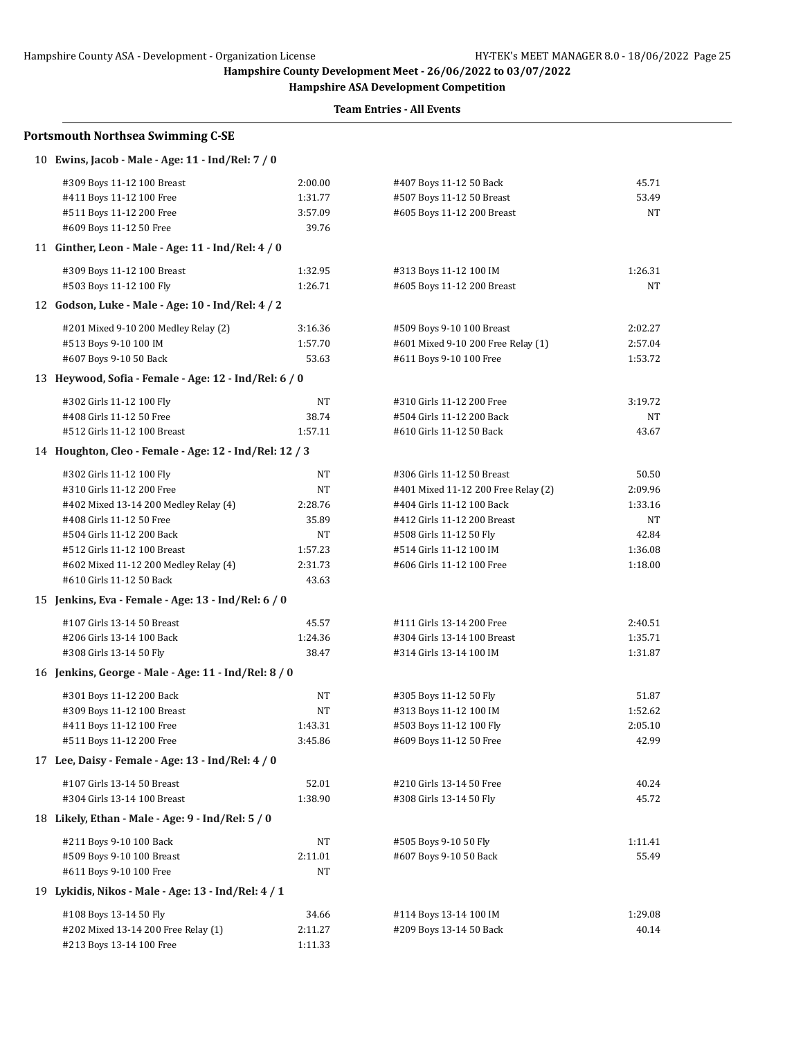Hampshire County Development Meet - 26/06/2022 to 03/07/2022

Hampshire ASA Development Competition

**Team Entries - All Events**

## Portsmouth Northsea Swimming C-SE

### 10 Ewins, Jacob - Male - Age: 11 - Ind/Rel: 7 / 0

| Event | Time | Event | Time |
|---|---|---|---|
| #309 Boys 11-12 100 Breast | 2:00.00 | #407 Boys 11-12 50 Back | 45.71 |
| #411 Boys 11-12 100 Free | 1:31.77 | #507 Boys 11-12 50 Breast | 53.49 |
| #511 Boys 11-12 200 Free | 3:57.09 | #605 Boys 11-12 200 Breast | NT |
| #609 Boys 11-12 50 Free | 39.76 | | |

### 11 Ginther, Leon - Male - Age: 11 - Ind/Rel: 4 / 0

| Event | Time | Event | Time |
|---|---|---|---|
| #309 Boys 11-12 100 Breast | 1:32.95 | #313 Boys 11-12 100 IM | 1:26.31 |
| #503 Boys 11-12 100 Fly | 1:26.71 | #605 Boys 11-12 200 Breast | NT |

### 12 Godson, Luke - Male - Age: 10 - Ind/Rel: 4 / 2

| Event | Time | Event | Time |
|---|---|---|---|
| #201 Mixed 9-10 200 Medley Relay (2) | 3:16.36 | #509 Boys 9-10 100 Breast | 2:02.27 |
| #513 Boys 9-10 100 IM | 1:57.70 | #601 Mixed 9-10 200 Free Relay (1) | 2:57.04 |
| #607 Boys 9-10 50 Back | 53.63 | #611 Boys 9-10 100 Free | 1:53.72 |

### 13 Heywood, Sofia - Female - Age: 12 - Ind/Rel: 6 / 0

| Event | Time | Event | Time |
|---|---|---|---|
| #302 Girls 11-12 100 Fly | NT | #310 Girls 11-12 200 Free | 3:19.72 |
| #408 Girls 11-12 50 Free | 38.74 | #504 Girls 11-12 200 Back | NT |
| #512 Girls 11-12 100 Breast | 1:57.11 | #610 Girls 11-12 50 Back | 43.67 |

### 14 Houghton, Cleo - Female - Age: 12 - Ind/Rel: 12 / 3

| Event | Time | Event | Time |
|---|---|---|---|
| #302 Girls 11-12 100 Fly | NT | #306 Girls 11-12 50 Breast | 50.50 |
| #310 Girls 11-12 200 Free | NT | #401 Mixed 11-12 200 Free Relay (2) | 2:09.96 |
| #402 Mixed 13-14 200 Medley Relay (4) | 2:28.76 | #404 Girls 11-12 100 Back | 1:33.16 |
| #408 Girls 11-12 50 Free | 35.89 | #412 Girls 11-12 200 Breast | NT |
| #504 Girls 11-12 200 Back | NT | #508 Girls 11-12 50 Fly | 42.84 |
| #512 Girls 11-12 100 Breast | 1:57.23 | #514 Girls 11-12 100 IM | 1:36.08 |
| #602 Mixed 11-12 200 Medley Relay (4) | 2:31.73 | #606 Girls 11-12 100 Free | 1:18.00 |
| #610 Girls 11-12 50 Back | 43.63 | | |

### 15 Jenkins, Eva - Female - Age: 13 - Ind/Rel: 6 / 0

| Event | Time | Event | Time |
|---|---|---|---|
| #107 Girls 13-14 50 Breast | 45.57 | #111 Girls 13-14 200 Free | 2:40.51 |
| #206 Girls 13-14 100 Back | 1:24.36 | #304 Girls 13-14 100 Breast | 1:35.71 |
| #308 Girls 13-14 50 Fly | 38.47 | #314 Girls 13-14 100 IM | 1:31.87 |

### 16 Jenkins, George - Male - Age: 11 - Ind/Rel: 8 / 0

| Event | Time | Event | Time |
|---|---|---|---|
| #301 Boys 11-12 200 Back | NT | #305 Boys 11-12 50 Fly | 51.87 |
| #309 Boys 11-12 100 Breast | NT | #313 Boys 11-12 100 IM | 1:52.62 |
| #411 Boys 11-12 100 Free | 1:43.31 | #503 Boys 11-12 100 Fly | 2:05.10 |
| #511 Boys 11-12 200 Free | 3:45.86 | #609 Boys 11-12 50 Free | 42.99 |

### 17 Lee, Daisy - Female - Age: 13 - Ind/Rel: 4 / 0

| Event | Time | Event | Time |
|---|---|---|---|
| #107 Girls 13-14 50 Breast | 52.01 | #210 Girls 13-14 50 Free | 40.24 |
| #304 Girls 13-14 100 Breast | 1:38.90 | #308 Girls 13-14 50 Fly | 45.72 |

### 18 Likely, Ethan - Male - Age: 9 - Ind/Rel: 5 / 0

| Event | Time | Event | Time |
|---|---|---|---|
| #211 Boys 9-10 100 Back | NT | #505 Boys 9-10 50 Fly | 1:11.41 |
| #509 Boys 9-10 100 Breast | 2:11.01 | #607 Boys 9-10 50 Back | 55.49 |
| #611 Boys 9-10 100 Free | NT | | |

### 19 Lykidis, Nikos - Male - Age: 13 - Ind/Rel: 4 / 1

| Event | Time | Event | Time |
|---|---|---|---|
| #108 Boys 13-14 50 Fly | 34.66 | #114 Boys 13-14 100 IM | 1:29.08 |
| #202 Mixed 13-14 200 Free Relay (1) | 2:11.27 | #209 Boys 13-14 50 Back | 40.14 |
| #213 Boys 13-14 100 Free | 1:11.33 | | |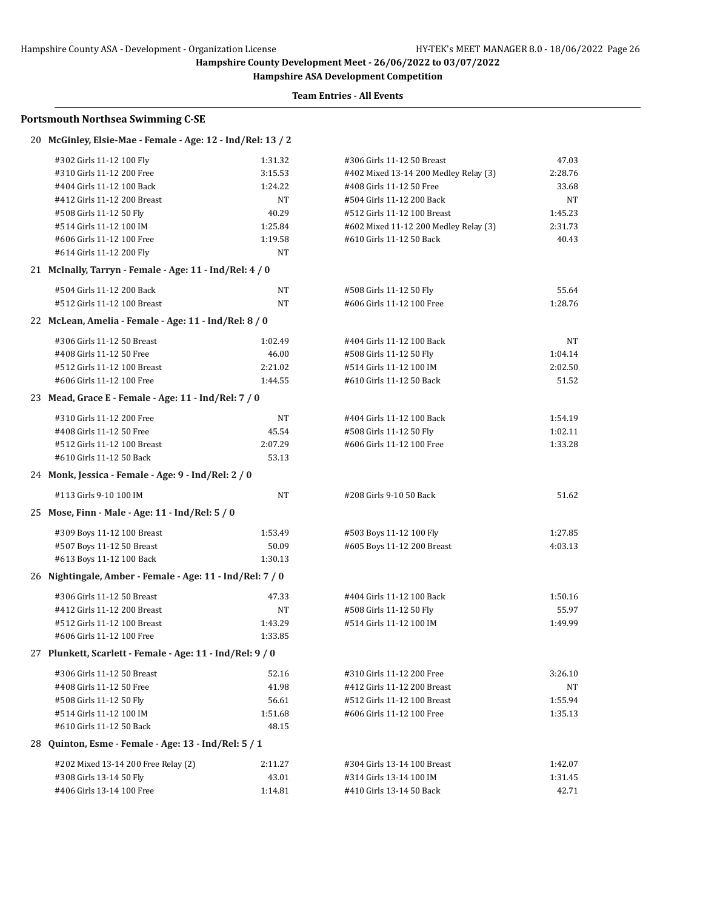Hampshire County Development Meet - 26/06/2022 to 03/07/2022

Hampshire ASA Development Competition

Team Entries - All Events

## Portsmouth Northsea Swimming C-SE

### 20 McGinley, Elsie-Mae - Female - Age: 12 - Ind/Rel: 13 / 2

| Event | Time | Event | Time |
|---|---|---|---|
| #302 Girls 11-12 100 Fly | 1:31.32 | #306 Girls 11-12 50 Breast | 47.03 |
| #310 Girls 11-12 200 Free | 3:15.53 | #402 Mixed 13-14 200 Medley Relay (3) | 2:28.76 |
| #404 Girls 11-12 100 Back | 1:24.22 | #408 Girls 11-12 50 Free | 33.68 |
| #412 Girls 11-12 200 Breast | NT | #504 Girls 11-12 200 Back | NT |
| #508 Girls 11-12 50 Fly | 40.29 | #512 Girls 11-12 100 Breast | 1:45.23 |
| #514 Girls 11-12 100 IM | 1:25.84 | #602 Mixed 11-12 200 Medley Relay (3) | 2:31.73 |
| #606 Girls 11-12 100 Free | 1:19.58 | #610 Girls 11-12 50 Back | 40.43 |
| #614 Girls 11-12 200 Fly | NT | | |

### 21 McInally, Tarryn - Female - Age: 11 - Ind/Rel: 4 / 0

| Event | Time | Event | Time |
|---|---|---|---|
| #504 Girls 11-12 200 Back | NT | #508 Girls 11-12 50 Fly | 55.64 |
| #512 Girls 11-12 100 Breast | NT | #606 Girls 11-12 100 Free | 1:28.76 |

### 22 McLean, Amelia - Female - Age: 11 - Ind/Rel: 8 / 0

| Event | Time | Event | Time |
|---|---|---|---|
| #306 Girls 11-12 50 Breast | 1:02.49 | #404 Girls 11-12 100 Back | NT |
| #408 Girls 11-12 50 Free | 46.00 | #508 Girls 11-12 50 Fly | 1:04.14 |
| #512 Girls 11-12 100 Breast | 2:21.02 | #514 Girls 11-12 100 IM | 2:02.50 |
| #606 Girls 11-12 100 Free | 1:44.55 | #610 Girls 11-12 50 Back | 51.52 |

### 23 Mead, Grace E - Female - Age: 11 - Ind/Rel: 7 / 0

| Event | Time | Event | Time |
|---|---|---|---|
| #310 Girls 11-12 200 Free | NT | #404 Girls 11-12 100 Back | 1:54.19 |
| #408 Girls 11-12 50 Free | 45.54 | #508 Girls 11-12 50 Fly | 1:02.11 |
| #512 Girls 11-12 100 Breast | 2:07.29 | #606 Girls 11-12 100 Free | 1:33.28 |
| #610 Girls 11-12 50 Back | 53.13 | | |

### 24 Monk, Jessica - Female - Age: 9 - Ind/Rel: 2 / 0

| Event | Time | Event | Time |
|---|---|---|---|
| #113 Girls 9-10 100 IM | NT | #208 Girls 9-10 50 Back | 51.62 |

### 25 Mose, Finn - Male - Age: 11 - Ind/Rel: 5 / 0

| Event | Time | Event | Time |
|---|---|---|---|
| #309 Boys 11-12 100 Breast | 1:53.49 | #503 Boys 11-12 100 Fly | 1:27.85 |
| #507 Boys 11-12 50 Breast | 50.09 | #605 Boys 11-12 200 Breast | 4:03.13 |
| #613 Boys 11-12 100 Back | 1:30.13 | | |

### 26 Nightingale, Amber - Female - Age: 11 - Ind/Rel: 7 / 0

| Event | Time | Event | Time |
|---|---|---|---|
| #306 Girls 11-12 50 Breast | 47.33 | #404 Girls 11-12 100 Back | 1:50.16 |
| #412 Girls 11-12 200 Breast | NT | #508 Girls 11-12 50 Fly | 55.97 |
| #512 Girls 11-12 100 Breast | 1:43.29 | #514 Girls 11-12 100 IM | 1:49.99 |
| #606 Girls 11-12 100 Free | 1:33.85 | | |

### 27 Plunkett, Scarlett - Female - Age: 11 - Ind/Rel: 9 / 0

| Event | Time | Event | Time |
|---|---|---|---|
| #306 Girls 11-12 50 Breast | 52.16 | #310 Girls 11-12 200 Free | 3:26.10 |
| #408 Girls 11-12 50 Free | 41.98 | #412 Girls 11-12 200 Breast | NT |
| #508 Girls 11-12 50 Fly | 56.61 | #512 Girls 11-12 100 Breast | 1:55.94 |
| #514 Girls 11-12 100 IM | 1:51.68 | #606 Girls 11-12 100 Free | 1:35.13 |
| #610 Girls 11-12 50 Back | 48.15 | | |

### 28 Quinton, Esme - Female - Age: 13 - Ind/Rel: 5 / 1

| Event | Time | Event | Time |
|---|---|---|---|
| #202 Mixed 13-14 200 Free Relay (2) | 2:11.27 | #304 Girls 13-14 100 Breast | 1:42.07 |
| #308 Girls 13-14 50 Fly | 43.01 | #314 Girls 13-14 100 IM | 1:31.45 |
| #406 Girls 13-14 100 Free | 1:14.81 | #410 Girls 13-14 50 Back | 42.71 |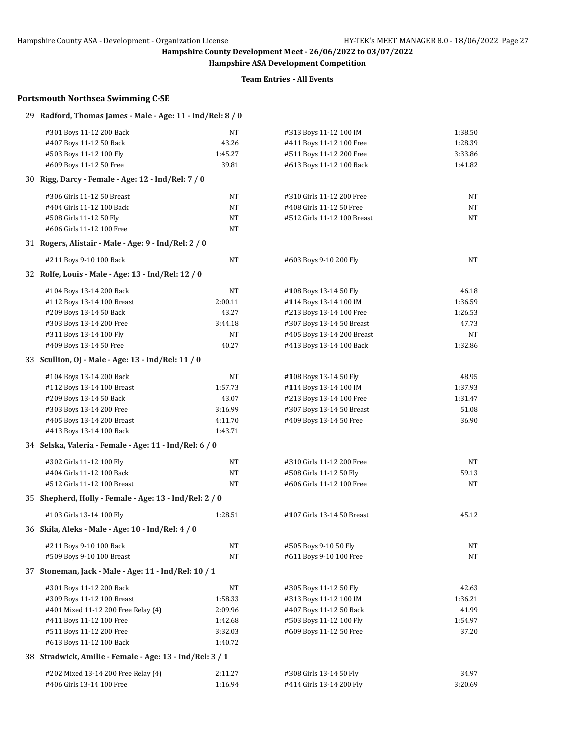**Hampshire County Development Meet - 26/06/2022 to 03/07/2022**

**Hampshire ASA Development Competition**

**Team Entries - All Events**

## Portsmouth Northsea Swimming C-SE

### 29 Radford, Thomas James - Male - Age: 11 - Ind/Rel: 8 / 0

| Event | Time | Event | Time |
|---|---|---|---|
| #301 Boys 11-12 200 Back | NT | #313 Boys 11-12 100 IM | 1:38.50 |
| #407 Boys 11-12 50 Back | 43.26 | #411 Boys 11-12 100 Free | 1:28.39 |
| #503 Boys 11-12 100 Fly | 1:45.27 | #511 Boys 11-12 200 Free | 3:33.86 |
| #609 Boys 11-12 50 Free | 39.81 | #613 Boys 11-12 100 Back | 1:41.82 |

### 30 Rigg, Darcy - Female - Age: 12 - Ind/Rel: 7 / 0

| Event | Time | Event | Time |
|---|---|---|---|
| #306 Girls 11-12 50 Breast | NT | #310 Girls 11-12 200 Free | NT |
| #404 Girls 11-12 100 Back | NT | #408 Girls 11-12 50 Free | NT |
| #508 Girls 11-12 50 Fly | NT | #512 Girls 11-12 100 Breast | NT |
| #606 Girls 11-12 100 Free | NT | | |

### 31 Rogers, Alistair - Male - Age: 9 - Ind/Rel: 2 / 0

| Event | Time | Event | Time |
|---|---|---|---|
| #211 Boys 9-10 100 Back | NT | #603 Boys 9-10 200 Fly | NT |

### 32 Rolfe, Louis - Male - Age: 13 - Ind/Rel: 12 / 0

| Event | Time | Event | Time |
|---|---|---|---|
| #104 Boys 13-14 200 Back | NT | #108 Boys 13-14 50 Fly | 46.18 |
| #112 Boys 13-14 100 Breast | 2:00.11 | #114 Boys 13-14 100 IM | 1:36.59 |
| #209 Boys 13-14 50 Back | 43.27 | #213 Boys 13-14 100 Free | 1:26.53 |
| #303 Boys 13-14 200 Free | 3:44.18 | #307 Boys 13-14 50 Breast | 47.73 |
| #311 Boys 13-14 100 Fly | NT | #405 Boys 13-14 200 Breast | NT |
| #409 Boys 13-14 50 Free | 40.27 | #413 Boys 13-14 100 Back | 1:32.86 |

### 33 Scullion, OJ - Male - Age: 13 - Ind/Rel: 11 / 0

| Event | Time | Event | Time |
|---|---|---|---|
| #104 Boys 13-14 200 Back | NT | #108 Boys 13-14 50 Fly | 48.95 |
| #112 Boys 13-14 100 Breast | 1:57.73 | #114 Boys 13-14 100 IM | 1:37.93 |
| #209 Boys 13-14 50 Back | 43.07 | #213 Boys 13-14 100 Free | 1:31.47 |
| #303 Boys 13-14 200 Free | 3:16.99 | #307 Boys 13-14 50 Breast | 51.08 |
| #405 Boys 13-14 200 Breast | 4:11.70 | #409 Boys 13-14 50 Free | 36.90 |
| #413 Boys 13-14 100 Back | 1:43.71 | | |

### 34 Selska, Valeria - Female - Age: 11 - Ind/Rel: 6 / 0

| Event | Time | Event | Time |
|---|---|---|---|
| #302 Girls 11-12 100 Fly | NT | #310 Girls 11-12 200 Free | NT |
| #404 Girls 11-12 100 Back | NT | #508 Girls 11-12 50 Fly | 59.13 |
| #512 Girls 11-12 100 Breast | NT | #606 Girls 11-12 100 Free | NT |

### 35 Shepherd, Holly - Female - Age: 13 - Ind/Rel: 2 / 0

| Event | Time | Event | Time |
|---|---|---|---|
| #103 Girls 13-14 100 Fly | 1:28.51 | #107 Girls 13-14 50 Breast | 45.12 |

### 36 Skila, Aleks - Male - Age: 10 - Ind/Rel: 4 / 0

| Event | Time | Event | Time |
|---|---|---|---|
| #211 Boys 9-10 100 Back | NT | #505 Boys 9-10 50 Fly | NT |
| #509 Boys 9-10 100 Breast | NT | #611 Boys 9-10 100 Free | NT |

### 37 Stoneman, Jack - Male - Age: 11 - Ind/Rel: 10 / 1

| Event | Time | Event | Time |
|---|---|---|---|
| #301 Boys 11-12 200 Back | NT | #305 Boys 11-12 50 Fly | 42.63 |
| #309 Boys 11-12 100 Breast | 1:58.33 | #313 Boys 11-12 100 IM | 1:36.21 |
| #401 Mixed 11-12 200 Free Relay (4) | 2:09.96 | #407 Boys 11-12 50 Back | 41.99 |
| #411 Boys 11-12 100 Free | 1:42.68 | #503 Boys 11-12 100 Fly | 1:54.97 |
| #511 Boys 11-12 200 Free | 3:32.03 | #609 Boys 11-12 50 Free | 37.20 |
| #613 Boys 11-12 100 Back | 1:40.72 | | |

### 38 Stradwick, Amilie - Female - Age: 13 - Ind/Rel: 3 / 1

| Event | Time | Event | Time |
|---|---|---|---|
| #202 Mixed 13-14 200 Free Relay (4) | 2:11.27 | #308 Girls 13-14 50 Fly | 34.97 |
| #406 Girls 13-14 100 Free | 1:16.94 | #414 Girls 13-14 200 Fly | 3:20.69 |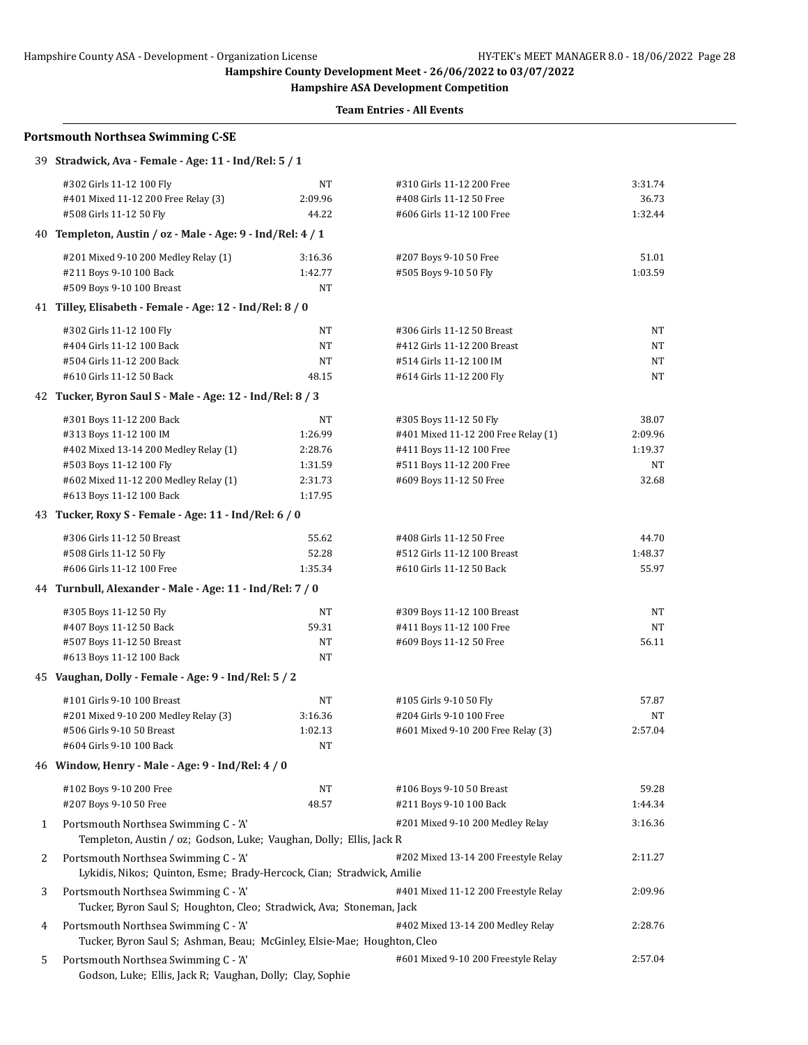Hampshire County Development Meet - 26/06/2022 to 03/07/2022

Hampshire ASA Development Competition

Team Entries - All Events

## Portsmouth Northsea Swimming C-SE

### 39 Stradwick, Ava - Female - Age: 11 - Ind/Rel: 5 / 1

| Event | Time | Event | Time |
|---|---|---|---|
| #302 Girls 11-12 100 Fly | NT | #310 Girls 11-12 200 Free | 3:31.74 |
| #401 Mixed 11-12 200 Free Relay (3) | 2:09.96 | #408 Girls 11-12 50 Free | 36.73 |
| #508 Girls 11-12 50 Fly | 44.22 | #606 Girls 11-12 100 Free | 1:32.44 |

### 40 Templeton, Austin / oz - Male - Age: 9 - Ind/Rel: 4 / 1

| Event | Time | Event | Time |
|---|---|---|---|
| #201 Mixed 9-10 200 Medley Relay (1) | 3:16.36 | #207 Boys 9-10 50 Free | 51.01 |
| #211 Boys 9-10 100 Back | 1:42.77 | #505 Boys 9-10 50 Fly | 1:03.59 |
| #509 Boys 9-10 100 Breast | NT | | |

### 41 Tilley, Elisabeth - Female - Age: 12 - Ind/Rel: 8 / 0

| Event | Time | Event | Time |
|---|---|---|---|
| #302 Girls 11-12 100 Fly | NT | #306 Girls 11-12 50 Breast | NT |
| #404 Girls 11-12 100 Back | NT | #412 Girls 11-12 200 Breast | NT |
| #504 Girls 11-12 200 Back | NT | #514 Girls 11-12 100 IM | NT |
| #610 Girls 11-12 50 Back | 48.15 | #614 Girls 11-12 200 Fly | NT |

### 42 Tucker, Byron Saul S - Male - Age: 12 - Ind/Rel: 8 / 3

| Event | Time | Event | Time |
|---|---|---|---|
| #301 Boys 11-12 200 Back | NT | #305 Boys 11-12 50 Fly | 38.07 |
| #313 Boys 11-12 100 IM | 1:26.99 | #401 Mixed 11-12 200 Free Relay (1) | 2:09.96 |
| #402 Mixed 13-14 200 Medley Relay (1) | 2:28.76 | #411 Boys 11-12 100 Free | 1:19.37 |
| #503 Boys 11-12 100 Fly | 1:31.59 | #511 Boys 11-12 200 Free | NT |
| #602 Mixed 11-12 200 Medley Relay (1) | 2:31.73 | #609 Boys 11-12 50 Free | 32.68 |
| #613 Boys 11-12 100 Back | 1:17.95 | | |

### 43 Tucker, Roxy S - Female - Age: 11 - Ind/Rel: 6 / 0

| Event | Time | Event | Time |
|---|---|---|---|
| #306 Girls 11-12 50 Breast | 55.62 | #408 Girls 11-12 50 Free | 44.70 |
| #508 Girls 11-12 50 Fly | 52.28 | #512 Girls 11-12 100 Breast | 1:48.37 |
| #606 Girls 11-12 100 Free | 1:35.34 | #610 Girls 11-12 50 Back | 55.97 |

### 44 Turnbull, Alexander - Male - Age: 11 - Ind/Rel: 7 / 0

| Event | Time | Event | Time |
|---|---|---|---|
| #305 Boys 11-12 50 Fly | NT | #309 Boys 11-12 100 Breast | NT |
| #407 Boys 11-12 50 Back | 59.31 | #411 Boys 11-12 100 Free | NT |
| #507 Boys 11-12 50 Breast | NT | #609 Boys 11-12 50 Free | 56.11 |
| #613 Boys 11-12 100 Back | NT | | |

### 45 Vaughan, Dolly - Female - Age: 9 - Ind/Rel: 5 / 2

| Event | Time | Event | Time |
|---|---|---|---|
| #101 Girls 9-10 100 Breast | NT | #105 Girls 9-10 50 Fly | 57.87 |
| #201 Mixed 9-10 200 Medley Relay (3) | 3:16.36 | #204 Girls 9-10 100 Free | NT |
| #506 Girls 9-10 50 Breast | 1:02.13 | #601 Mixed 9-10 200 Free Relay (3) | 2:57.04 |
| #604 Girls 9-10 100 Back | NT | | |

### 46 Window, Henry - Male - Age: 9 - Ind/Rel: 4 / 0

| Event | Time | Event | Time |
|---|---|---|---|
| #102 Boys 9-10 200 Free | NT | #106 Boys 9-10 50 Breast | 59.28 |
| #207 Boys 9-10 50 Free | 48.57 | #211 Boys 9-10 100 Back | 1:44.34 |

### Relays

| # | Team | Event | Time |
|---|---|---|---|
| 1 | Portsmouth Northsea Swimming C - 'A'<br>Templeton, Austin / oz; Godson, Luke; Vaughan, Dolly; Ellis, Jack R | #201 Mixed 9-10 200 Medley Relay | 3:16.36 |
| 2 | Portsmouth Northsea Swimming C - 'A'<br>Lykidis, Nikos; Quinton, Esme; Brady-Hercock, Cian; Stradwick, Amilie | #202 Mixed 13-14 200 Freestyle Relay | 2:11.27 |
| 3 | Portsmouth Northsea Swimming C - 'A'<br>Tucker, Byron Saul S; Houghton, Cleo; Stradwick, Ava; Stoneman, Jack | #401 Mixed 11-12 200 Freestyle Relay | 2:09.96 |
| 4 | Portsmouth Northsea Swimming C - 'A'<br>Tucker, Byron Saul S; Ashman, Beau; McGinley, Elsie-Mae; Houghton, Cleo | #402 Mixed 13-14 200 Medley Relay | 2:28.76 |
| 5 | Portsmouth Northsea Swimming C - 'A'<br>Godson, Luke; Ellis, Jack R; Vaughan, Dolly; Clay, Sophie | #601 Mixed 9-10 200 Freestyle Relay | 2:57.04 |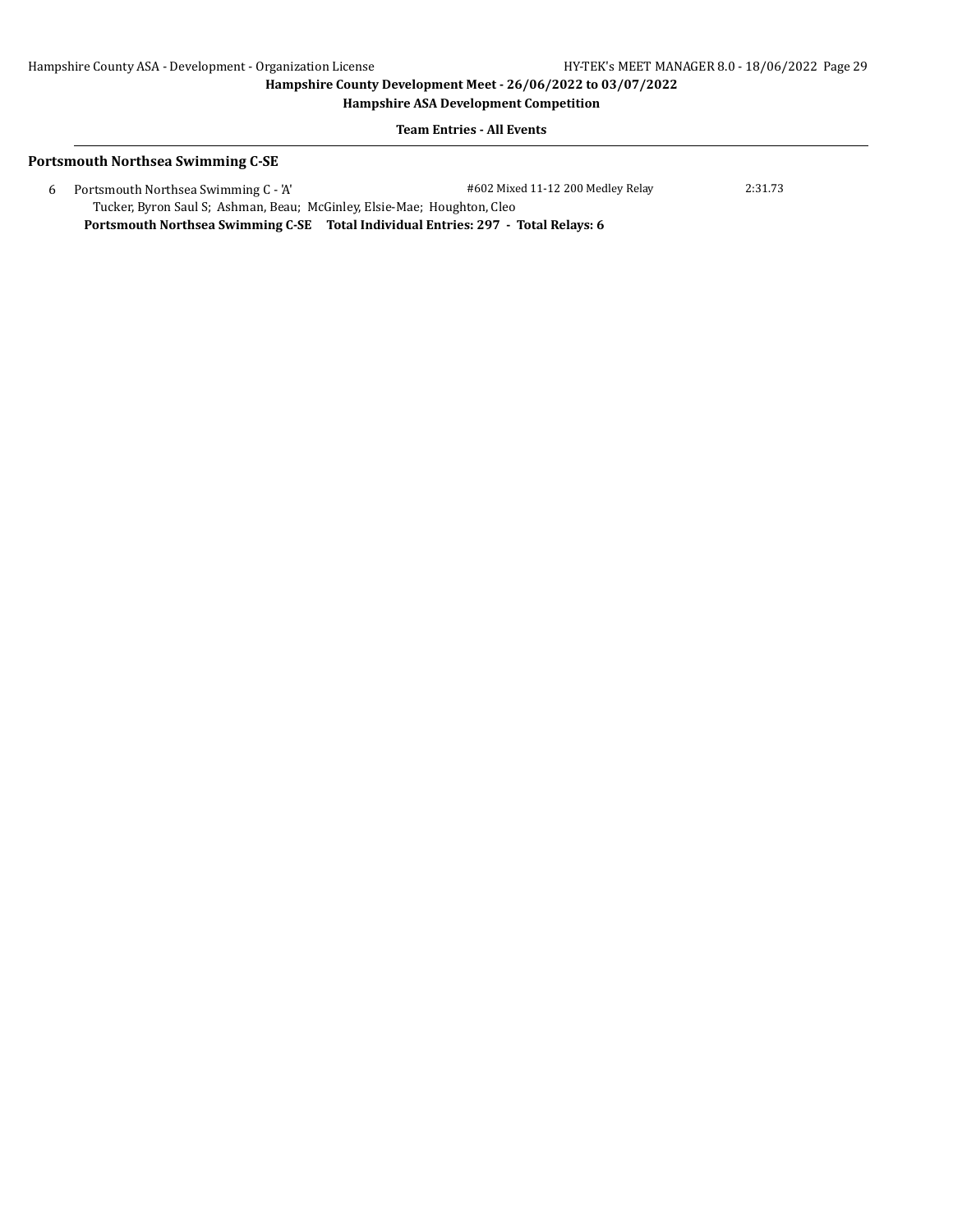### Portsmouth Northsea Swimming C-SE

| | | | |
|---|---|---|---|
| 6 | Portsmouth Northsea Swimming C - 'A' | #602 Mixed 11-12 200 Medley Relay | 2:31.73 |
| | Tucker, Byron Saul S; Ashman, Beau; McGinley, Elsie-Mae; Houghton, Cleo | | |

**Portsmouth Northsea Swimming C-SE Total Individual Entries: 297 - Total Relays: 6**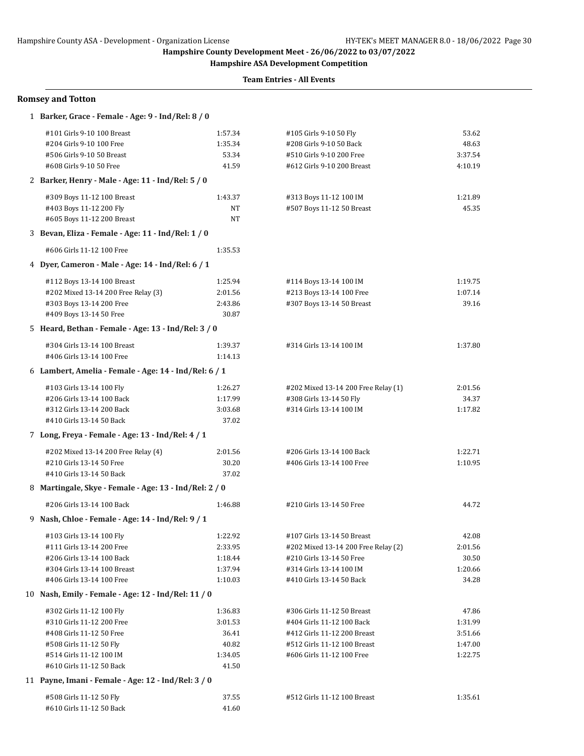**Hampshire County Development Meet - 26/06/2022 to 03/07/2022**

**Hampshire ASA Development Competition**

**Team Entries - All Events**

## Romsey and Totton

**1 Barker, Grace - Female - Age: 9 - Ind/Rel: 8 / 0**

| Event | Time | Event | Time |
|---|---|---|---|
| #101 Girls 9-10 100 Breast | 1:57.34 | #105 Girls 9-10 50 Fly | 53.62 |
| #204 Girls 9-10 100 Free | 1:35.34 | #208 Girls 9-10 50 Back | 48.63 |
| #506 Girls 9-10 50 Breast | 53.34 | #510 Girls 9-10 200 Free | 3:37.54 |
| #608 Girls 9-10 50 Free | 41.59 | #612 Girls 9-10 200 Breast | 4:10.19 |

**2 Barker, Henry - Male - Age: 11 - Ind/Rel: 5 / 0**

| Event | Time | Event | Time |
|---|---|---|---|
| #309 Boys 11-12 100 Breast | 1:43.37 | #313 Boys 11-12 100 IM | 1:21.89 |
| #403 Boys 11-12 200 Fly | NT | #507 Boys 11-12 50 Breast | 45.35 |
| #605 Boys 11-12 200 Breast | NT | | |

**3 Bevan, Eliza - Female - Age: 11 - Ind/Rel: 1 / 0**

| Event | Time | Event | Time |
|---|---|---|---|
| #606 Girls 11-12 100 Free | 1:35.53 | | |

**4 Dyer, Cameron - Male - Age: 14 - Ind/Rel: 6 / 1**

| Event | Time | Event | Time |
|---|---|---|---|
| #112 Boys 13-14 100 Breast | 1:25.94 | #114 Boys 13-14 100 IM | 1:19.75 |
| #202 Mixed 13-14 200 Free Relay (3) | 2:01.56 | #213 Boys 13-14 100 Free | 1:07.14 |
| #303 Boys 13-14 200 Free | 2:43.86 | #307 Boys 13-14 50 Breast | 39.16 |
| #409 Boys 13-14 50 Free | 30.87 | | |

**5 Heard, Bethan - Female - Age: 13 - Ind/Rel: 3 / 0**

| Event | Time | Event | Time |
|---|---|---|---|
| #304 Girls 13-14 100 Breast | 1:39.37 | #314 Girls 13-14 100 IM | 1:37.80 |
| #406 Girls 13-14 100 Free | 1:14.13 | | |

**6 Lambert, Amelia - Female - Age: 14 - Ind/Rel: 6 / 1**

| Event | Time | Event | Time |
|---|---|---|---|
| #103 Girls 13-14 100 Fly | 1:26.27 | #202 Mixed 13-14 200 Free Relay (1) | 2:01.56 |
| #206 Girls 13-14 100 Back | 1:17.99 | #308 Girls 13-14 50 Fly | 34.37 |
| #312 Girls 13-14 200 Back | 3:03.68 | #314 Girls 13-14 100 IM | 1:17.82 |
| #410 Girls 13-14 50 Back | 37.02 | | |

**7 Long, Freya - Female - Age: 13 - Ind/Rel: 4 / 1**

| Event | Time | Event | Time |
|---|---|---|---|
| #202 Mixed 13-14 200 Free Relay (4) | 2:01.56 | #206 Girls 13-14 100 Back | 1:22.71 |
| #210 Girls 13-14 50 Free | 30.20 | #406 Girls 13-14 100 Free | 1:10.95 |
| #410 Girls 13-14 50 Back | 37.02 | | |

**8 Martingale, Skye - Female - Age: 13 - Ind/Rel: 2 / 0**

| Event | Time | Event | Time |
|---|---|---|---|
| #206 Girls 13-14 100 Back | 1:46.88 | #210 Girls 13-14 50 Free | 44.72 |

**9 Nash, Chloe - Female - Age: 14 - Ind/Rel: 9 / 1**

| Event | Time | Event | Time |
|---|---|---|---|
| #103 Girls 13-14 100 Fly | 1:22.92 | #107 Girls 13-14 50 Breast | 42.08 |
| #111 Girls 13-14 200 Free | 2:33.95 | #202 Mixed 13-14 200 Free Relay (2) | 2:01.56 |
| #206 Girls 13-14 100 Back | 1:18.44 | #210 Girls 13-14 50 Free | 30.50 |
| #304 Girls 13-14 100 Breast | 1:37.94 | #314 Girls 13-14 100 IM | 1:20.66 |
| #406 Girls 13-14 100 Free | 1:10.03 | #410 Girls 13-14 50 Back | 34.28 |

**10 Nash, Emily - Female - Age: 12 - Ind/Rel: 11 / 0**

| Event | Time | Event | Time |
|---|---|---|---|
| #302 Girls 11-12 100 Fly | 1:36.83 | #306 Girls 11-12 50 Breast | 47.86 |
| #310 Girls 11-12 200 Free | 3:01.53 | #404 Girls 11-12 100 Back | 1:31.99 |
| #408 Girls 11-12 50 Free | 36.41 | #412 Girls 11-12 200 Breast | 3:51.66 |
| #508 Girls 11-12 50 Fly | 40.82 | #512 Girls 11-12 100 Breast | 1:47.00 |
| #514 Girls 11-12 100 IM | 1:34.05 | #606 Girls 11-12 100 Free | 1:22.75 |
| #610 Girls 11-12 50 Back | 41.50 | | |

**11 Payne, Imani - Female - Age: 12 - Ind/Rel: 3 / 0**

| Event | Time | Event | Time |
|---|---|---|---|
| #508 Girls 11-12 50 Fly | 37.55 | #512 Girls 11-12 100 Breast | 1:35.61 |
| #610 Girls 11-12 50 Back | 41.60 | | |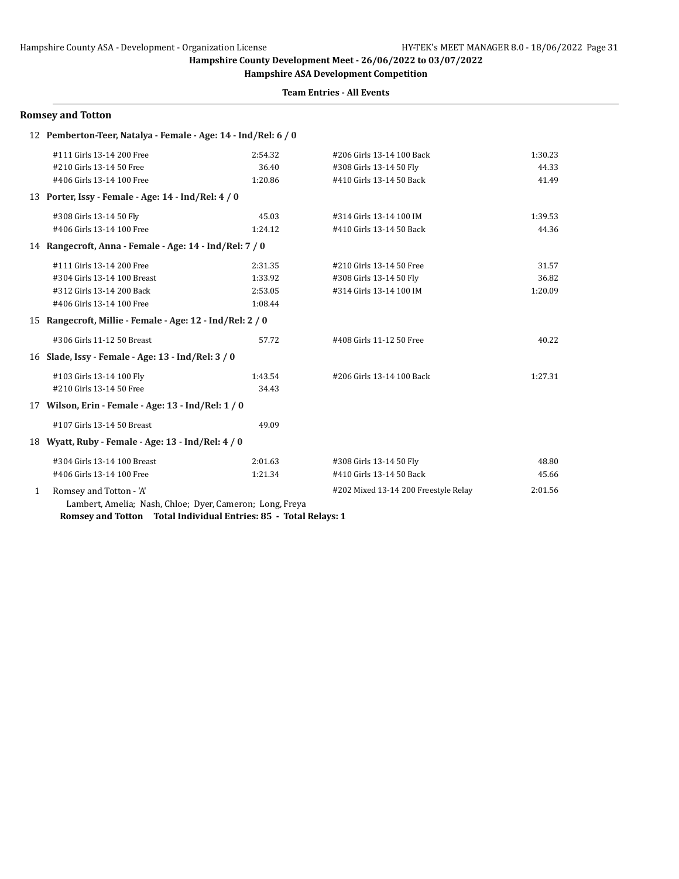**Hampshire County Development Meet - 26/06/2022 to 03/07/2022**

**Hampshire ASA Development Competition**

**Team Entries - All Events**

## Romsey and Totton

**12 Pemberton-Teer, Natalya - Female - Age: 14 - Ind/Rel: 6 / 0**

| Event | Time | Event | Time |
|---|---|---|---|
| #111 Girls 13-14 200 Free | 2:54.32 | #206 Girls 13-14 100 Back | 1:30.23 |
| #210 Girls 13-14 50 Free | 36.40 | #308 Girls 13-14 50 Fly | 44.33 |
| #406 Girls 13-14 100 Free | 1:20.86 | #410 Girls 13-14 50 Back | 41.49 |

**13 Porter, Issy - Female - Age: 14 - Ind/Rel: 4 / 0**

| Event | Time | Event | Time |
|---|---|---|---|
| #308 Girls 13-14 50 Fly | 45.03 | #314 Girls 13-14 100 IM | 1:39.53 |
| #406 Girls 13-14 100 Free | 1:24.12 | #410 Girls 13-14 50 Back | 44.36 |

**14 Rangecroft, Anna - Female - Age: 14 - Ind/Rel: 7 / 0**

| Event | Time | Event | Time |
|---|---|---|---|
| #111 Girls 13-14 200 Free | 2:31.35 | #210 Girls 13-14 50 Free | 31.57 |
| #304 Girls 13-14 100 Breast | 1:33.92 | #308 Girls 13-14 50 Fly | 36.82 |
| #312 Girls 13-14 200 Back | 2:53.05 | #314 Girls 13-14 100 IM | 1:20.09 |
| #406 Girls 13-14 100 Free | 1:08.44 | | |

**15 Rangecroft, Millie - Female - Age: 12 - Ind/Rel: 2 / 0**

| Event | Time | Event | Time |
|---|---|---|---|
| #306 Girls 11-12 50 Breast | 57.72 | #408 Girls 11-12 50 Free | 40.22 |

**16 Slade, Issy - Female - Age: 13 - Ind/Rel: 3 / 0**

| Event | Time | Event | Time |
|---|---|---|---|
| #103 Girls 13-14 100 Fly | 1:43.54 | #206 Girls 13-14 100 Back | 1:27.31 |
| #210 Girls 13-14 50 Free | 34.43 | | |

**17 Wilson, Erin - Female - Age: 13 - Ind/Rel: 1 / 0**

| Event | Time |
|---|---|
| #107 Girls 13-14 50 Breast | 49.09 |

**18 Wyatt, Ruby - Female - Age: 13 - Ind/Rel: 4 / 0**

| Event | Time | Event | Time |
|---|---|---|---|
| #304 Girls 13-14 100 Breast | 2:01.63 | #308 Girls 13-14 50 Fly | 48.80 |
| #406 Girls 13-14 100 Free | 1:21.34 | #410 Girls 13-14 50 Back | 45.66 |

1 Romsey and Totton - 'A' — #202 Mixed 13-14 200 Freestyle Relay — 2:01.56

Lambert, Amelia; Nash, Chloe; Dyer, Cameron; Long, Freya

**Romsey and Totton Total Individual Entries: 85 - Total Relays: 1**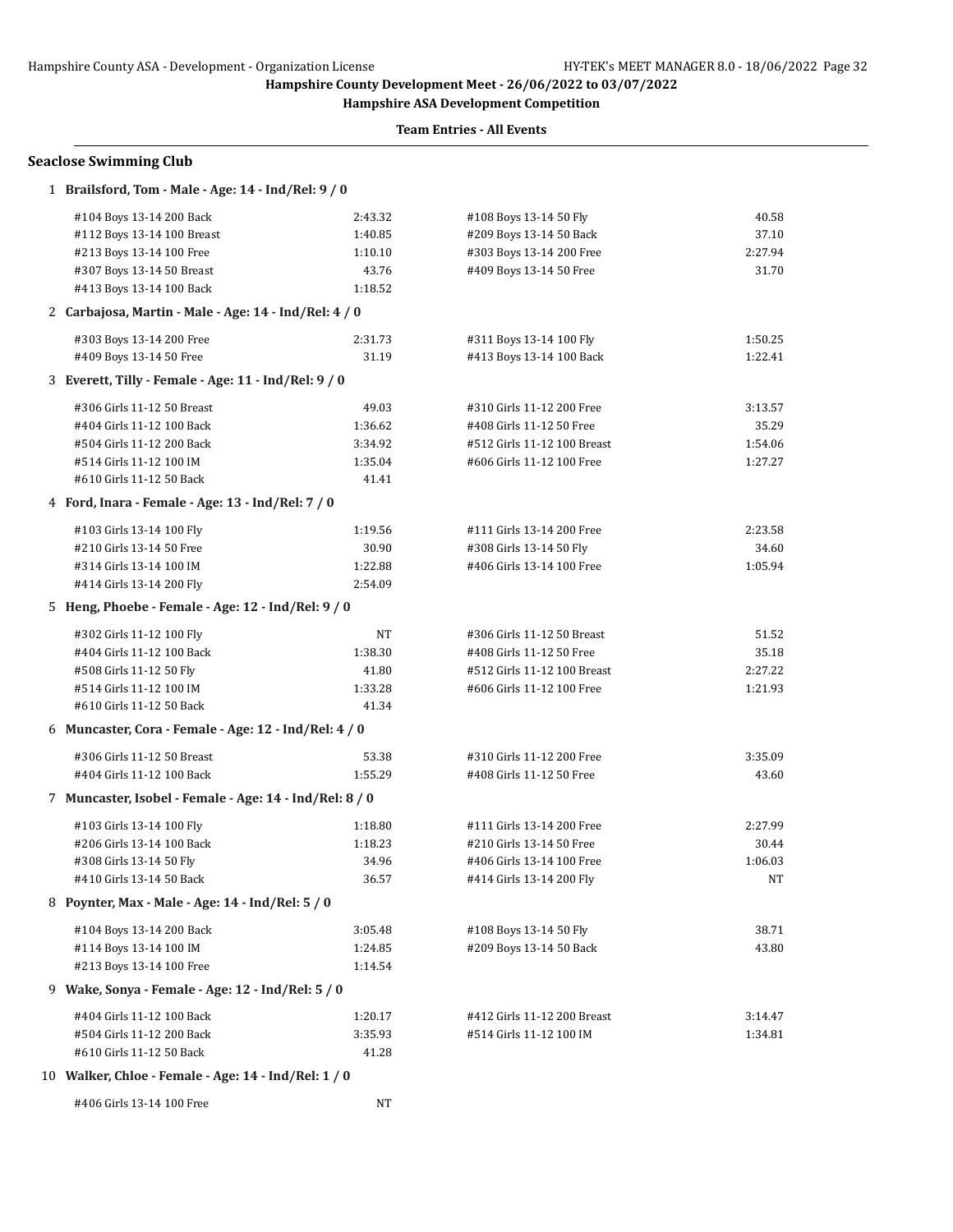Hampshire County Development Meet - 26/06/2022 to 03/07/2022

Hampshire ASA Development Competition

Team Entries - All Events

## Seaclose Swimming Club

### 1 Brailsford, Tom - Male - Age: 14 - Ind/Rel: 9 / 0

| Event | Time | Event | Time |
|---|---|---|---|
| #104 Boys 13-14 200 Back | 2:43.32 | #108 Boys 13-14 50 Fly | 40.58 |
| #112 Boys 13-14 100 Breast | 1:40.85 | #209 Boys 13-14 50 Back | 37.10 |
| #213 Boys 13-14 100 Free | 1:10.10 | #303 Boys 13-14 200 Free | 2:27.94 |
| #307 Boys 13-14 50 Breast | 43.76 | #409 Boys 13-14 50 Free | 31.70 |
| #413 Boys 13-14 100 Back | 1:18.52 | | |

### 2 Carbajosa, Martin - Male - Age: 14 - Ind/Rel: 4 / 0

| Event | Time | Event | Time |
|---|---|---|---|
| #303 Boys 13-14 200 Free | 2:31.73 | #311 Boys 13-14 100 Fly | 1:50.25 |
| #409 Boys 13-14 50 Free | 31.19 | #413 Boys 13-14 100 Back | 1:22.41 |

### 3 Everett, Tilly - Female - Age: 11 - Ind/Rel: 9 / 0

| Event | Time | Event | Time |
|---|---|---|---|
| #306 Girls 11-12 50 Breast | 49.03 | #310 Girls 11-12 200 Free | 3:13.57 |
| #404 Girls 11-12 100 Back | 1:36.62 | #408 Girls 11-12 50 Free | 35.29 |
| #504 Girls 11-12 200 Back | 3:34.92 | #512 Girls 11-12 100 Breast | 1:54.06 |
| #514 Girls 11-12 100 IM | 1:35.04 | #606 Girls 11-12 100 Free | 1:27.27 |
| #610 Girls 11-12 50 Back | 41.41 | | |

### 4 Ford, Inara - Female - Age: 13 - Ind/Rel: 7 / 0

| Event | Time | Event | Time |
|---|---|---|---|
| #103 Girls 13-14 100 Fly | 1:19.56 | #111 Girls 13-14 200 Free | 2:23.58 |
| #210 Girls 13-14 50 Free | 30.90 | #308 Girls 13-14 50 Fly | 34.60 |
| #314 Girls 13-14 100 IM | 1:22.88 | #406 Girls 13-14 100 Free | 1:05.94 |
| #414 Girls 13-14 200 Fly | 2:54.09 | | |

### 5 Heng, Phoebe - Female - Age: 12 - Ind/Rel: 9 / 0

| Event | Time | Event | Time |
|---|---|---|---|
| #302 Girls 11-12 100 Fly | NT | #306 Girls 11-12 50 Breast | 51.52 |
| #404 Girls 11-12 100 Back | 1:38.30 | #408 Girls 11-12 50 Free | 35.18 |
| #508 Girls 11-12 50 Fly | 41.80 | #512 Girls 11-12 100 Breast | 2:27.22 |
| #514 Girls 11-12 100 IM | 1:33.28 | #606 Girls 11-12 100 Free | 1:21.93 |
| #610 Girls 11-12 50 Back | 41.34 | | |

### 6 Muncaster, Cora - Female - Age: 12 - Ind/Rel: 4 / 0

| Event | Time | Event | Time |
|---|---|---|---|
| #306 Girls 11-12 50 Breast | 53.38 | #310 Girls 11-12 200 Free | 3:35.09 |
| #404 Girls 11-12 100 Back | 1:55.29 | #408 Girls 11-12 50 Free | 43.60 |

### 7 Muncaster, Isobel - Female - Age: 14 - Ind/Rel: 8 / 0

| Event | Time | Event | Time |
|---|---|---|---|
| #103 Girls 13-14 100 Fly | 1:18.80 | #111 Girls 13-14 200 Free | 2:27.99 |
| #206 Girls 13-14 100 Back | 1:18.23 | #210 Girls 13-14 50 Free | 30.44 |
| #308 Girls 13-14 50 Fly | 34.96 | #406 Girls 13-14 100 Free | 1:06.03 |
| #410 Girls 13-14 50 Back | 36.57 | #414 Girls 13-14 200 Fly | NT |

### 8 Poynter, Max - Male - Age: 14 - Ind/Rel: 5 / 0

| Event | Time | Event | Time |
|---|---|---|---|
| #104 Boys 13-14 200 Back | 3:05.48 | #108 Boys 13-14 50 Fly | 38.71 |
| #114 Boys 13-14 100 IM | 1:24.85 | #209 Boys 13-14 50 Back | 43.80 |
| #213 Boys 13-14 100 Free | 1:14.54 | | |

### 9 Wake, Sonya - Female - Age: 12 - Ind/Rel: 5 / 0

| Event | Time | Event | Time |
|---|---|---|---|
| #404 Girls 11-12 100 Back | 1:20.17 | #412 Girls 11-12 200 Breast | 3:14.47 |
| #504 Girls 11-12 200 Back | 3:35.93 | #514 Girls 11-12 100 IM | 1:34.81 |
| #610 Girls 11-12 50 Back | 41.28 | | |

### 10 Walker, Chloe - Female - Age: 14 - Ind/Rel: 1 / 0

| Event | Time |
|---|---|
| #406 Girls 13-14 100 Free | NT |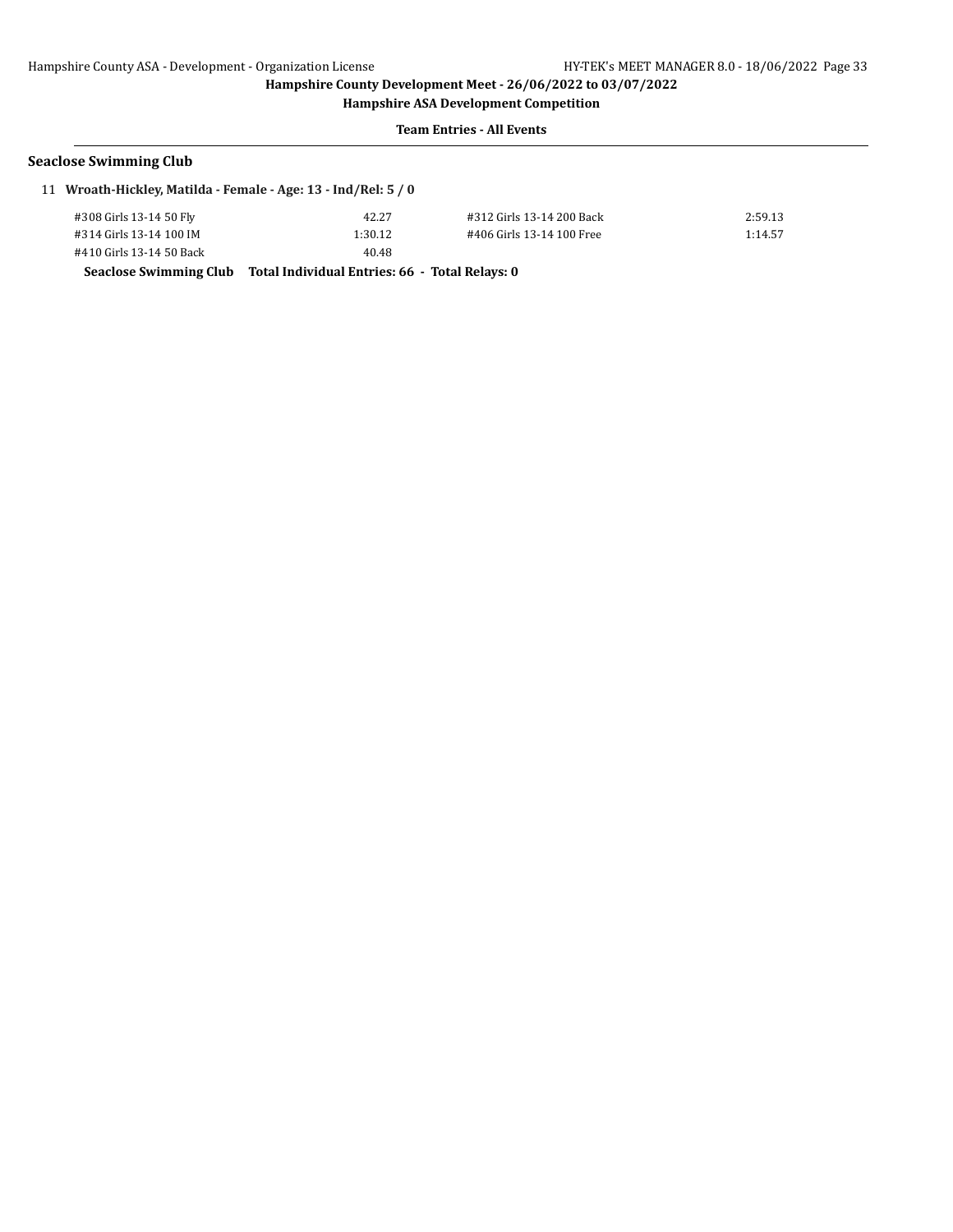## Seaclose Swimming Club

11 **Wroath-Hickley, Matilda - Female - Age: 13 - Ind/Rel: 5 / 0**

| Event | Time | Event | Time |
|---|---|---|---|
| #308 Girls 13-14 50 Fly | 42.27 | #312 Girls 13-14 200 Back | 2:59.13 |
| #314 Girls 13-14 100 IM | 1:30.12 | #406 Girls 13-14 100 Free | 1:14.57 |
| #410 Girls 13-14 50 Back | 40.48 | | |

**Seaclose Swimming Club Total Individual Entries: 66 - Total Relays: 0**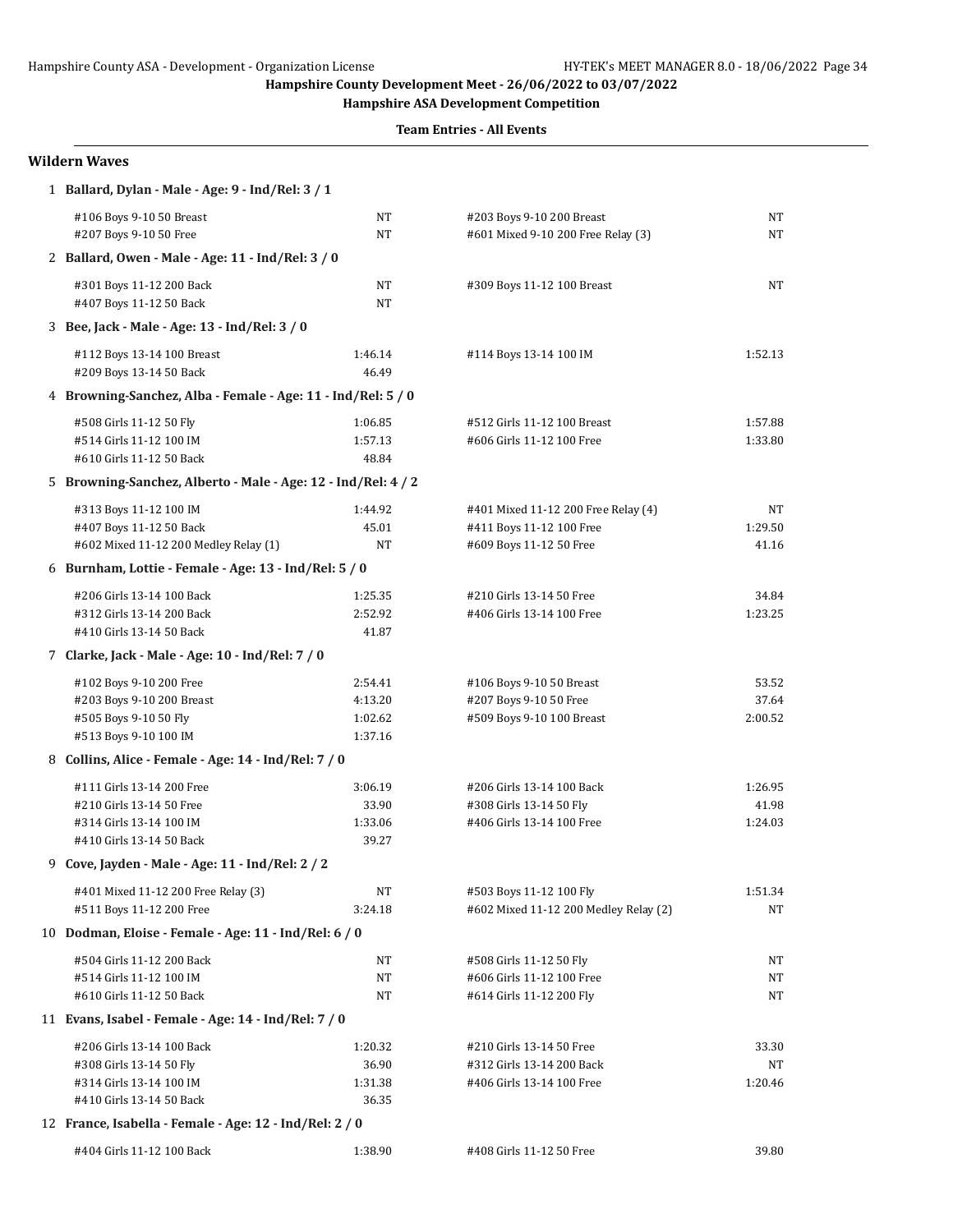**Hampshire County Development Meet - 26/06/2022 to 03/07/2022**

**Hampshire ASA Development Competition**

**Team Entries - All Events**

## Wildern Waves

**1 Ballard, Dylan - Male - Age: 9 - Ind/Rel: 3 / 1**

| Event | Time | Event | Time |
|---|---|---|---|
| #106 Boys 9-10 50 Breast | NT | #203 Boys 9-10 200 Breast | NT |
| #207 Boys 9-10 50 Free | NT | #601 Mixed 9-10 200 Free Relay (3) | NT |

**2 Ballard, Owen - Male - Age: 11 - Ind/Rel: 3 / 0**

| Event | Time | Event | Time |
|---|---|---|---|
| #301 Boys 11-12 200 Back | NT | #309 Boys 11-12 100 Breast | NT |
| #407 Boys 11-12 50 Back | NT | | |

**3 Bee, Jack - Male - Age: 13 - Ind/Rel: 3 / 0**

| Event | Time | Event | Time |
|---|---|---|---|
| #112 Boys 13-14 100 Breast | 1:46.14 | #114 Boys 13-14 100 IM | 1:52.13 |
| #209 Boys 13-14 50 Back | 46.49 | | |

**4 Browning-Sanchez, Alba - Female - Age: 11 - Ind/Rel: 5 / 0**

| Event | Time | Event | Time |
|---|---|---|---|
| #508 Girls 11-12 50 Fly | 1:06.85 | #512 Girls 11-12 100 Breast | 1:57.88 |
| #514 Girls 11-12 100 IM | 1:57.13 | #606 Girls 11-12 100 Free | 1:33.80 |
| #610 Girls 11-12 50 Back | 48.84 | | |

**5 Browning-Sanchez, Alberto - Male - Age: 12 - Ind/Rel: 4 / 2**

| Event | Time | Event | Time |
|---|---|---|---|
| #313 Boys 11-12 100 IM | 1:44.92 | #401 Mixed 11-12 200 Free Relay (4) | NT |
| #407 Boys 11-12 50 Back | 45.01 | #411 Boys 11-12 100 Free | 1:29.50 |
| #602 Mixed 11-12 200 Medley Relay (1) | NT | #609 Boys 11-12 50 Free | 41.16 |

**6 Burnham, Lottie - Female - Age: 13 - Ind/Rel: 5 / 0**

| Event | Time | Event | Time |
|---|---|---|---|
| #206 Girls 13-14 100 Back | 1:25.35 | #210 Girls 13-14 50 Free | 34.84 |
| #312 Girls 13-14 200 Back | 2:52.92 | #406 Girls 13-14 100 Free | 1:23.25 |
| #410 Girls 13-14 50 Back | 41.87 | | |

**7 Clarke, Jack - Male - Age: 10 - Ind/Rel: 7 / 0**

| Event | Time | Event | Time |
|---|---|---|---|
| #102 Boys 9-10 200 Free | 2:54.41 | #106 Boys 9-10 50 Breast | 53.52 |
| #203 Boys 9-10 200 Breast | 4:13.20 | #207 Boys 9-10 50 Free | 37.64 |
| #505 Boys 9-10 50 Fly | 1:02.62 | #509 Boys 9-10 100 Breast | 2:00.52 |
| #513 Boys 9-10 100 IM | 1:37.16 | | |

**8 Collins, Alice - Female - Age: 14 - Ind/Rel: 7 / 0**

| Event | Time | Event | Time |
|---|---|---|---|
| #111 Girls 13-14 200 Free | 3:06.19 | #206 Girls 13-14 100 Back | 1:26.95 |
| #210 Girls 13-14 50 Free | 33.90 | #308 Girls 13-14 50 Fly | 41.98 |
| #314 Girls 13-14 100 IM | 1:33.06 | #406 Girls 13-14 100 Free | 1:24.03 |
| #410 Girls 13-14 50 Back | 39.27 | | |

**9 Cove, Jayden - Male - Age: 11 - Ind/Rel: 2 / 2**

| Event | Time | Event | Time |
|---|---|---|---|
| #401 Mixed 11-12 200 Free Relay (3) | NT | #503 Boys 11-12 100 Fly | 1:51.34 |
| #511 Boys 11-12 200 Free | 3:24.18 | #602 Mixed 11-12 200 Medley Relay (2) | NT |

**10 Dodman, Eloise - Female - Age: 11 - Ind/Rel: 6 / 0**

| Event | Time | Event | Time |
|---|---|---|---|
| #504 Girls 11-12 200 Back | NT | #508 Girls 11-12 50 Fly | NT |
| #514 Girls 11-12 100 IM | NT | #606 Girls 11-12 100 Free | NT |
| #610 Girls 11-12 50 Back | NT | #614 Girls 11-12 200 Fly | NT |

**11 Evans, Isabel - Female - Age: 14 - Ind/Rel: 7 / 0**

| Event | Time | Event | Time |
|---|---|---|---|
| #206 Girls 13-14 100 Back | 1:20.32 | #210 Girls 13-14 50 Free | 33.30 |
| #308 Girls 13-14 50 Fly | 36.90 | #312 Girls 13-14 200 Back | NT |
| #314 Girls 13-14 100 IM | 1:31.38 | #406 Girls 13-14 100 Free | 1:20.46 |
| #410 Girls 13-14 50 Back | 36.35 | | |

**12 France, Isabella - Female - Age: 12 - Ind/Rel: 2 / 0**

| Event | Time | Event | Time |
|---|---|---|---|
| #404 Girls 11-12 100 Back | 1:38.90 | #408 Girls 11-12 50 Free | 39.80 |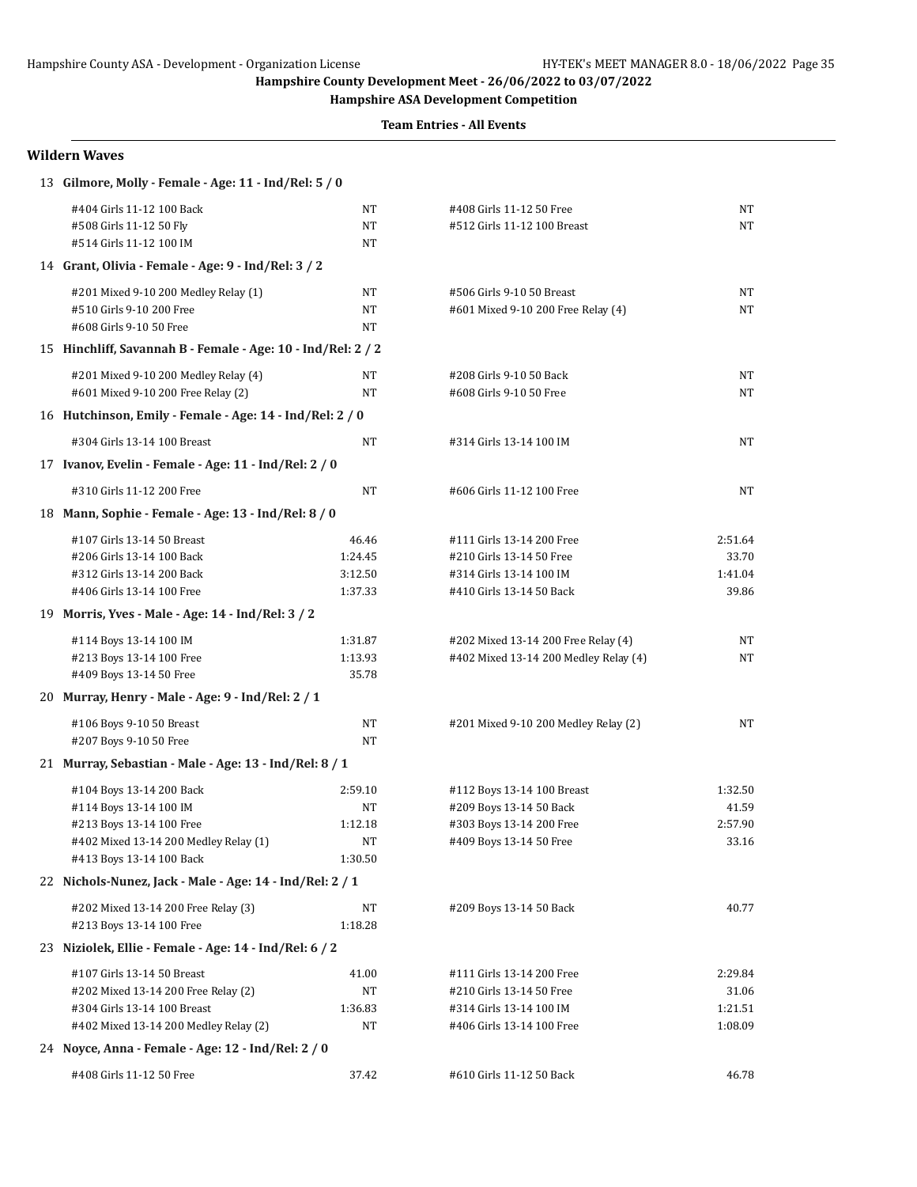**Hampshire County Development Meet - 26/06/2022 to 03/07/2022**

**Hampshire ASA Development Competition**

**Team Entries - All Events**

## Wildern Waves

**13 Gilmore, Molly - Female - Age: 11 - Ind/Rel: 5 / 0**

| Event | Time | Event | Time |
|---|---|---|---|
| #404 Girls 11-12 100 Back | NT | #408 Girls 11-12 50 Free | NT |
| #508 Girls 11-12 50 Fly | NT | #512 Girls 11-12 100 Breast | NT |
| #514 Girls 11-12 100 IM | NT | | |

**14 Grant, Olivia - Female - Age: 9 - Ind/Rel: 3 / 2**

| Event | Time | Event | Time |
|---|---|---|---|
| #201 Mixed 9-10 200 Medley Relay (1) | NT | #506 Girls 9-10 50 Breast | NT |
| #510 Girls 9-10 200 Free | NT | #601 Mixed 9-10 200 Free Relay (4) | NT |
| #608 Girls 9-10 50 Free | NT | | |

**15 Hinchliff, Savannah B - Female - Age: 10 - Ind/Rel: 2 / 2**

| Event | Time | Event | Time |
|---|---|---|---|
| #201 Mixed 9-10 200 Medley Relay (4) | NT | #208 Girls 9-10 50 Back | NT |
| #601 Mixed 9-10 200 Free Relay (2) | NT | #608 Girls 9-10 50 Free | NT |

**16 Hutchinson, Emily - Female - Age: 14 - Ind/Rel: 2 / 0**

| Event | Time | Event | Time |
|---|---|---|---|
| #304 Girls 13-14 100 Breast | NT | #314 Girls 13-14 100 IM | NT |

**17 Ivanov, Evelin - Female - Age: 11 - Ind/Rel: 2 / 0**

| Event | Time | Event | Time |
|---|---|---|---|
| #310 Girls 11-12 200 Free | NT | #606 Girls 11-12 100 Free | NT |

**18 Mann, Sophie - Female - Age: 13 - Ind/Rel: 8 / 0**

| Event | Time | Event | Time |
|---|---|---|---|
| #107 Girls 13-14 50 Breast | 46.46 | #111 Girls 13-14 200 Free | 2:51.64 |
| #206 Girls 13-14 100 Back | 1:24.45 | #210 Girls 13-14 50 Free | 33.70 |
| #312 Girls 13-14 200 Back | 3:12.50 | #314 Girls 13-14 100 IM | 1:41.04 |
| #406 Girls 13-14 100 Free | 1:37.33 | #410 Girls 13-14 50 Back | 39.86 |

**19 Morris, Yves - Male - Age: 14 - Ind/Rel: 3 / 2**

| Event | Time | Event | Time |
|---|---|---|---|
| #114 Boys 13-14 100 IM | 1:31.87 | #202 Mixed 13-14 200 Free Relay (4) | NT |
| #213 Boys 13-14 100 Free | 1:13.93 | #402 Mixed 13-14 200 Medley Relay (4) | NT |
| #409 Boys 13-14 50 Free | 35.78 | | |

**20 Murray, Henry - Male - Age: 9 - Ind/Rel: 2 / 1**

| Event | Time | Event | Time |
|---|---|---|---|
| #106 Boys 9-10 50 Breast | NT | #201 Mixed 9-10 200 Medley Relay (2) | NT |
| #207 Boys 9-10 50 Free | NT | | |

**21 Murray, Sebastian - Male - Age: 13 - Ind/Rel: 8 / 1**

| Event | Time | Event | Time |
|---|---|---|---|
| #104 Boys 13-14 200 Back | 2:59.10 | #112 Boys 13-14 100 Breast | 1:32.50 |
| #114 Boys 13-14 100 IM | NT | #209 Boys 13-14 50 Back | 41.59 |
| #213 Boys 13-14 100 Free | 1:12.18 | #303 Boys 13-14 200 Free | 2:57.90 |
| #402 Mixed 13-14 200 Medley Relay (1) | NT | #409 Boys 13-14 50 Free | 33.16 |
| #413 Boys 13-14 100 Back | 1:30.50 | | |

**22 Nichols-Nunez, Jack - Male - Age: 14 - Ind/Rel: 2 / 1**

| Event | Time | Event | Time |
|---|---|---|---|
| #202 Mixed 13-14 200 Free Relay (3) | NT | #209 Boys 13-14 50 Back | 40.77 |
| #213 Boys 13-14 100 Free | 1:18.28 | | |

**23 Niziolek, Ellie - Female - Age: 14 - Ind/Rel: 6 / 2**

| Event | Time | Event | Time |
|---|---|---|---|
| #107 Girls 13-14 50 Breast | 41.00 | #111 Girls 13-14 200 Free | 2:29.84 |
| #202 Mixed 13-14 200 Free Relay (2) | NT | #210 Girls 13-14 50 Free | 31.06 |
| #304 Girls 13-14 100 Breast | 1:36.83 | #314 Girls 13-14 100 IM | 1:21.51 |
| #402 Mixed 13-14 200 Medley Relay (2) | NT | #406 Girls 13-14 100 Free | 1:08.09 |

**24 Noyce, Anna - Female - Age: 12 - Ind/Rel: 2 / 0**

| Event | Time | Event | Time |
|---|---|---|---|
| #408 Girls 11-12 50 Free | 37.42 | #610 Girls 11-12 50 Back | 46.78 |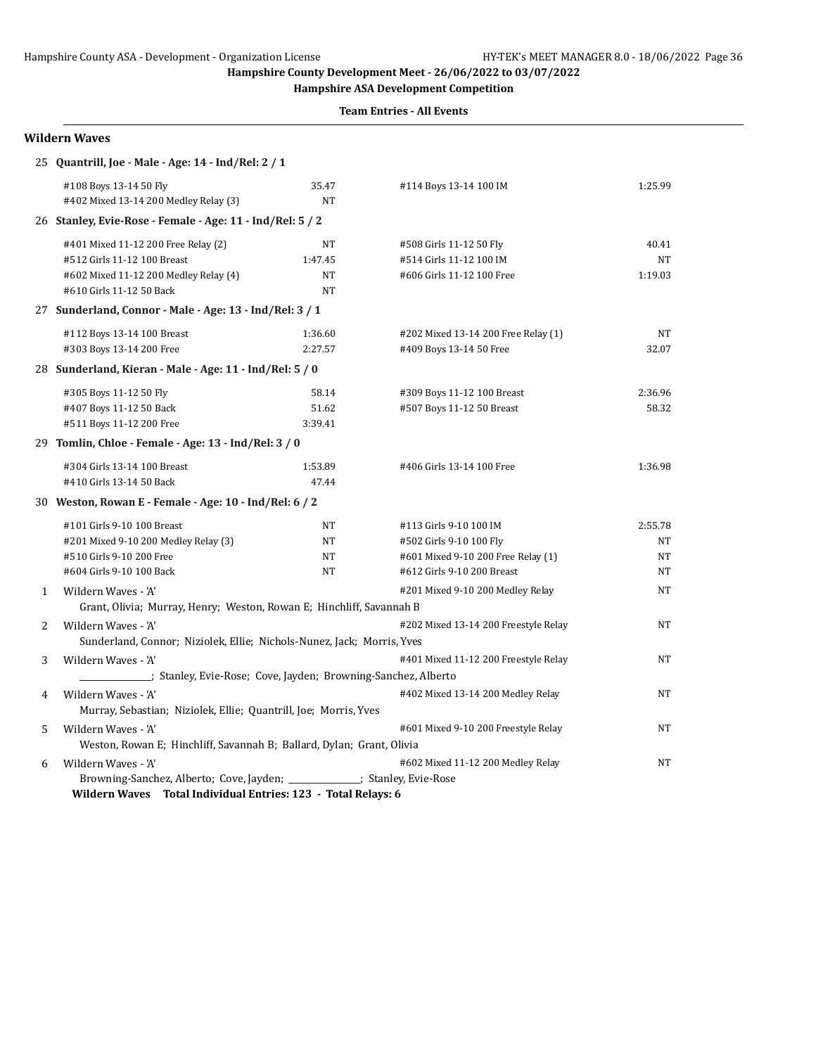Hampshire County Development Meet - 26/06/2022 to 03/07/2022

Hampshire ASA Development Competition

**Team Entries - All Events**

## Wildern Waves

**25 Quantrill, Joe - Male - Age: 14 - Ind/Rel: 2 / 1**

| Event | Time | Event | Time |
|---|---|---|---|
| #108 Boys 13-14 50 Fly | 35.47 | #114 Boys 13-14 100 IM | 1:25.99 |
| #402 Mixed 13-14 200 Medley Relay (3) | NT | | |

**26 Stanley, Evie-Rose - Female - Age: 11 - Ind/Rel: 5 / 2**

| Event | Time | Event | Time |
|---|---|---|---|
| #401 Mixed 11-12 200 Free Relay (2) | NT | #508 Girls 11-12 50 Fly | 40.41 |
| #512 Girls 11-12 100 Breast | 1:47.45 | #514 Girls 11-12 100 IM | NT |
| #602 Mixed 11-12 200 Medley Relay (4) | NT | #606 Girls 11-12 100 Free | 1:19.03 |
| #610 Girls 11-12 50 Back | NT | | |

**27 Sunderland, Connor - Male - Age: 13 - Ind/Rel: 3 / 1**

| Event | Time | Event | Time |
|---|---|---|---|
| #112 Boys 13-14 100 Breast | 1:36.60 | #202 Mixed 13-14 200 Free Relay (1) | NT |
| #303 Boys 13-14 200 Free | 2:27.57 | #409 Boys 13-14 50 Free | 32.07 |

**28 Sunderland, Kieran - Male - Age: 11 - Ind/Rel: 5 / 0**

| Event | Time | Event | Time |
|---|---|---|---|
| #305 Boys 11-12 50 Fly | 58.14 | #309 Boys 11-12 100 Breast | 2:36.96 |
| #407 Boys 11-12 50 Back | 51.62 | #507 Boys 11-12 50 Breast | 58.32 |
| #511 Boys 11-12 200 Free | 3:39.41 | | |

**29 Tomlin, Chloe - Female - Age: 13 - Ind/Rel: 3 / 0**

| Event | Time | Event | Time |
|---|---|---|---|
| #304 Girls 13-14 100 Breast | 1:53.89 | #406 Girls 13-14 100 Free | 1:36.98 |
| #410 Girls 13-14 50 Back | 47.44 | | |

**30 Weston, Rowan E - Female - Age: 10 - Ind/Rel: 6 / 2**

| Event | Time | Event | Time |
|---|---|---|---|
| #101 Girls 9-10 100 Breast | NT | #113 Girls 9-10 100 IM | 2:55.78 |
| #201 Mixed 9-10 200 Medley Relay (3) | NT | #502 Girls 9-10 100 Fly | NT |
| #510 Girls 9-10 200 Free | NT | #601 Mixed 9-10 200 Free Relay (1) | NT |
| #604 Girls 9-10 100 Back | NT | #612 Girls 9-10 200 Breast | NT |

| # | Team | Event | Time |
|---|---|---|---|
| 1 | Wildern Waves - 'A' | #201 Mixed 9-10 200 Medley Relay | NT |
| | Grant, Olivia; Murray, Henry; Weston, Rowan E; Hinchliff, Savannah B | | |
| 2 | Wildern Waves - 'A' | #202 Mixed 13-14 200 Freestyle Relay | NT |
| | Sunderland, Connor; Niziolek, Ellie; Nichols-Nunez, Jack; Morris, Yves | | |
| 3 | Wildern Waves - 'A' | #401 Mixed 11-12 200 Freestyle Relay | NT |
| | ______________; Stanley, Evie-Rose; Cove, Jayden; Browning-Sanchez, Alberto | | |
| 4 | Wildern Waves - 'A' | #402 Mixed 13-14 200 Medley Relay | NT |
| | Murray, Sebastian; Niziolek, Ellie; Quantrill, Joe; Morris, Yves | | |
| 5 | Wildern Waves - 'A' | #601 Mixed 9-10 200 Freestyle Relay | NT |
| | Weston, Rowan E; Hinchliff, Savannah B; Ballard, Dylan; Grant, Olivia | | |
| 6 | Wildern Waves - 'A' | #602 Mixed 11-12 200 Medley Relay | NT |
| | Browning-Sanchez, Alberto; Cove, Jayden; ______________; Stanley, Evie-Rose | | |

**Wildern Waves Total Individual Entries: 123 - Total Relays: 6**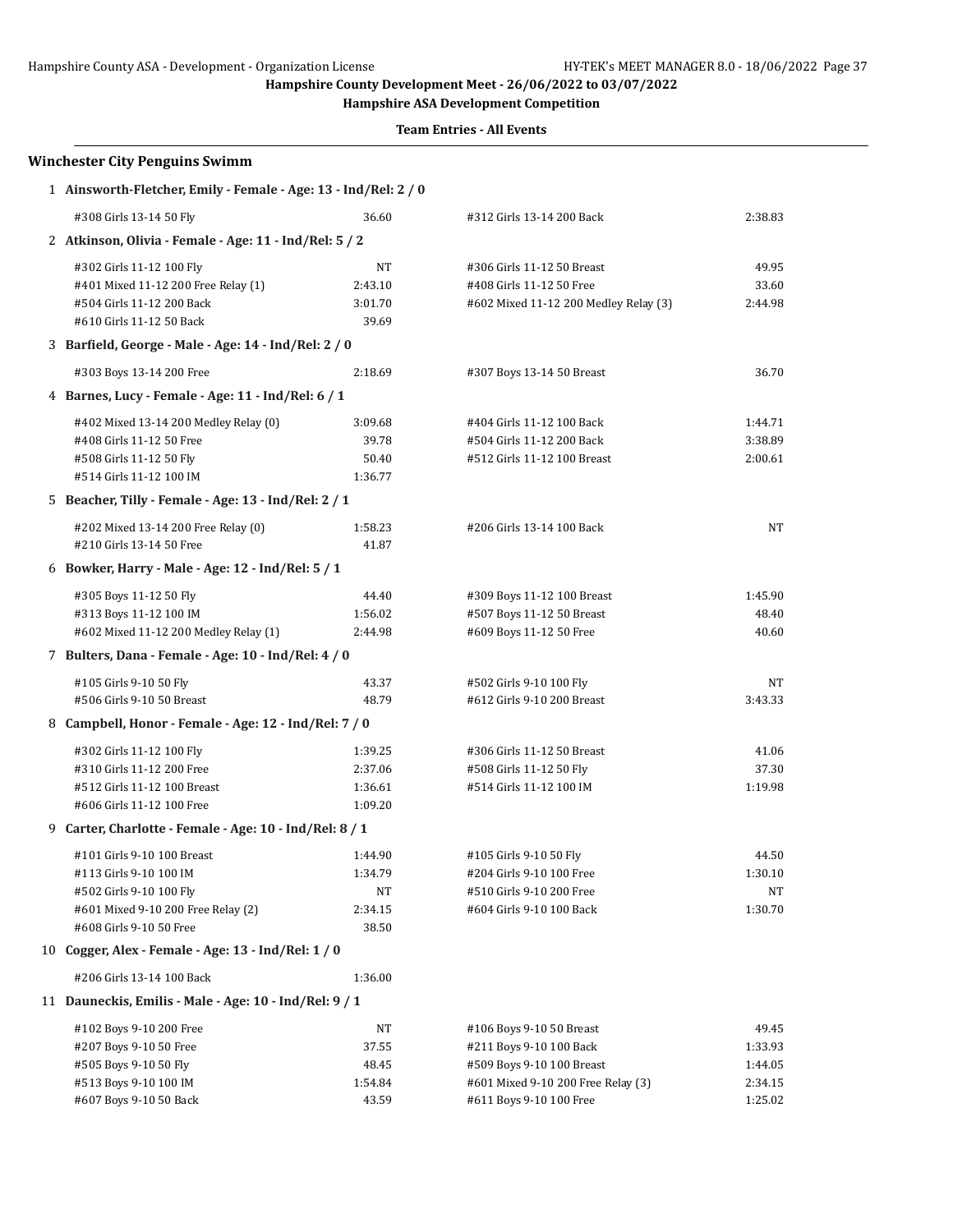Hampshire County Development Meet - 26/06/2022 to 03/07/2022

Hampshire ASA Development Competition

**Team Entries - All Events**

## Winchester City Penguins Swimm

**1 Ainsworth-Fletcher, Emily - Female - Age: 13 - Ind/Rel: 2 / 0**

| Event | Time | Event | Time |
|---|---|---|---|
| #308 Girls 13-14 50 Fly | 36.60 | #312 Girls 13-14 200 Back | 2:38.83 |

**2 Atkinson, Olivia - Female - Age: 11 - Ind/Rel: 5 / 2**

| Event | Time | Event | Time |
|---|---|---|---|
| #302 Girls 11-12 100 Fly | NT | #306 Girls 11-12 50 Breast | 49.95 |
| #401 Mixed 11-12 200 Free Relay (1) | 2:43.10 | #408 Girls 11-12 50 Free | 33.60 |
| #504 Girls 11-12 200 Back | 3:01.70 | #602 Mixed 11-12 200 Medley Relay (3) | 2:44.98 |
| #610 Girls 11-12 50 Back | 39.69 | | |

**3 Barfield, George - Male - Age: 14 - Ind/Rel: 2 / 0**

| Event | Time | Event | Time |
|---|---|---|---|
| #303 Boys 13-14 200 Free | 2:18.69 | #307 Boys 13-14 50 Breast | 36.70 |

**4 Barnes, Lucy - Female - Age: 11 - Ind/Rel: 6 / 1**

| Event | Time | Event | Time |
|---|---|---|---|
| #402 Mixed 13-14 200 Medley Relay (0) | 3:09.68 | #404 Girls 11-12 100 Back | 1:44.71 |
| #408 Girls 11-12 50 Free | 39.78 | #504 Girls 11-12 200 Back | 3:38.89 |
| #508 Girls 11-12 50 Fly | 50.40 | #512 Girls 11-12 100 Breast | 2:00.61 |
| #514 Girls 11-12 100 IM | 1:36.77 | | |

**5 Beacher, Tilly - Female - Age: 13 - Ind/Rel: 2 / 1**

| Event | Time | Event | Time |
|---|---|---|---|
| #202 Mixed 13-14 200 Free Relay (0) | 1:58.23 | #206 Girls 13-14 100 Back | NT |
| #210 Girls 13-14 50 Free | 41.87 | | |

**6 Bowker, Harry - Male - Age: 12 - Ind/Rel: 5 / 1**

| Event | Time | Event | Time |
|---|---|---|---|
| #305 Boys 11-12 50 Fly | 44.40 | #309 Boys 11-12 100 Breast | 1:45.90 |
| #313 Boys 11-12 100 IM | 1:56.02 | #507 Boys 11-12 50 Breast | 48.40 |
| #602 Mixed 11-12 200 Medley Relay (1) | 2:44.98 | #609 Boys 11-12 50 Free | 40.60 |

**7 Bulters, Dana - Female - Age: 10 - Ind/Rel: 4 / 0**

| Event | Time | Event | Time |
|---|---|---|---|
| #105 Girls 9-10 50 Fly | 43.37 | #502 Girls 9-10 100 Fly | NT |
| #506 Girls 9-10 50 Breast | 48.79 | #612 Girls 9-10 200 Breast | 3:43.33 |

**8 Campbell, Honor - Female - Age: 12 - Ind/Rel: 7 / 0**

| Event | Time | Event | Time |
|---|---|---|---|
| #302 Girls 11-12 100 Fly | 1:39.25 | #306 Girls 11-12 50 Breast | 41.06 |
| #310 Girls 11-12 200 Free | 2:37.06 | #508 Girls 11-12 50 Fly | 37.30 |
| #512 Girls 11-12 100 Breast | 1:36.61 | #514 Girls 11-12 100 IM | 1:19.98 |
| #606 Girls 11-12 100 Free | 1:09.20 | | |

**9 Carter, Charlotte - Female - Age: 10 - Ind/Rel: 8 / 1**

| Event | Time | Event | Time |
|---|---|---|---|
| #101 Girls 9-10 100 Breast | 1:44.90 | #105 Girls 9-10 50 Fly | 44.50 |
| #113 Girls 9-10 100 IM | 1:34.79 | #204 Girls 9-10 100 Free | 1:30.10 |
| #502 Girls 9-10 100 Fly | NT | #510 Girls 9-10 200 Free | NT |
| #601 Mixed 9-10 200 Free Relay (2) | 2:34.15 | #604 Girls 9-10 100 Back | 1:30.70 |
| #608 Girls 9-10 50 Free | 38.50 | | |

**10 Cogger, Alex - Female - Age: 13 - Ind/Rel: 1 / 0**

| Event | Time | Event | Time |
|---|---|---|---|
| #206 Girls 13-14 100 Back | 1:36.00 | | |

**11 Dauneckis, Emilis - Male - Age: 10 - Ind/Rel: 9 / 1**

| Event | Time | Event | Time |
|---|---|---|---|
| #102 Boys 9-10 200 Free | NT | #106 Boys 9-10 50 Breast | 49.45 |
| #207 Boys 9-10 50 Free | 37.55 | #211 Boys 9-10 100 Back | 1:33.93 |
| #505 Boys 9-10 50 Fly | 48.45 | #509 Boys 9-10 100 Breast | 1:44.05 |
| #513 Boys 9-10 100 IM | 1:54.84 | #601 Mixed 9-10 200 Free Relay (3) | 2:34.15 |
| #607 Boys 9-10 50 Back | 43.59 | #611 Boys 9-10 100 Free | 1:25.02 |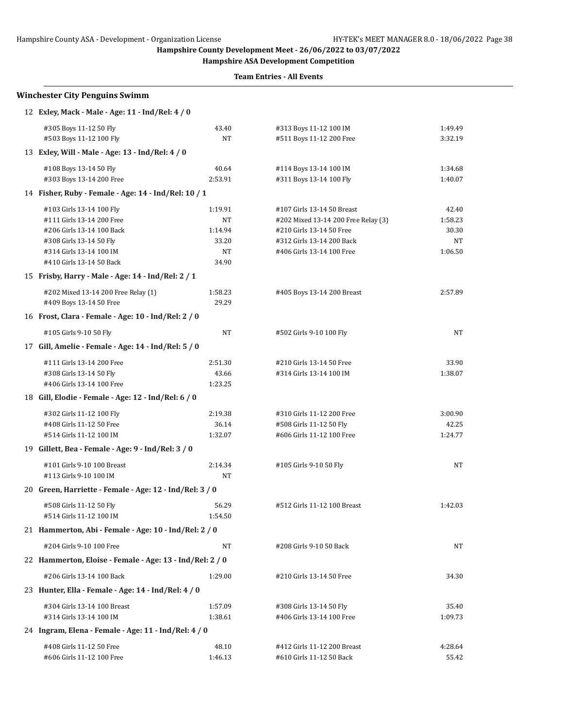Hampshire County Development Meet - 26/06/2022 to 03/07/2022

Hampshire ASA Development Competition

Team Entries - All Events

## Winchester City Penguins Swimm

**12 Exley, Mack - Male - Age: 11 - Ind/Rel: 4 / 0**

| Event | Time | Event | Time |
|---|---|---|---|
| #305 Boys 11-12 50 Fly | 43.40 | #313 Boys 11-12 100 IM | 1:49.49 |
| #503 Boys 11-12 100 Fly | NT | #511 Boys 11-12 200 Free | 3:32.19 |

**13 Exley, Will - Male - Age: 13 - Ind/Rel: 4 / 0**

| Event | Time | Event | Time |
|---|---|---|---|
| #108 Boys 13-14 50 Fly | 40.64 | #114 Boys 13-14 100 IM | 1:34.68 |
| #303 Boys 13-14 200 Free | 2:53.91 | #311 Boys 13-14 100 Fly | 1:40.07 |

**14 Fisher, Ruby - Female - Age: 14 - Ind/Rel: 10 / 1**

| Event | Time | Event | Time |
|---|---|---|---|
| #103 Girls 13-14 100 Fly | 1:19.91 | #107 Girls 13-14 50 Breast | 42.40 |
| #111 Girls 13-14 200 Free | NT | #202 Mixed 13-14 200 Free Relay (3) | 1:58.23 |
| #206 Girls 13-14 100 Back | 1:14.94 | #210 Girls 13-14 50 Free | 30.30 |
| #308 Girls 13-14 50 Fly | 33.20 | #312 Girls 13-14 200 Back | NT |
| #314 Girls 13-14 100 IM | NT | #406 Girls 13-14 100 Free | 1:06.50 |
| #410 Girls 13-14 50 Back | 34.90 | | |

**15 Frisby, Harry - Male - Age: 14 - Ind/Rel: 2 / 1**

| Event | Time | Event | Time |
|---|---|---|---|
| #202 Mixed 13-14 200 Free Relay (1) | 1:58.23 | #405 Boys 13-14 200 Breast | 2:57.89 |
| #409 Boys 13-14 50 Free | 29.29 | | |

**16 Frost, Clara - Female - Age: 10 - Ind/Rel: 2 / 0**

| Event | Time | Event | Time |
|---|---|---|---|
| #105 Girls 9-10 50 Fly | NT | #502 Girls 9-10 100 Fly | NT |

**17 Gill, Amelie - Female - Age: 14 - Ind/Rel: 5 / 0**

| Event | Time | Event | Time |
|---|---|---|---|
| #111 Girls 13-14 200 Free | 2:51.30 | #210 Girls 13-14 50 Free | 33.90 |
| #308 Girls 13-14 50 Fly | 43.66 | #314 Girls 13-14 100 IM | 1:38.07 |
| #406 Girls 13-14 100 Free | 1:23.25 | | |

**18 Gill, Elodie - Female - Age: 12 - Ind/Rel: 6 / 0**

| Event | Time | Event | Time |
|---|---|---|---|
| #302 Girls 11-12 100 Fly | 2:19.38 | #310 Girls 11-12 200 Free | 3:00.90 |
| #408 Girls 11-12 50 Free | 36.14 | #508 Girls 11-12 50 Fly | 42.25 |
| #514 Girls 11-12 100 IM | 1:32.07 | #606 Girls 11-12 100 Free | 1:24.77 |

**19 Gillett, Bea - Female - Age: 9 - Ind/Rel: 3 / 0**

| Event | Time | Event | Time |
|---|---|---|---|
| #101 Girls 9-10 100 Breast | 2:14.34 | #105 Girls 9-10 50 Fly | NT |
| #113 Girls 9-10 100 IM | NT | | |

**20 Green, Harriette - Female - Age: 12 - Ind/Rel: 3 / 0**

| Event | Time | Event | Time |
|---|---|---|---|
| #508 Girls 11-12 50 Fly | 56.29 | #512 Girls 11-12 100 Breast | 1:42.03 |
| #514 Girls 11-12 100 IM | 1:54.50 | | |

**21 Hammerton, Abi - Female - Age: 10 - Ind/Rel: 2 / 0**

| Event | Time | Event | Time |
|---|---|---|---|
| #204 Girls 9-10 100 Free | NT | #208 Girls 9-10 50 Back | NT |

**22 Hammerton, Eloise - Female - Age: 13 - Ind/Rel: 2 / 0**

| Event | Time | Event | Time |
|---|---|---|---|
| #206 Girls 13-14 100 Back | 1:29.00 | #210 Girls 13-14 50 Free | 34.30 |

**23 Hunter, Ella - Female - Age: 14 - Ind/Rel: 4 / 0**

| Event | Time | Event | Time |
|---|---|---|---|
| #304 Girls 13-14 100 Breast | 1:57.09 | #308 Girls 13-14 50 Fly | 35.40 |
| #314 Girls 13-14 100 IM | 1:38.61 | #406 Girls 13-14 100 Free | 1:09.73 |

**24 Ingram, Elena - Female - Age: 11 - Ind/Rel: 4 / 0**

| Event | Time | Event | Time |
|---|---|---|---|
| #408 Girls 11-12 50 Free | 48.10 | #412 Girls 11-12 200 Breast | 4:28.64 |
| #606 Girls 11-12 100 Free | 1:46.13 | #610 Girls 11-12 50 Back | 55.42 |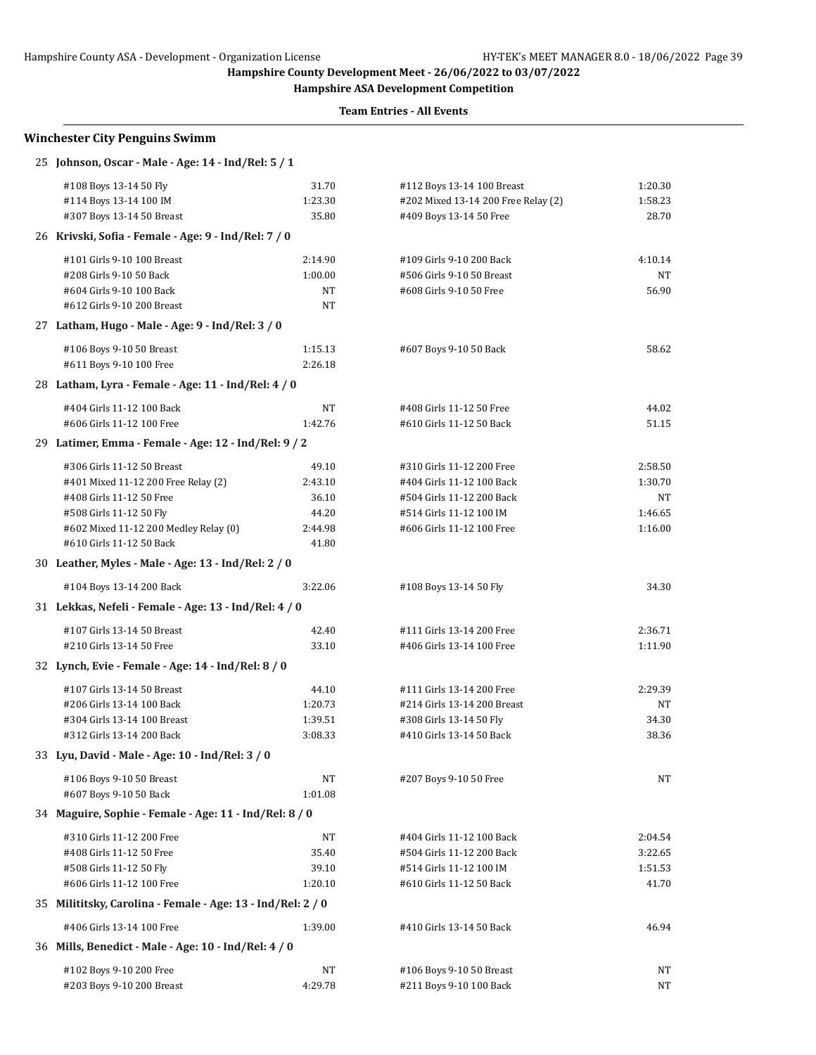Hampshire County Development Meet - 26/06/2022 to 03/07/2022

Hampshire ASA Development Competition

Team Entries - All Events

## Winchester City Penguins Swimm

### 25 Johnson, Oscar - Male - Age: 14 - Ind/Rel: 5 / 1

| Event | Time | Event | Time |
|---|---|---|---|
| #108 Boys 13-14 50 Fly | 31.70 | #112 Boys 13-14 100 Breast | 1:20.30 |
| #114 Boys 13-14 100 IM | 1:23.30 | #202 Mixed 13-14 200 Free Relay (2) | 1:58.23 |
| #307 Boys 13-14 50 Breast | 35.80 | #409 Boys 13-14 50 Free | 28.70 |

### 26 Krivski, Sofia - Female - Age: 9 - Ind/Rel: 7 / 0

| Event | Time | Event | Time |
|---|---|---|---|
| #101 Girls 9-10 100 Breast | 2:14.90 | #109 Girls 9-10 200 Back | 4:10.14 |
| #208 Girls 9-10 50 Back | 1:00.00 | #506 Girls 9-10 50 Breast | NT |
| #604 Girls 9-10 100 Back | NT | #608 Girls 9-10 50 Free | 56.90 |
| #612 Girls 9-10 200 Breast | NT | | |

### 27 Latham, Hugo - Male - Age: 9 - Ind/Rel: 3 / 0

| Event | Time | Event | Time |
|---|---|---|---|
| #106 Boys 9-10 50 Breast | 1:15.13 | #607 Boys 9-10 50 Back | 58.62 |
| #611 Boys 9-10 100 Free | 2:26.18 | | |

### 28 Latham, Lyra - Female - Age: 11 - Ind/Rel: 4 / 0

| Event | Time | Event | Time |
|---|---|---|---|
| #404 Girls 11-12 100 Back | NT | #408 Girls 11-12 50 Free | 44.02 |
| #606 Girls 11-12 100 Free | 1:42.76 | #610 Girls 11-12 50 Back | 51.15 |

### 29 Latimer, Emma - Female - Age: 12 - Ind/Rel: 9 / 2

| Event | Time | Event | Time |
|---|---|---|---|
| #306 Girls 11-12 50 Breast | 49.10 | #310 Girls 11-12 200 Free | 2:58.50 |
| #401 Mixed 11-12 200 Free Relay (2) | 2:43.10 | #404 Girls 11-12 100 Back | 1:30.70 |
| #408 Girls 11-12 50 Free | 36.10 | #504 Girls 11-12 200 Back | NT |
| #508 Girls 11-12 50 Fly | 44.20 | #514 Girls 11-12 100 IM | 1:46.65 |
| #602 Mixed 11-12 200 Medley Relay (0) | 2:44.98 | #606 Girls 11-12 100 Free | 1:16.00 |
| #610 Girls 11-12 50 Back | 41.80 | | |

### 30 Leather, Myles - Male - Age: 13 - Ind/Rel: 2 / 0

| Event | Time | Event | Time |
|---|---|---|---|
| #104 Boys 13-14 200 Back | 3:22.06 | #108 Boys 13-14 50 Fly | 34.30 |

### 31 Lekkas, Nefeli - Female - Age: 13 - Ind/Rel: 4 / 0

| Event | Time | Event | Time |
|---|---|---|---|
| #107 Girls 13-14 50 Breast | 42.40 | #111 Girls 13-14 200 Free | 2:36.71 |
| #210 Girls 13-14 50 Free | 33.10 | #406 Girls 13-14 100 Free | 1:11.90 |

### 32 Lynch, Evie - Female - Age: 14 - Ind/Rel: 8 / 0

| Event | Time | Event | Time |
|---|---|---|---|
| #107 Girls 13-14 50 Breast | 44.10 | #111 Girls 13-14 200 Free | 2:29.39 |
| #206 Girls 13-14 100 Back | 1:20.73 | #214 Girls 13-14 200 Breast | NT |
| #304 Girls 13-14 100 Breast | 1:39.51 | #308 Girls 13-14 50 Fly | 34.30 |
| #312 Girls 13-14 200 Back | 3:08.33 | #410 Girls 13-14 50 Back | 38.36 |

### 33 Lyu, David - Male - Age: 10 - Ind/Rel: 3 / 0

| Event | Time | Event | Time |
|---|---|---|---|
| #106 Boys 9-10 50 Breast | NT | #207 Boys 9-10 50 Free | NT |
| #607 Boys 9-10 50 Back | 1:01.08 | | |

### 34 Maguire, Sophie - Female - Age: 11 - Ind/Rel: 8 / 0

| Event | Time | Event | Time |
|---|---|---|---|
| #310 Girls 11-12 200 Free | NT | #404 Girls 11-12 100 Back | 2:04.54 |
| #408 Girls 11-12 50 Free | 35.40 | #504 Girls 11-12 200 Back | 3:22.65 |
| #508 Girls 11-12 50 Fly | 39.10 | #514 Girls 11-12 100 IM | 1:51.53 |
| #606 Girls 11-12 100 Free | 1:20.10 | #610 Girls 11-12 50 Back | 41.70 |

### 35 Milititsky, Carolina - Female - Age: 13 - Ind/Rel: 2 / 0

| Event | Time | Event | Time |
|---|---|---|---|
| #406 Girls 13-14 100 Free | 1:39.00 | #410 Girls 13-14 50 Back | 46.94 |

### 36 Mills, Benedict - Male - Age: 10 - Ind/Rel: 4 / 0

| Event | Time | Event | Time |
|---|---|---|---|
| #102 Boys 9-10 200 Free | NT | #106 Boys 9-10 50 Breast | NT |
| #203 Boys 9-10 200 Breast | 4:29.78 | #211 Boys 9-10 100 Back | NT |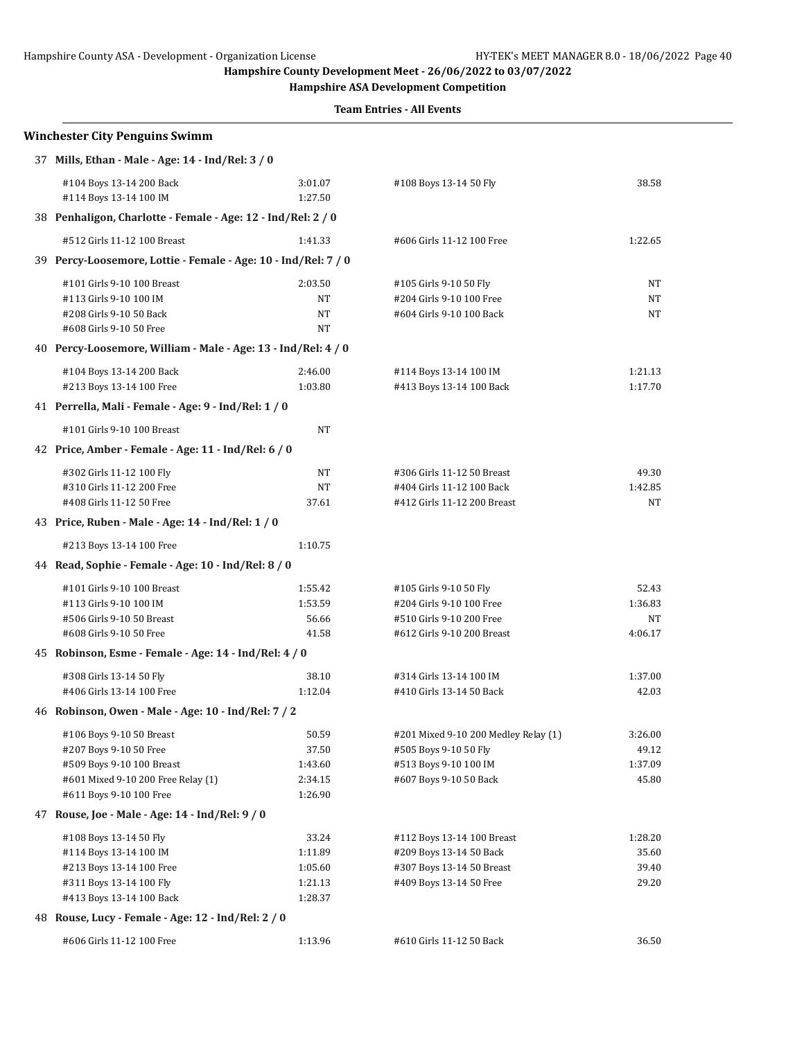Hampshire County Development Meet - 26/06/2022 to 03/07/2022

Hampshire ASA Development Competition

Team Entries - All Events

### Winchester City Penguins Swimm

**37 Mills, Ethan - Male - Age: 14 - Ind/Rel: 3 / 0**

| | | | |
|---|---|---|---|
| #104 Boys 13-14 200 Back | 3:01.07 | #108 Boys 13-14 50 Fly | 38.58 |
| #114 Boys 13-14 100 IM | 1:27.50 | | |

**38 Penhaligon, Charlotte - Female - Age: 12 - Ind/Rel: 2 / 0**

| | | | |
|---|---|---|---|
| #512 Girls 11-12 100 Breast | 1:41.33 | #606 Girls 11-12 100 Free | 1:22.65 |

**39 Percy-Loosemore, Lottie - Female - Age: 10 - Ind/Rel: 7 / 0**

| | | | |
|---|---|---|---|
| #101 Girls 9-10 100 Breast | 2:03.50 | #105 Girls 9-10 50 Fly | NT |
| #113 Girls 9-10 100 IM | NT | #204 Girls 9-10 100 Free | NT |
| #208 Girls 9-10 50 Back | NT | #604 Girls 9-10 100 Back | NT |
| #608 Girls 9-10 50 Free | NT | | |

**40 Percy-Loosemore, William - Male - Age: 13 - Ind/Rel: 4 / 0**

| | | | |
|---|---|---|---|
| #104 Boys 13-14 200 Back | 2:46.00 | #114 Boys 13-14 100 IM | 1:21.13 |
| #213 Boys 13-14 100 Free | 1:03.80 | #413 Boys 13-14 100 Back | 1:17.70 |

**41 Perrella, Mali - Female - Age: 9 - Ind/Rel: 1 / 0**

| | | | |
|---|---|---|---|
| #101 Girls 9-10 100 Breast | NT | | |

**42 Price, Amber - Female - Age: 11 - Ind/Rel: 6 / 0**

| | | | |
|---|---|---|---|
| #302 Girls 11-12 100 Fly | NT | #306 Girls 11-12 50 Breast | 49.30 |
| #310 Girls 11-12 200 Free | NT | #404 Girls 11-12 100 Back | 1:42.85 |
| #408 Girls 11-12 50 Free | 37.61 | #412 Girls 11-12 200 Breast | NT |

**43 Price, Ruben - Male - Age: 14 - Ind/Rel: 1 / 0**

| | | | |
|---|---|---|---|
| #213 Boys 13-14 100 Free | 1:10.75 | | |

**44 Read, Sophie - Female - Age: 10 - Ind/Rel: 8 / 0**

| | | | |
|---|---|---|---|
| #101 Girls 9-10 100 Breast | 1:55.42 | #105 Girls 9-10 50 Fly | 52.43 |
| #113 Girls 9-10 100 IM | 1:53.59 | #204 Girls 9-10 100 Free | 1:36.83 |
| #506 Girls 9-10 50 Breast | 56.66 | #510 Girls 9-10 200 Free | NT |
| #608 Girls 9-10 50 Free | 41.58 | #612 Girls 9-10 200 Breast | 4:06.17 |

**45 Robinson, Esme - Female - Age: 14 - Ind/Rel: 4 / 0**

| | | | |
|---|---|---|---|
| #308 Girls 13-14 50 Fly | 38.10 | #314 Girls 13-14 100 IM | 1:37.00 |
| #406 Girls 13-14 100 Free | 1:12.04 | #410 Girls 13-14 50 Back | 42.03 |

**46 Robinson, Owen - Male - Age: 10 - Ind/Rel: 7 / 2**

| | | | |
|---|---|---|---|
| #106 Boys 9-10 50 Breast | 50.59 | #201 Mixed 9-10 200 Medley Relay (1) | 3:26.00 |
| #207 Boys 9-10 50 Free | 37.50 | #505 Boys 9-10 50 Fly | 49.12 |
| #509 Boys 9-10 100 Breast | 1:43.60 | #513 Boys 9-10 100 IM | 1:37.09 |
| #601 Mixed 9-10 200 Free Relay (1) | 2:34.15 | #607 Boys 9-10 50 Back | 45.80 |
| #611 Boys 9-10 100 Free | 1:26.90 | | |

**47 Rouse, Joe - Male - Age: 14 - Ind/Rel: 9 / 0**

| | | | |
|---|---|---|---|
| #108 Boys 13-14 50 Fly | 33.24 | #112 Boys 13-14 100 Breast | 1:28.20 |
| #114 Boys 13-14 100 IM | 1:11.89 | #209 Boys 13-14 50 Back | 35.60 |
| #213 Boys 13-14 100 Free | 1:05.60 | #307 Boys 13-14 50 Breast | 39.40 |
| #311 Boys 13-14 100 Fly | 1:21.13 | #409 Boys 13-14 50 Free | 29.20 |
| #413 Boys 13-14 100 Back | 1:28.37 | | |

**48 Rouse, Lucy - Female - Age: 12 - Ind/Rel: 2 / 0**

| | | | |
|---|---|---|---|
| #606 Girls 11-12 100 Free | 1:13.96 | #610 Girls 11-12 50 Back | 36.50 |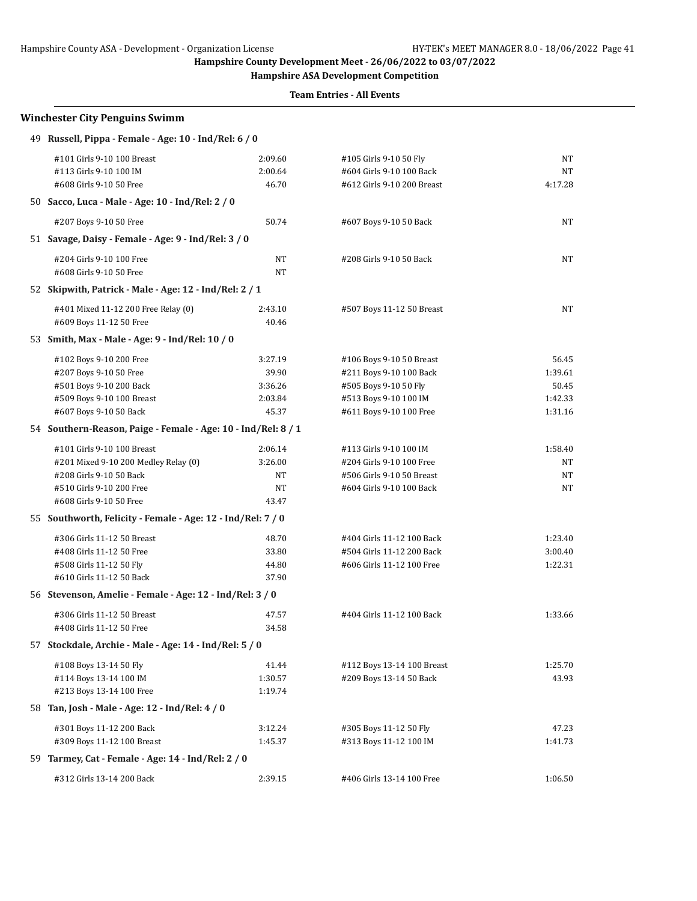## Hampshire County Development Meet - 26/06/2022 to 03/07/2022

### Hampshire ASA Development Competition

**Team Entries - All Events**

### Winchester City Penguins Swimm

**49 Russell, Pippa - Female - Age: 10 - Ind/Rel: 6 / 0**

| Event | Time | Event | Time |
|---|---|---|---|
| #101 Girls 9-10 100 Breast | 2:09.60 | #105 Girls 9-10 50 Fly | NT |
| #113 Girls 9-10 100 IM | 2:00.64 | #604 Girls 9-10 100 Back | NT |
| #608 Girls 9-10 50 Free | 46.70 | #612 Girls 9-10 200 Breast | 4:17.28 |

**50 Sacco, Luca - Male - Age: 10 - Ind/Rel: 2 / 0**

| Event | Time | Event | Time |
|---|---|---|---|
| #207 Boys 9-10 50 Free | 50.74 | #607 Boys 9-10 50 Back | NT |

**51 Savage, Daisy - Female - Age: 9 - Ind/Rel: 3 / 0**

| Event | Time | Event | Time |
|---|---|---|---|
| #204 Girls 9-10 100 Free | NT | #208 Girls 9-10 50 Back | NT |
| #608 Girls 9-10 50 Free | NT | | |

**52 Skipwith, Patrick - Male - Age: 12 - Ind/Rel: 2 / 1**

| Event | Time | Event | Time |
|---|---|---|---|
| #401 Mixed 11-12 200 Free Relay (0) | 2:43.10 | #507 Boys 11-12 50 Breast | NT |
| #609 Boys 11-12 50 Free | 40.46 | | |

**53 Smith, Max - Male - Age: 9 - Ind/Rel: 10 / 0**

| Event | Time | Event | Time |
|---|---|---|---|
| #102 Boys 9-10 200 Free | 3:27.19 | #106 Boys 9-10 50 Breast | 56.45 |
| #207 Boys 9-10 50 Free | 39.90 | #211 Boys 9-10 100 Back | 1:39.61 |
| #501 Boys 9-10 200 Back | 3:36.26 | #505 Boys 9-10 50 Fly | 50.45 |
| #509 Boys 9-10 100 Breast | 2:03.84 | #513 Boys 9-10 100 IM | 1:42.33 |
| #607 Boys 9-10 50 Back | 45.37 | #611 Boys 9-10 100 Free | 1:31.16 |

**54 Southern-Reason, Paige - Female - Age: 10 - Ind/Rel: 8 / 1**

| Event | Time | Event | Time |
|---|---|---|---|
| #101 Girls 9-10 100 Breast | 2:06.14 | #113 Girls 9-10 100 IM | 1:58.40 |
| #201 Mixed 9-10 200 Medley Relay (0) | 3:26.00 | #204 Girls 9-10 100 Free | NT |
| #208 Girls 9-10 50 Back | NT | #506 Girls 9-10 50 Breast | NT |
| #510 Girls 9-10 200 Free | NT | #604 Girls 9-10 100 Back | NT |
| #608 Girls 9-10 50 Free | 43.47 | | |

**55 Southworth, Felicity - Female - Age: 12 - Ind/Rel: 7 / 0**

| Event | Time | Event | Time |
|---|---|---|---|
| #306 Girls 11-12 50 Breast | 48.70 | #404 Girls 11-12 100 Back | 1:23.40 |
| #408 Girls 11-12 50 Free | 33.80 | #504 Girls 11-12 200 Back | 3:00.40 |
| #508 Girls 11-12 50 Fly | 44.80 | #606 Girls 11-12 100 Free | 1:22.31 |
| #610 Girls 11-12 50 Back | 37.90 | | |

**56 Stevenson, Amelie - Female - Age: 12 - Ind/Rel: 3 / 0**

| Event | Time | Event | Time |
|---|---|---|---|
| #306 Girls 11-12 50 Breast | 47.57 | #404 Girls 11-12 100 Back | 1:33.66 |
| #408 Girls 11-12 50 Free | 34.58 | | |

**57 Stockdale, Archie - Male - Age: 14 - Ind/Rel: 5 / 0**

| Event | Time | Event | Time |
|---|---|---|---|
| #108 Boys 13-14 50 Fly | 41.44 | #112 Boys 13-14 100 Breast | 1:25.70 |
| #114 Boys 13-14 100 IM | 1:30.57 | #209 Boys 13-14 50 Back | 43.93 |
| #213 Boys 13-14 100 Free | 1:19.74 | | |

**58 Tan, Josh - Male - Age: 12 - Ind/Rel: 4 / 0**

| Event | Time | Event | Time |
|---|---|---|---|
| #301 Boys 11-12 200 Back | 3:12.24 | #305 Boys 11-12 50 Fly | 47.23 |
| #309 Boys 11-12 100 Breast | 1:45.37 | #313 Boys 11-12 100 IM | 1:41.73 |

**59 Tarmey, Cat - Female - Age: 14 - Ind/Rel: 2 / 0**

| Event | Time | Event | Time |
|---|---|---|---|
| #312 Girls 13-14 200 Back | 2:39.15 | #406 Girls 13-14 100 Free | 1:06.50 |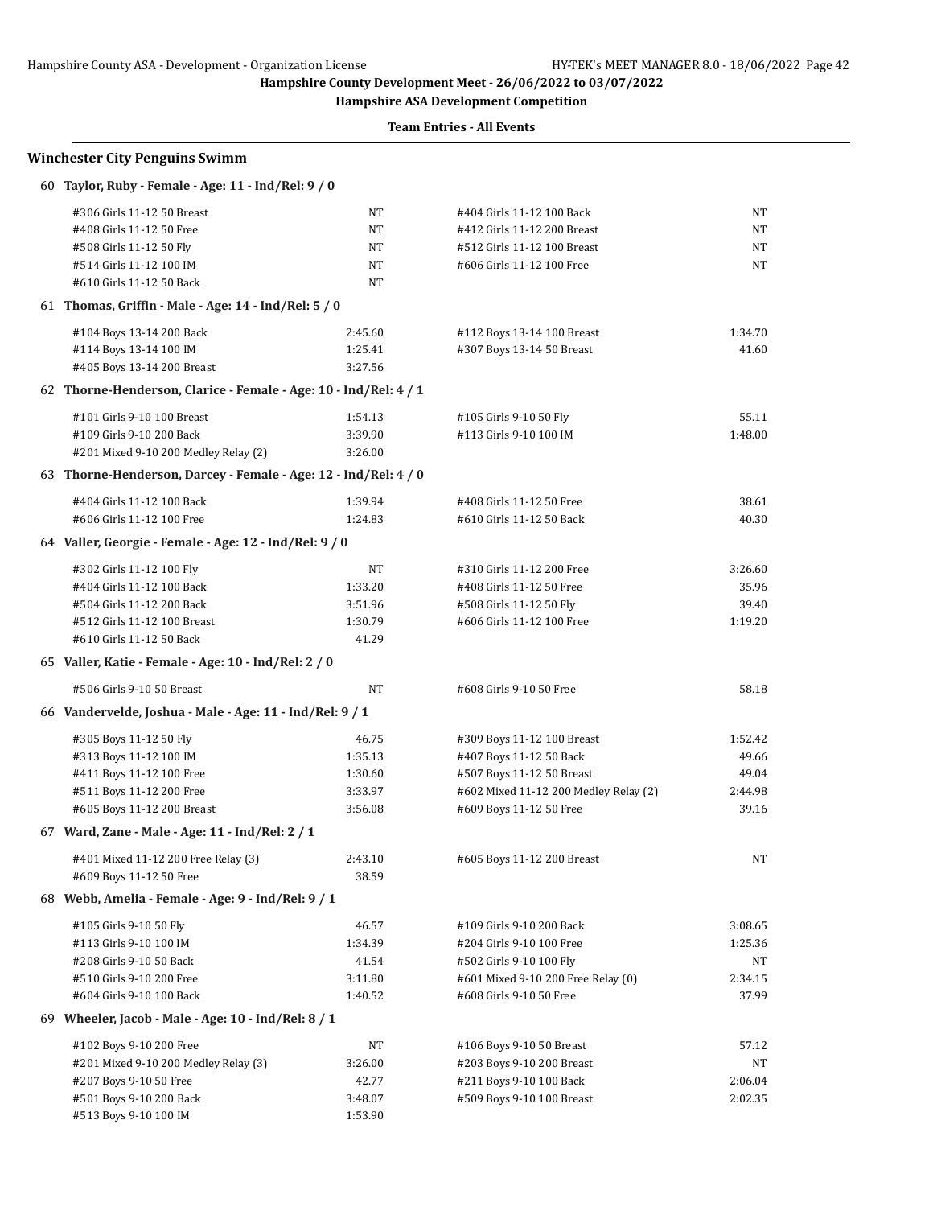Hampshire County Development Meet - 26/06/2022 to 03/07/2022

Hampshire ASA Development Competition

Team Entries - All Events

## Winchester City Penguins Swimm

### 60 Taylor, Ruby - Female - Age: 11 - Ind/Rel: 9 / 0

| Event | Time | Event | Time |
|---|---|---|---|
| #306 Girls 11-12 50 Breast | NT | #404 Girls 11-12 100 Back | NT |
| #408 Girls 11-12 50 Free | NT | #412 Girls 11-12 200 Breast | NT |
| #508 Girls 11-12 50 Fly | NT | #512 Girls 11-12 100 Breast | NT |
| #514 Girls 11-12 100 IM | NT | #606 Girls 11-12 100 Free | NT |
| #610 Girls 11-12 50 Back | NT | | |

### 61 Thomas, Griffin - Male - Age: 14 - Ind/Rel: 5 / 0

| Event | Time | Event | Time |
|---|---|---|---|
| #104 Boys 13-14 200 Back | 2:45.60 | #112 Boys 13-14 100 Breast | 1:34.70 |
| #114 Boys 13-14 100 IM | 1:25.41 | #307 Boys 13-14 50 Breast | 41.60 |
| #405 Boys 13-14 200 Breast | 3:27.56 | | |

### 62 Thorne-Henderson, Clarice - Female - Age: 10 - Ind/Rel: 4 / 1

| Event | Time | Event | Time |
|---|---|---|---|
| #101 Girls 9-10 100 Breast | 1:54.13 | #105 Girls 9-10 50 Fly | 55.11 |
| #109 Girls 9-10 200 Back | 3:39.90 | #113 Girls 9-10 100 IM | 1:48.00 |
| #201 Mixed 9-10 200 Medley Relay (2) | 3:26.00 | | |

### 63 Thorne-Henderson, Darcey - Female - Age: 12 - Ind/Rel: 4 / 0

| Event | Time | Event | Time |
|---|---|---|---|
| #404 Girls 11-12 100 Back | 1:39.94 | #408 Girls 11-12 50 Free | 38.61 |
| #606 Girls 11-12 100 Free | 1:24.83 | #610 Girls 11-12 50 Back | 40.30 |

### 64 Valler, Georgie - Female - Age: 12 - Ind/Rel: 9 / 0

| Event | Time | Event | Time |
|---|---|---|---|
| #302 Girls 11-12 100 Fly | NT | #310 Girls 11-12 200 Free | 3:26.60 |
| #404 Girls 11-12 100 Back | 1:33.20 | #408 Girls 11-12 50 Free | 35.96 |
| #504 Girls 11-12 200 Back | 3:51.96 | #508 Girls 11-12 50 Fly | 39.40 |
| #512 Girls 11-12 100 Breast | 1:30.79 | #606 Girls 11-12 100 Free | 1:19.20 |
| #610 Girls 11-12 50 Back | 41.29 | | |

### 65 Valler, Katie - Female - Age: 10 - Ind/Rel: 2 / 0

| Event | Time | Event | Time |
|---|---|---|---|
| #506 Girls 9-10 50 Breast | NT | #608 Girls 9-10 50 Free | 58.18 |

### 66 Vandervelde, Joshua - Male - Age: 11 - Ind/Rel: 9 / 1

| Event | Time | Event | Time |
|---|---|---|---|
| #305 Boys 11-12 50 Fly | 46.75 | #309 Boys 11-12 100 Breast | 1:52.42 |
| #313 Boys 11-12 100 IM | 1:35.13 | #407 Boys 11-12 50 Back | 49.66 |
| #411 Boys 11-12 100 Free | 1:30.60 | #507 Boys 11-12 50 Breast | 49.04 |
| #511 Boys 11-12 200 Free | 3:33.97 | #602 Mixed 11-12 200 Medley Relay (2) | 2:44.98 |
| #605 Boys 11-12 200 Breast | 3:56.08 | #609 Boys 11-12 50 Free | 39.16 |

### 67 Ward, Zane - Male - Age: 11 - Ind/Rel: 2 / 1

| Event | Time | Event | Time |
|---|---|---|---|
| #401 Mixed 11-12 200 Free Relay (3) | 2:43.10 | #605 Boys 11-12 200 Breast | NT |
| #609 Boys 11-12 50 Free | 38.59 | | |

### 68 Webb, Amelia - Female - Age: 9 - Ind/Rel: 9 / 1

| Event | Time | Event | Time |
|---|---|---|---|
| #105 Girls 9-10 50 Fly | 46.57 | #109 Girls 9-10 200 Back | 3:08.65 |
| #113 Girls 9-10 100 IM | 1:34.39 | #204 Girls 9-10 100 Free | 1:25.36 |
| #208 Girls 9-10 50 Back | 41.54 | #502 Girls 9-10 100 Fly | NT |
| #510 Girls 9-10 200 Free | 3:11.80 | #601 Mixed 9-10 200 Free Relay (0) | 2:34.15 |
| #604 Girls 9-10 100 Back | 1:40.52 | #608 Girls 9-10 50 Free | 37.99 |

### 69 Wheeler, Jacob - Male - Age: 10 - Ind/Rel: 8 / 1

| Event | Time | Event | Time |
|---|---|---|---|
| #102 Boys 9-10 200 Free | NT | #106 Boys 9-10 50 Breast | 57.12 |
| #201 Mixed 9-10 200 Medley Relay (3) | 3:26.00 | #203 Boys 9-10 200 Breast | NT |
| #207 Boys 9-10 50 Free | 42.77 | #211 Boys 9-10 100 Back | 2:06.04 |
| #501 Boys 9-10 200 Back | 3:48.07 | #509 Boys 9-10 100 Breast | 2:02.35 |
| #513 Boys 9-10 100 IM | 1:53.90 | | |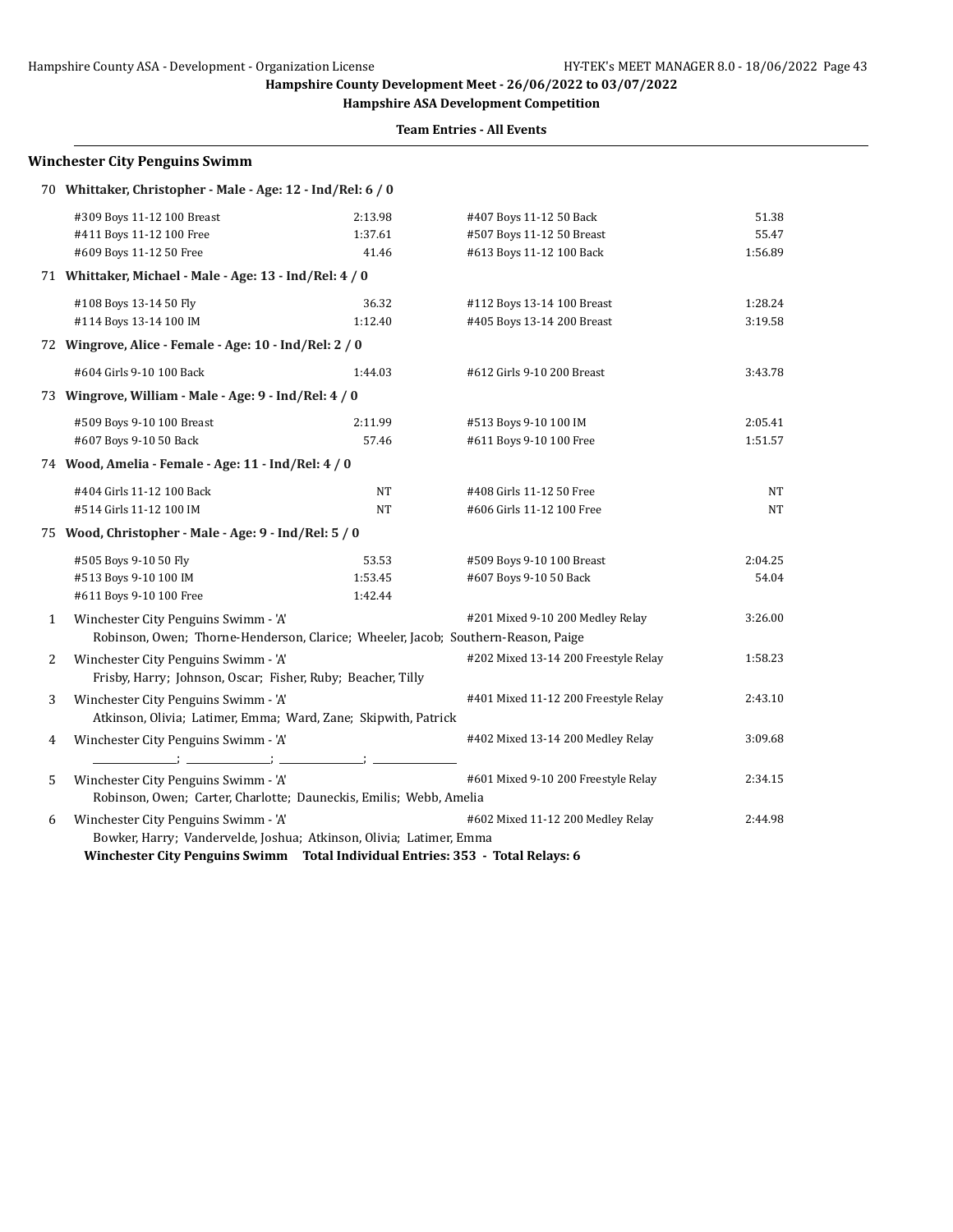Hampshire County Development Meet - 26/06/2022 to 03/07/2022

Hampshire ASA Development Competition

Team Entries - All Events

### Winchester City Penguins Swimm

**70 Whittaker, Christopher - Male - Age: 12 - Ind/Rel: 6 / 0**

| | | | |
|---|---|---|---|
| #309 Boys 11-12 100 Breast | 2:13.98 | #407 Boys 11-12 50 Back | 51.38 |
| #411 Boys 11-12 100 Free | 1:37.61 | #507 Boys 11-12 50 Breast | 55.47 |
| #609 Boys 11-12 50 Free | 41.46 | #613 Boys 11-12 100 Back | 1:56.89 |

**71 Whittaker, Michael - Male - Age: 13 - Ind/Rel: 4 / 0**

| | | | |
|---|---|---|---|
| #108 Boys 13-14 50 Fly | 36.32 | #112 Boys 13-14 100 Breast | 1:28.24 |
| #114 Boys 13-14 100 IM | 1:12.40 | #405 Boys 13-14 200 Breast | 3:19.58 |

**72 Wingrove, Alice - Female - Age: 10 - Ind/Rel: 2 / 0**

| | | | |
|---|---|---|---|
| #604 Girls 9-10 100 Back | 1:44.03 | #612 Girls 9-10 200 Breast | 3:43.78 |

**73 Wingrove, William - Male - Age: 9 - Ind/Rel: 4 / 0**

| | | | |
|---|---|---|---|
| #509 Boys 9-10 100 Breast | 2:11.99 | #513 Boys 9-10 100 IM | 2:05.41 |
| #607 Boys 9-10 50 Back | 57.46 | #611 Boys 9-10 100 Free | 1:51.57 |

**74 Wood, Amelia - Female - Age: 11 - Ind/Rel: 4 / 0**

| | | | |
|---|---|---|---|
| #404 Girls 11-12 100 Back | NT | #408 Girls 11-12 50 Free | NT |
| #514 Girls 11-12 100 IM | NT | #606 Girls 11-12 100 Free | NT |

**75 Wood, Christopher - Male - Age: 9 - Ind/Rel: 5 / 0**

| | | | |
|---|---|---|---|
| #505 Boys 9-10 50 Fly | 53.53 | #509 Boys 9-10 100 Breast | 2:04.25 |
| #513 Boys 9-10 100 IM | 1:53.45 | #607 Boys 9-10 50 Back | 54.04 |
| #611 Boys 9-10 100 Free | 1:42.44 | | |

| | | | |
|---|---|---|---|
| 1 | Winchester City Penguins Swimm - 'A' | #201 Mixed 9-10 200 Medley Relay | 3:26.00 |
| | Robinson, Owen; Thorne-Henderson, Clarice; Wheeler, Jacob; Southern-Reason, Paige | | |
| 2 | Winchester City Penguins Swimm - 'A' | #202 Mixed 13-14 200 Freestyle Relay | 1:58.23 |
| | Frisby, Harry; Johnson, Oscar; Fisher, Ruby; Beacher, Tilly | | |
| 3 | Winchester City Penguins Swimm - 'A' | #401 Mixed 11-12 200 Freestyle Relay | 2:43.10 |
| | Atkinson, Olivia; Latimer, Emma; Ward, Zane; Skipwith, Patrick | | |
| 4 | Winchester City Penguins Swimm - 'A' | #402 Mixed 13-14 200 Medley Relay | 3:09.68 |
| | ______; ______; ______; ______ | | |
| 5 | Winchester City Penguins Swimm - 'A' | #601 Mixed 9-10 200 Freestyle Relay | 2:34.15 |
| | Robinson, Owen; Carter, Charlotte; Dauneckis, Emilis; Webb, Amelia | | |
| 6 | Winchester City Penguins Swimm - 'A' | #602 Mixed 11-12 200 Medley Relay | 2:44.98 |
| | Bowker, Harry; Vandervelde, Joshua; Atkinson, Olivia; Latimer, Emma | | |

**Winchester City Penguins Swimm Total Individual Entries: 353 - Total Relays: 6**